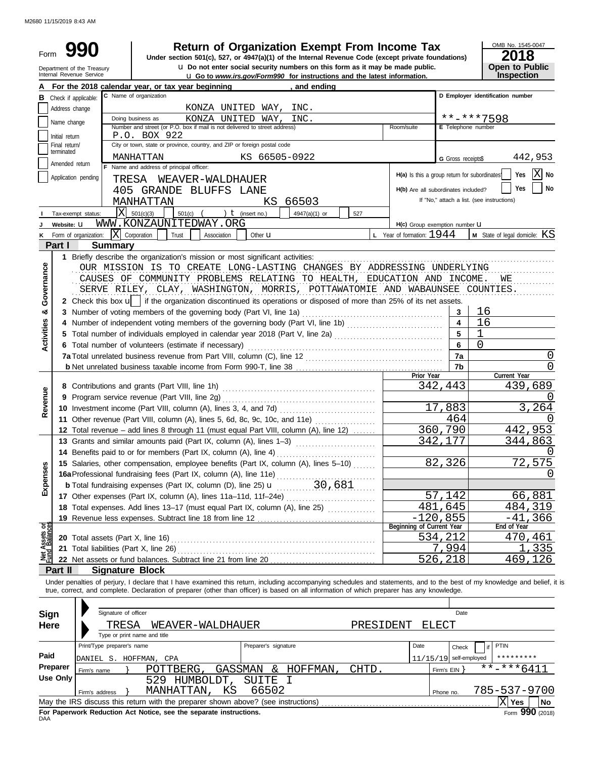M2680 11/15/2019 8:43 AM

# Form 990

## Return of Organization Exempt From Income Tax

Under section 501(c), 527, or 4947(a)(1) of the Internal Revenue Code (except private foundations)

u Do not enter social security numbers on this form as it may be made public.

u Go to *www.irs.gov/Form990* for instructions and the latest information.

Department of the Treasury
Internal Revenue Service

OMB No. 1545-0047

**2018**

**Open to Public Inspection**

**A** For the 2018 calendar year, or tax year beginning , and ending

**B** Check if applicable:
- Address change
- Name change
- Initial return
- Final return/terminated
- Amended return
- Application pending

**C** Name of organization: KONZA UNITED WAY, INC.

Doing business as: KONZA UNITED WAY, INC.

Number and street (or P.O. box if mail is not delivered to street address): P.O. BOX 922 | Room/suite

City or town, state or province, country, and ZIP or foreign postal code: MANHATTAN KS 66505-0922

**D** Employer identification number: \*\*-\*\*\*7598

**E** Telephone number

**G** Gross receipts$ 442,953

**F** Name and address of principal officer:
TRESA WEAVER-WALDHAUER
405 GRANDE BLUFFS LANE
MANHATTAN KS 66503

**H(a)** Is this a group return for subordinates? Yes [ ] No [X]

**H(b)** Are all subordinates included? Yes [ ] No [ ]
If "No," attach a list. (see instructions)

**I** Tax-exempt status: [X] 501(c)(3) [ ] 501(c) ( ) t (insert no.) [ ] 4947(a)(1) or [ ] 527

**J** Website: u WWW.KONZAUNITEDWAY.ORG

**H(c)** Group exemption number u

**K** Form of organization: [X] Corporation [ ] Trust [ ] Association [ ] Other u

**L** Year of formation: 1944

**M** State of legal domicile: KS

### Part I — Summary

**Activities & Governance**

1 Briefly describe the organization's mission or most significant activities:
OUR MISSION IS TO CREATE LONG-LASTING CHANGES BY ADDRESSING UNDERLYING CAUSES OF COMMUNITY PROBLEMS RELATING TO HEALTH, EDUCATION AND INCOME. WE SERVE RILEY, CLAY, WASHINGTON, MORRIS, POTTAWATOMIE AND WABAUNSEE COUNTIES.

2 Check this box u [ ] if the organization discontinued its operations or disposed of more than 25% of its net assets.

| | | | |
|---|---|---|---|
| 3 | Number of voting members of the governing body (Part VI, line 1a) | 3 | 16 |
| 4 | Number of independent voting members of the governing body (Part VI, line 1b) | 4 | 16 |
| 5 | Total number of individuals employed in calendar year 2018 (Part V, line 2a) | 5 | 1 |
| 6 | Total number of volunteers (estimate if necessary) | 6 | 0 |
| 7a | Total unrelated business revenue from Part VIII, column (C), line 12 | 7a | 0 |
| b | Net unrelated business taxable income from Form 990-T, line 38 | 7b | 0 |

| | | Prior Year | Current Year |
|---|---|---|---|
| **Revenue** | | | |
| 8 | Contributions and grants (Part VIII, line 1h) | 342,443 | 439,689 |
| 9 | Program service revenue (Part VIII, line 2g) | | 0 |
| 10 | Investment income (Part VIII, column (A), lines 3, 4, and 7d) | 17,883 | 3,264 |
| 11 | Other revenue (Part VIII, column (A), lines 5, 6d, 8c, 9c, 10c, and 11e) | 464 | 0 |
| 12 | Total revenue – add lines 8 through 11 (must equal Part VIII, column (A), line 12) | 360,790 | 442,953 |
| **Expenses** | | | |
| 13 | Grants and similar amounts paid (Part IX, column (A), lines 1–3) | 342,177 | 344,863 |
| 14 | Benefits paid to or for members (Part IX, column (A), line 4) | | 0 |
| 15 | Salaries, other compensation, employee benefits (Part IX, column (A), lines 5–10) | 82,326 | 72,575 |
| 16a | Professional fundraising fees (Part IX, column (A), line 11e) | | 0 |
| b | Total fundraising expenses (Part IX, column (D), line 25) u 30,681 | | |
| 17 | Other expenses (Part IX, column (A), lines 11a–11d, 11f–24e) | 57,142 | 66,881 |
| 18 | Total expenses. Add lines 13–17 (must equal Part IX, column (A), line 25) | 481,645 | 484,319 |
| 19 | Revenue less expenses. Subtract line 18 from line 12 | -120,855 | -41,366 |

| **Net Assets or Fund Balances** | | Beginning of Current Year | End of Year |
|---|---|---|---|
| 20 | Total assets (Part X, line 16) | 534,212 | 470,461 |
| 21 | Total liabilities (Part X, line 26) | 7,994 | 1,335 |
| 22 | Net assets or fund balances. Subtract line 21 from line 20 | 526,218 | 469,126 |

### Part II — Signature Block

Under penalties of perjury, I declare that I have examined this return, including accompanying schedules and statements, and to the best of my knowledge and belief, it is true, correct, and complete. Declaration of preparer (other than officer) is based on all information of which preparer has any knowledge.

**Sign Here**

Signature of officer | Date

TRESA WEAVER-WALDHAUER PRESIDENT ELECT
Type or print name and title

**Paid Preparer Use Only**

| Print/Type preparer's name | Preparer's signature | Date | Check [ ] if self-employed | PTIN |
|---|---|---|---|---|
| DANIEL S. HOFFMAN, CPA | | 11/15/19 | | \*\*\*\*\*\*\*\*\* |

Firm's name } POTTBERG, GASSMAN & HOFFMAN, CHTD. — Firm's EIN } \*\*-\*\*\*6411

Firm's address } 529 HUMBOLDT, SUITE I, MANHATTAN, KS 66502 — Phone no. 785-537-9700

May the IRS discuss this return with the preparer shown above? (see instructions) [X] Yes [ ] No

**For Paperwork Reduction Act Notice, see the separate instructions.**

DAA — Form **990** (2018)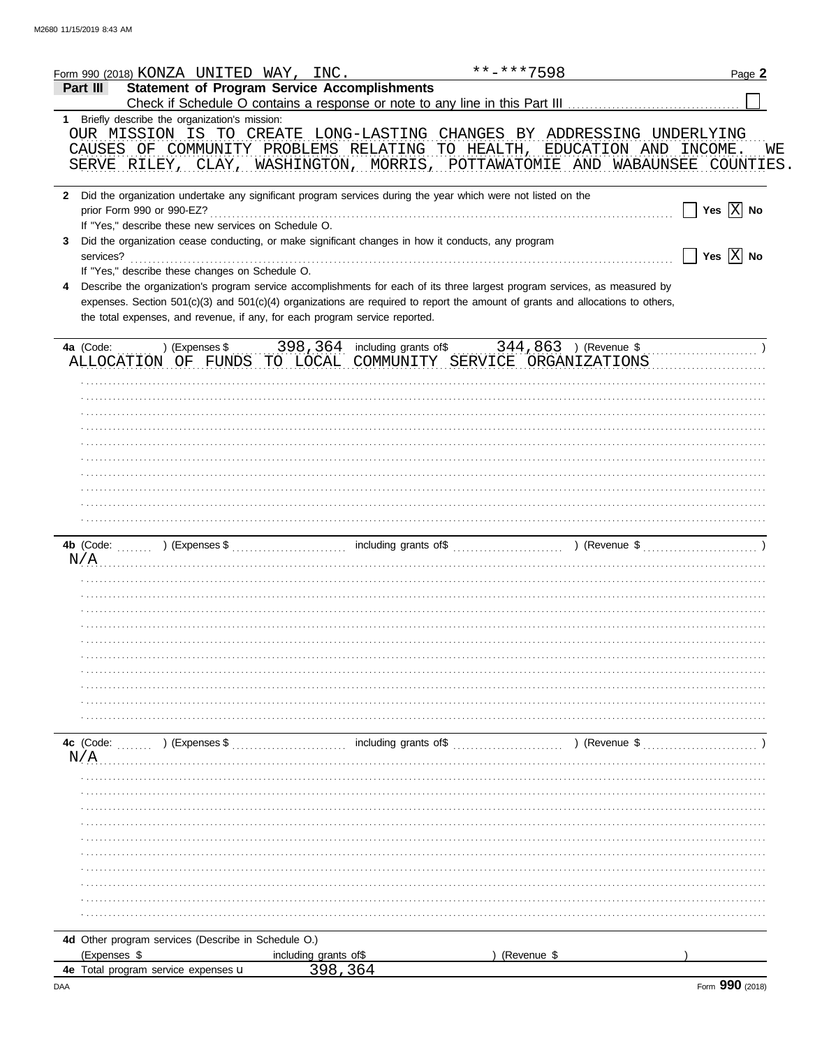Form 990 (2018) KONZA UNITED WAY, INC. **-***7598

## Part III Statement of Program Service Accomplishments

Check if Schedule O contains a response or note to any line in this Part III ☐

**1** Briefly describe the organization's mission:

OUR MISSION IS TO CREATE LONG-LASTING CHANGES BY ADDRESSING UNDERLYING CAUSES OF COMMUNITY PROBLEMS RELATING TO HEALTH, EDUCATION AND INCOME. WE SERVE RILEY, CLAY, WASHINGTON, MORRIS, POTTAWATOMIE AND WABAUNSEE COUNTIES.

**2** Did the organization undertake any significant program services during the year which were not listed on the prior Form 990 or 990-EZ? ☐ Yes ☒ No

If "Yes," describe these new services on Schedule O.

**3** Did the organization cease conducting, or make significant changes in how it conducts, any program services? ☐ Yes ☒ No

If "Yes," describe these changes on Schedule O.

**4** Describe the organization's program service accomplishments for each of its three largest program services, as measured by expenses. Section 501(c)(3) and 501(c)(4) organizations are required to report the amount of grants and allocations to others, the total expenses, and revenue, if any, for each program service reported.

**4a** (Code: ) (Expenses $ 398,364 including grants of$ 344,863 ) (Revenue $ )

ALLOCATION OF FUNDS TO LOCAL COMMUNITY SERVICE ORGANIZATIONS

**4b** (Code: ) (Expenses $ including grants of$ ) (Revenue $ )

N/A

**4c** (Code: ) (Expenses $ including grants of$ ) (Revenue $ )

N/A

**4d** Other program services (Describe in Schedule O.)

(Expenses $ including grants of$ ) (Revenue $ )

**4e** Total program service expenses ▶ 398,364

Form **990** (2018)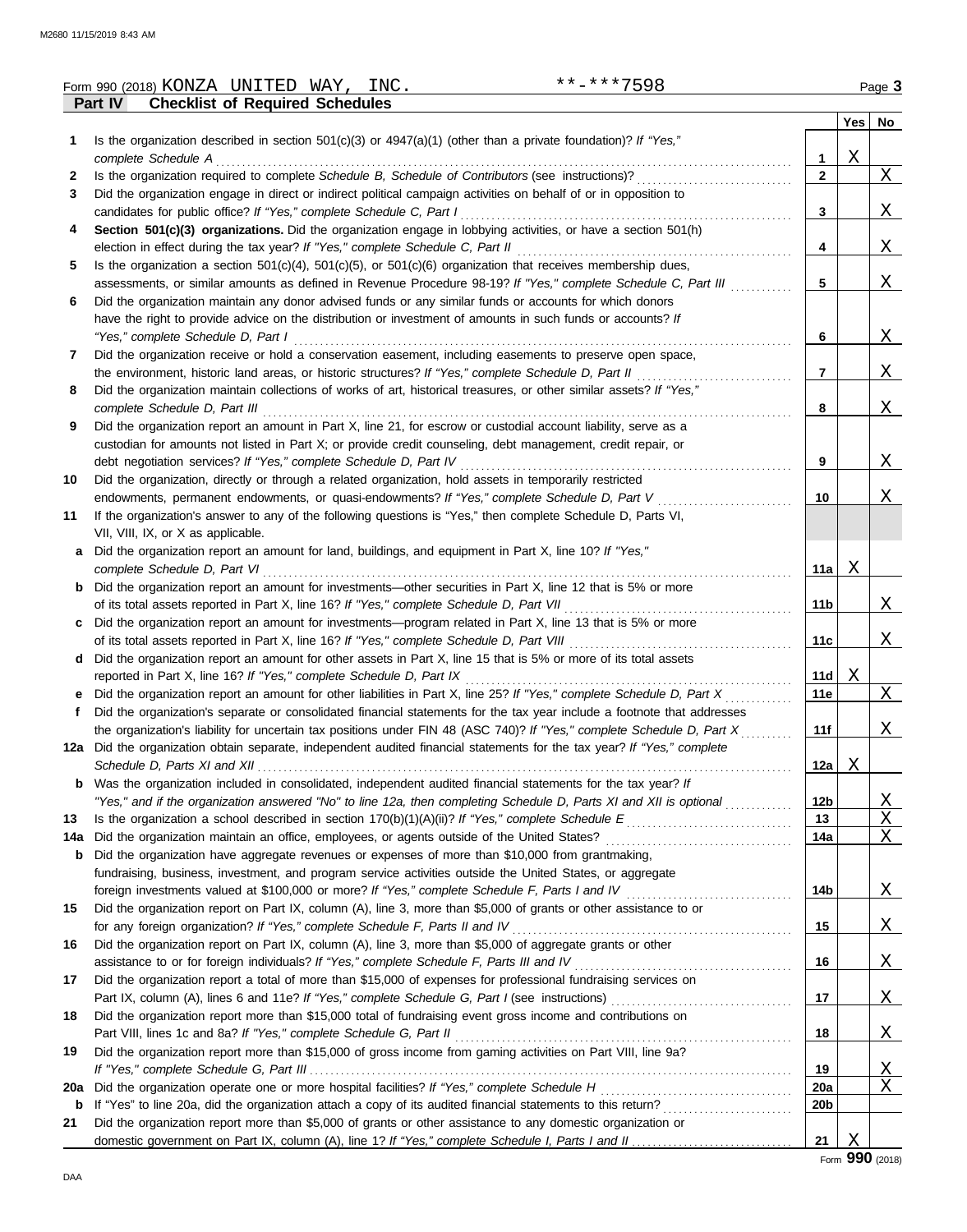Form 990 (2018) KONZA UNITED WAY, INC. **-***7598 Page 3

## Part IV Checklist of Required Schedules

| | | | Yes | No |
|---|---|---|---|---|
| 1 | Is the organization described in section 501(c)(3) or 4947(a)(1) (other than a private foundation)? *If "Yes," complete Schedule A* | 1 | X | |
| 2 | Is the organization required to complete *Schedule B, Schedule of Contributors* (see instructions)? | 2 | | X |
| 3 | Did the organization engage in direct or indirect political campaign activities on behalf of or in opposition to candidates for public office? *If "Yes," complete Schedule C, Part I* | 3 | | X |
| 4 | **Section 501(c)(3) organizations.** Did the organization engage in lobbying activities, or have a section 501(h) election in effect during the tax year? *If "Yes," complete Schedule C, Part II* | 4 | | X |
| 5 | Is the organization a section 501(c)(4), 501(c)(5), or 501(c)(6) organization that receives membership dues, assessments, or similar amounts as defined in Revenue Procedure 98-19? *If "Yes," complete Schedule C, Part III* | 5 | | X |
| 6 | Did the organization maintain any donor advised funds or any similar funds or accounts for which donors have the right to provide advice on the distribution or investment of amounts in such funds or accounts? *If "Yes," complete Schedule D, Part I* | 6 | | X |
| 7 | Did the organization receive or hold a conservation easement, including easements to preserve open space, the environment, historic land areas, or historic structures? *If "Yes," complete Schedule D, Part II* | 7 | | X |
| 8 | Did the organization maintain collections of works of art, historical treasures, or other similar assets? *If "Yes," complete Schedule D, Part III* | 8 | | X |
| 9 | Did the organization report an amount in Part X, line 21, for escrow or custodial account liability, serve as a custodian for amounts not listed in Part X; or provide credit counseling, debt management, credit repair, or debt negotiation services? *If "Yes," complete Schedule D, Part IV* | 9 | | X |
| 10 | Did the organization, directly or through a related organization, hold assets in temporarily restricted endowments, permanent endowments, or quasi-endowments? *If "Yes," complete Schedule D, Part V* | 10 | | X |
| 11 | If the organization's answer to any of the following questions is "Yes," then complete Schedule D, Parts VI, VII, VIII, IX, or X as applicable. | | | |
| a | Did the organization report an amount for land, buildings, and equipment in Part X, line 10? *If "Yes," complete Schedule D, Part VI* | 11a | X | |
| b | Did the organization report an amount for investments—other securities in Part X, line 12 that is 5% or more of its total assets reported in Part X, line 16? *If "Yes," complete Schedule D, Part VII* | 11b | | X |
| c | Did the organization report an amount for investments—program related in Part X, line 13 that is 5% or more of its total assets reported in Part X, line 16? *If "Yes," complete Schedule D, Part VIII* | 11c | | X |
| d | Did the organization report an amount for other assets in Part X, line 15 that is 5% or more of its total assets reported in Part X, line 16? *If "Yes," complete Schedule D, Part IX* | 11d | X | |
| e | Did the organization report an amount for other liabilities in Part X, line 25? *If "Yes," complete Schedule D, Part X* | 11e | | X |
| f | Did the organization's separate or consolidated financial statements for the tax year include a footnote that addresses the organization's liability for uncertain tax positions under FIN 48 (ASC 740)? *If "Yes," complete Schedule D, Part X* | 11f | | X |
| 12a | Did the organization obtain separate, independent audited financial statements for the tax year? *If "Yes," complete Schedule D, Parts XI and XII* | 12a | X | |
| b | Was the organization included in consolidated, independent audited financial statements for the tax year? *If "Yes," and if the organization answered "No" to line 12a, then completing Schedule D, Parts XI and XII is optional* | 12b | | X |
| 13 | Is the organization a school described in section 170(b)(1)(A)(ii)? *If "Yes," complete Schedule E* | 13 | | X |
| 14a | Did the organization maintain an office, employees, or agents outside of the United States? | 14a | | X |
| b | Did the organization have aggregate revenues or expenses of more than $10,000 from grantmaking, fundraising, business, investment, and program service activities outside the United States, or aggregate foreign investments valued at $100,000 or more? *If "Yes," complete Schedule F, Parts I and IV* | 14b | | X |
| 15 | Did the organization report on Part IX, column (A), line 3, more than $5,000 of grants or other assistance to or for any foreign organization? *If "Yes," complete Schedule F, Parts II and IV* | 15 | | X |
| 16 | Did the organization report on Part IX, column (A), line 3, more than $5,000 of aggregate grants or other assistance to or for foreign individuals? *If "Yes," complete Schedule F, Parts III and IV* | 16 | | X |
| 17 | Did the organization report a total of more than $15,000 of expenses for professional fundraising services on Part IX, column (A), lines 6 and 11e? *If "Yes," complete Schedule G, Part I* (see instructions) | 17 | | X |
| 18 | Did the organization report more than $15,000 total of fundraising event gross income and contributions on Part VIII, lines 1c and 8a? *If "Yes," complete Schedule G, Part II* | 18 | | X |
| 19 | Did the organization report more than $15,000 of gross income from gaming activities on Part VIII, line 9a? *If "Yes," complete Schedule G, Part III* | 19 | | X |
| 20a | Did the organization operate one or more hospital facilities? *If "Yes," complete Schedule H* | 20a | | X |
| b | If "Yes" to line 20a, did the organization attach a copy of its audited financial statements to this return? | 20b | | |
| 21 | Did the organization report more than $5,000 of grants or other assistance to any domestic organization or domestic government on Part IX, column (A), line 1? *If "Yes," complete Schedule I, Parts I and II* | 21 | X | |

Form **990** (2018)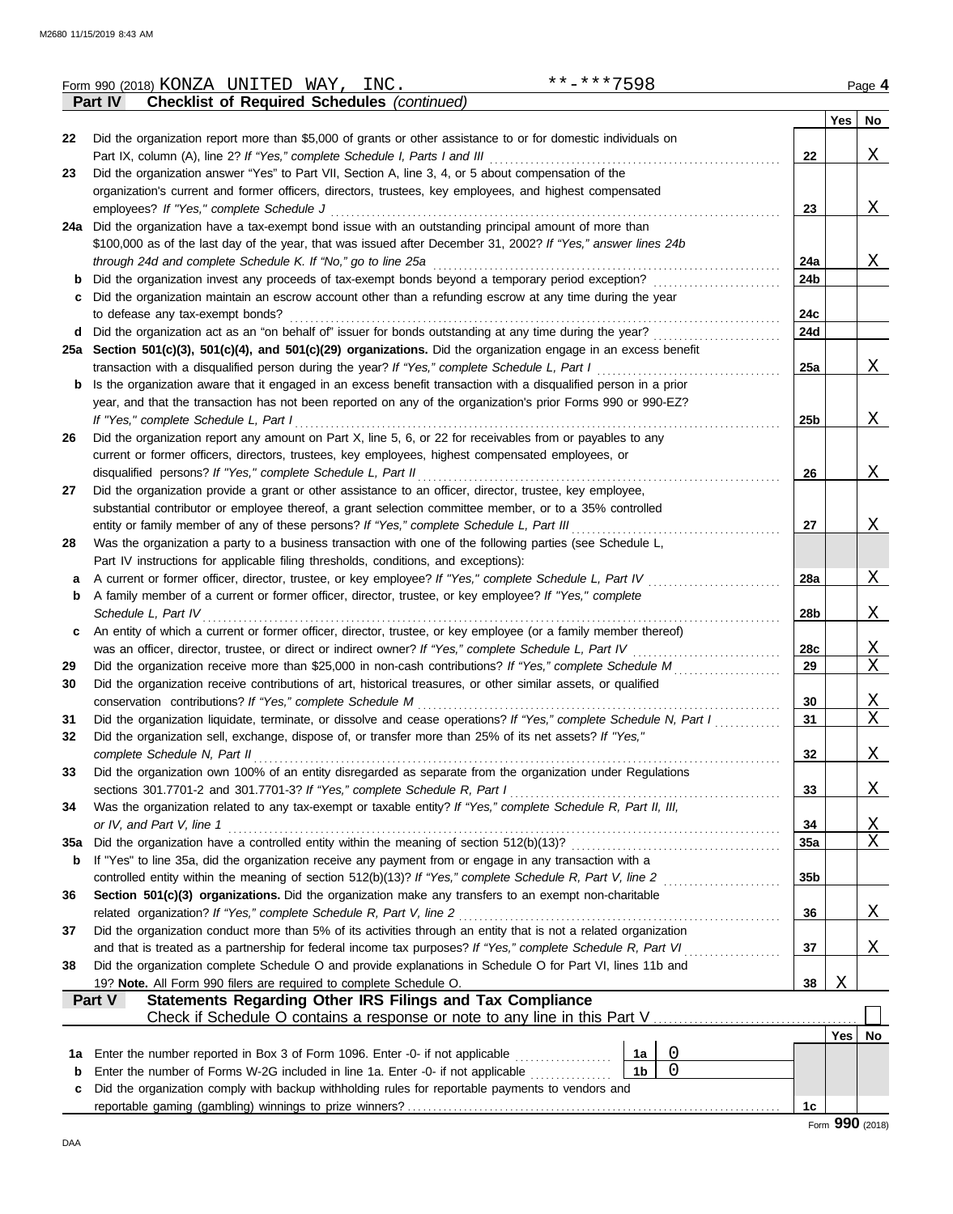Form 990 (2018) KONZA UNITED WAY, INC. **-***7598 Page 4

## Part IV Checklist of Required Schedules *(continued)*

| | | | Yes | No |
|---|---|---|---|---|
| 22 | Did the organization report more than $5,000 of grants or other assistance to or for domestic individuals on Part IX, column (A), line 2? *If "Yes," complete Schedule I, Parts I and III* | 22 | | X |
| 23 | Did the organization answer "Yes" to Part VII, Section A, line 3, 4, or 5 about compensation of the organization's current and former officers, directors, trustees, key employees, and highest compensated employees? *If "Yes," complete Schedule J* | 23 | | X |
| 24a | Did the organization have a tax-exempt bond issue with an outstanding principal amount of more than $100,000 as of the last day of the year, that was issued after December 31, 2002? *If "Yes," answer lines 24b through 24d and complete Schedule K. If "No," go to line 25a* | 24a | | X |
| b | Did the organization invest any proceeds of tax-exempt bonds beyond a temporary period exception? | 24b | | |
| c | Did the organization maintain an escrow account other than a refunding escrow at any time during the year to defease any tax-exempt bonds? | 24c | | |
| d | Did the organization act as an "on behalf of" issuer for bonds outstanding at any time during the year? | 24d | | |
| 25a | **Section 501(c)(3), 501(c)(4), and 501(c)(29) organizations.** Did the organization engage in an excess benefit transaction with a disqualified person during the year? *If "Yes," complete Schedule L, Part I* | 25a | | X |
| b | Is the organization aware that it engaged in an excess benefit transaction with a disqualified person in a prior year, and that the transaction has not been reported on any of the organization's prior Forms 990 or 990-EZ? *If "Yes," complete Schedule L, Part I* | 25b | | X |
| 26 | Did the organization report any amount on Part X, line 5, 6, or 22 for receivables from or payables to any current or former officers, directors, trustees, key employees, highest compensated employees, or disqualified persons? *If "Yes," complete Schedule L, Part II* | 26 | | X |
| 27 | Did the organization provide a grant or other assistance to an officer, director, trustee, key employee, substantial contributor or employee thereof, a grant selection committee member, or to a 35% controlled entity or family member of any of these persons? *If "Yes," complete Schedule L, Part III* | 27 | | X |
| 28 | Was the organization a party to a business transaction with one of the following parties (see Schedule L, Part IV instructions for applicable filing thresholds, conditions, and exceptions): | | | |
| a | A current or former officer, director, trustee, or key employee? *If "Yes," complete Schedule L, Part IV* | 28a | | X |
| b | A family member of a current or former officer, director, trustee, or key employee? *If "Yes," complete Schedule L, Part IV* | 28b | | X |
| c | An entity of which a current or former officer, director, trustee, or key employee (or a family member thereof) was an officer, director, trustee, or direct or indirect owner? *If "Yes," complete Schedule L, Part IV* | 28c | | X |
| 29 | Did the organization receive more than $25,000 in non-cash contributions? *If "Yes," complete Schedule M* | 29 | | X |
| 30 | Did the organization receive contributions of art, historical treasures, or other similar assets, or qualified conservation contributions? *If "Yes," complete Schedule M* | 30 | | X |
| 31 | Did the organization liquidate, terminate, or dissolve and cease operations? *If "Yes," complete Schedule N, Part I* | 31 | | X |
| 32 | Did the organization sell, exchange, dispose of, or transfer more than 25% of its net assets? *If "Yes," complete Schedule N, Part II* | 32 | | X |
| 33 | Did the organization own 100% of an entity disregarded as separate from the organization under Regulations sections 301.7701-2 and 301.7701-3? *If "Yes," complete Schedule R, Part I* | 33 | | X |
| 34 | Was the organization related to any tax-exempt or taxable entity? *If "Yes," complete Schedule R, Part II, III, or IV, and Part V, line 1* | 34 | | X |
| 35a | Did the organization have a controlled entity within the meaning of section 512(b)(13)? | 35a | | X |
| b | If "Yes" to line 35a, did the organization receive any payment from or engage in any transaction with a controlled entity within the meaning of section 512(b)(13)? *If "Yes," complete Schedule R, Part V, line 2* | 35b | | |
| 36 | **Section 501(c)(3) organizations.** Did the organization make any transfers to an exempt non-charitable related organization? *If "Yes," complete Schedule R, Part V, line 2* | 36 | | X |
| 37 | Did the organization conduct more than 5% of its activities through an entity that is not a related organization and that is treated as a partnership for federal income tax purposes? *If "Yes," complete Schedule R, Part VI* | 37 | | X |
| 38 | Did the organization complete Schedule O and provide explanations in Schedule O for Part VI, lines 11b and 19? **Note.** All Form 990 filers are required to complete Schedule O. | 38 | X | |

## Part V Statements Regarding Other IRS Filings and Tax Compliance

Check if Schedule O contains a response or note to any line in this Part V ☐

| | | | | | Yes | No |
|---|---|---|---|---|---|---|
| 1a | Enter the number reported in Box 3 of Form 1096. Enter -0- if not applicable | 1a | 0 | | | |
| b | Enter the number of Forms W-2G included in line 1a. Enter -0- if not applicable | 1b | 0 | | | |
| c | Did the organization comply with backup withholding rules for reportable payments to vendors and reportable gaming (gambling) winnings to prize winners? | | | 1c | | |

Form **990** (2018)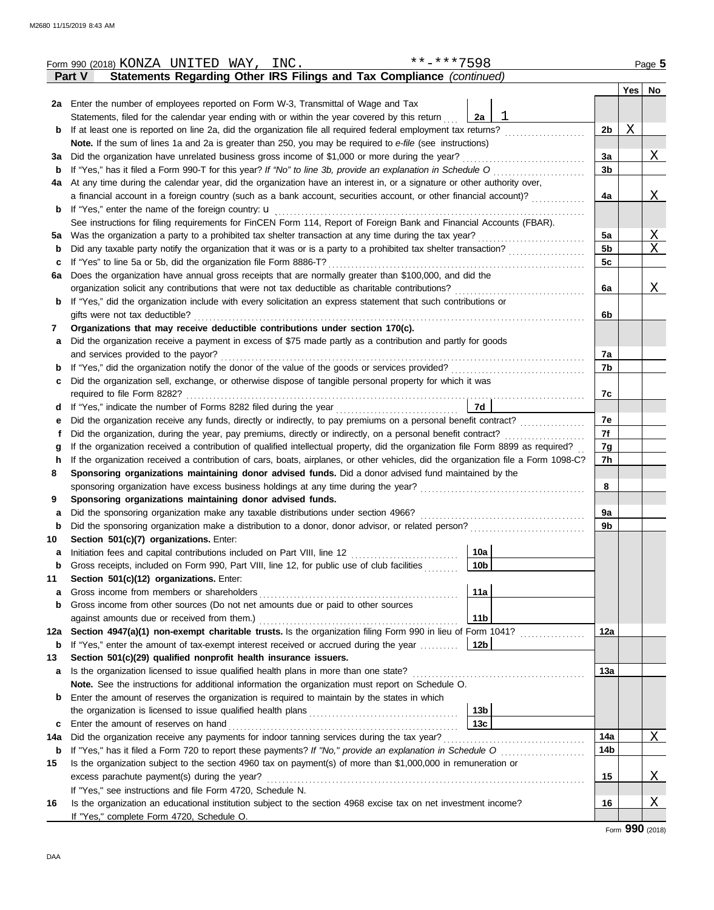Form 990 (2018) KONZA UNITED WAY, INC. **-***7598 Page 5

**Part V — Statements Regarding Other IRS Filings and Tax Compliance** *(continued)*

| | | | | Yes | No |
|---|---|---|---|---|---|
| **2a** | Enter the number of employees reported on Form W-3, Transmittal of Wage and Tax Statements, filed for the calendar year ending with or within the year covered by this return | 2a: 1 | | | |
| **b** | If at least one is reported on line 2a, did the organization file all required federal employment tax returns? | | 2b | X | |
| | **Note.** If the sum of lines 1a and 2a is greater than 250, you may be required to *e-file* (see instructions) | | | | |
| **3a** | Did the organization have unrelated business gross income of $1,000 or more during the year? | | 3a | | X |
| **b** | If "Yes," has it filed a Form 990-T for this year? *If "No" to line 3b, provide an explanation in Schedule O* | | 3b | | |
| **4a** | At any time during the calendar year, did the organization have an interest in, or a signature or other authority over, a financial account in a foreign country (such as a bank account, securities account, or other financial account)? | | 4a | | X |
| **b** | If "Yes," enter the name of the foreign country: u | | | | |
| | See instructions for filing requirements for FinCEN Form 114, Report of Foreign Bank and Financial Accounts (FBAR). | | | | |
| **5a** | Was the organization a party to a prohibited tax shelter transaction at any time during the tax year? | | 5a | | X |
| **b** | Did any taxable party notify the organization that it was or is a party to a prohibited tax shelter transaction? | | 5b | | X |
| **c** | If "Yes" to line 5a or 5b, did the organization file Form 8886-T? | | 5c | | |
| **6a** | Does the organization have annual gross receipts that are normally greater than $100,000, and did the organization solicit any contributions that were not tax deductible as charitable contributions? | | 6a | | X |
| **b** | If "Yes," did the organization include with every solicitation an express statement that such contributions or gifts were not tax deductible? | | 6b | | |
| **7** | **Organizations that may receive deductible contributions under section 170(c).** | | | | |
| **a** | Did the organization receive a payment in excess of $75 made partly as a contribution and partly for goods and services provided to the payor? | | 7a | | |
| **b** | If "Yes," did the organization notify the donor of the value of the goods or services provided? | | 7b | | |
| **c** | Did the organization sell, exchange, or otherwise dispose of tangible personal property for which it was required to file Form 8282? | | 7c | | |
| **d** | If "Yes," indicate the number of Forms 8282 filed during the year | 7d | | | |
| **e** | Did the organization receive any funds, directly or indirectly, to pay premiums on a personal benefit contract? | | 7e | | |
| **f** | Did the organization, during the year, pay premiums, directly or indirectly, on a personal benefit contract? | | 7f | | |
| **g** | If the organization received a contribution of qualified intellectual property, did the organization file Form 8899 as required? | | 7g | | |
| **h** | If the organization received a contribution of cars, boats, airplanes, or other vehicles, did the organization file a Form 1098-C? | | 7h | | |
| **8** | **Sponsoring organizations maintaining donor advised funds.** Did a donor advised fund maintained by the sponsoring organization have excess business holdings at any time during the year? | | 8 | | |
| **9** | **Sponsoring organizations maintaining donor advised funds.** | | | | |
| **a** | Did the sponsoring organization make any taxable distributions under section 4966? | | 9a | | |
| **b** | Did the sponsoring organization make a distribution to a donor, donor advisor, or related person? | | 9b | | |
| **10** | **Section 501(c)(7) organizations.** Enter: | | | | |
| **a** | Initiation fees and capital contributions included on Part VIII, line 12 | 10a | | | |
| **b** | Gross receipts, included on Form 990, Part VIII, line 12, for public use of club facilities | 10b | | | |
| **11** | **Section 501(c)(12) organizations.** Enter: | | | | |
| **a** | Gross income from members or shareholders | 11a | | | |
| **b** | Gross income from other sources (Do not net amounts due or paid to other sources against amounts due or received from them.) | 11b | | | |
| **12a** | **Section 4947(a)(1) non-exempt charitable trusts.** Is the organization filing Form 990 in lieu of Form 1041? | | 12a | | |
| **b** | If "Yes," enter the amount of tax-exempt interest received or accrued during the year | 12b | | | |
| **13** | **Section 501(c)(29) qualified nonprofit health insurance issuers.** | | | | |
| **a** | Is the organization licensed to issue qualified health plans in more than one state? | | 13a | | |
| | **Note.** See the instructions for additional information the organization must report on Schedule O. | | | | |
| **b** | Enter the amount of reserves the organization is required to maintain by the states in which the organization is licensed to issue qualified health plans | 13b | | | |
| **c** | Enter the amount of reserves on hand | 13c | | | |
| **14a** | Did the organization receive any payments for indoor tanning services during the tax year? | | 14a | | X |
| **b** | If "Yes," has it filed a Form 720 to report these payments? *If "No," provide an explanation in Schedule O* | | 14b | | |
| **15** | Is the organization subject to the section 4960 tax on payment(s) of more than $1,000,000 in remuneration or excess parachute payment(s) during the year? | | 15 | | X |
| | If "Yes," see instructions and file Form 4720, Schedule N. | | | | |
| **16** | Is the organization an educational institution subject to the section 4968 excise tax on net investment income? | | 16 | | X |
| | If "Yes," complete Form 4720, Schedule O. | | | | |

Form **990** (2018)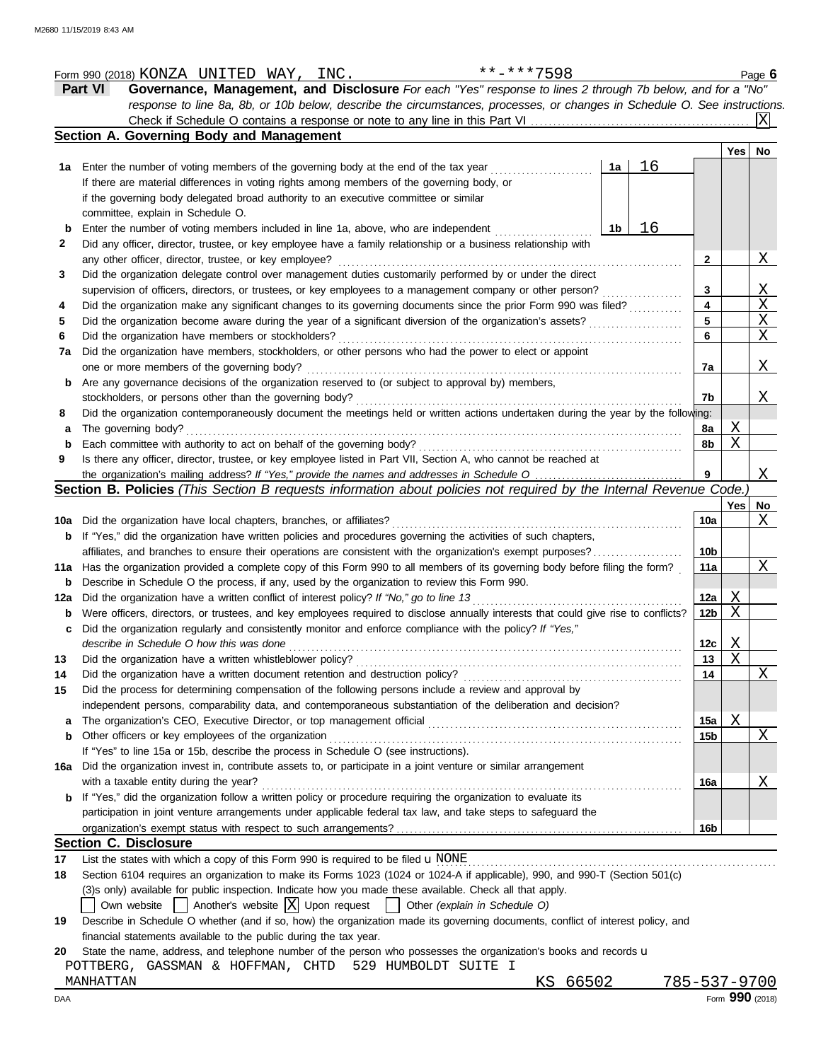Form 990 (2018) KONZA UNITED WAY, INC. **-***7598 Page **6**

**Part VI** **Governance, Management, and Disclosure** *For each "Yes" response to lines 2 through 7b below, and for a "No" response to line 8a, 8b, or 10b below, describe the circumstances, processes, or changes in Schedule O. See instructions.*

Check if Schedule O contains a response or note to any line in this Part VI .......... [X]

## Section A. Governing Body and Management

| | | | | Yes | No |
|---|---|---|---|---|---|
| **1a** | Enter the number of voting members of the governing body at the end of the tax year ... If there are material differences in voting rights among members of the governing body, or if the governing body delegated broad authority to an executive committee or similar committee, explain in Schedule O. | **1a** 16 | | | |
| **b** | Enter the number of voting members included in line 1a, above, who are independent ... | **1b** 16 | | | |
| **2** | Did any officer, director, trustee, or key employee have a family relationship or a business relationship with any other officer, director, trustee, or key employee? | | **2** | | X |
| **3** | Did the organization delegate control over management duties customarily performed by or under the direct supervision of officers, directors, or trustees, or key employees to a management company or other person? | | **3** | | X |
| **4** | Did the organization make any significant changes to its governing documents since the prior Form 990 was filed? | | **4** | | X |
| **5** | Did the organization become aware during the year of a significant diversion of the organization's assets? | | **5** | | X |
| **6** | Did the organization have members or stockholders? | | **6** | | X |
| **7a** | Did the organization have members, stockholders, or other persons who had the power to elect or appoint one or more members of the governing body? | | **7a** | | X |
| **b** | Are any governance decisions of the organization reserved to (or subject to approval by) members, stockholders, or persons other than the governing body? | | **7b** | | X |
| **8** | Did the organization contemporaneously document the meetings held or written actions undertaken during the year by the following: | | | | |
| **a** | The governing body? | | **8a** | X | |
| **b** | Each committee with authority to act on behalf of the governing body? | | **8b** | X | |
| **9** | Is there any officer, director, trustee, or key employee listed in Part VII, Section A, who cannot be reached at the organization's mailing address? *If "Yes," provide the names and addresses in Schedule O* | | **9** | | X |

## Section B. Policies *(This Section B requests information about policies not required by the Internal Revenue Code.)*

| | | | Yes | No |
|---|---|---|---|---|
| **10a** | Did the organization have local chapters, branches, or affiliates? | **10a** | | X |
| **b** | If "Yes," did the organization have written policies and procedures governing the activities of such chapters, affiliates, and branches to ensure their operations are consistent with the organization's exempt purposes? | **10b** | | |
| **11a** | Has the organization provided a complete copy of this Form 990 to all members of its governing body before filing the form? | **11a** | | X |
| **b** | Describe in Schedule O the process, if any, used by the organization to review this Form 990. | | | |
| **12a** | Did the organization have a written conflict of interest policy? *If "No," go to line 13* | **12a** | X | |
| **b** | Were officers, directors, or trustees, and key employees required to disclose annually interests that could give rise to conflicts? | **12b** | X | |
| **c** | Did the organization regularly and consistently monitor and enforce compliance with the policy? *If "Yes," describe in Schedule O how this was done* | **12c** | X | |
| **13** | Did the organization have a written whistleblower policy? | **13** | X | |
| **14** | Did the organization have a written document retention and destruction policy? | **14** | | X |
| **15** | Did the process for determining compensation of the following persons include a review and approval by independent persons, comparability data, and contemporaneous substantiation of the deliberation and decision? | | | |
| **a** | The organization's CEO, Executive Director, or top management official | **15a** | X | |
| **b** | Other officers or key employees of the organization | **15b** | | X |
| | If "Yes" to line 15a or 15b, describe the process in Schedule O (see instructions). | | | |
| **16a** | Did the organization invest in, contribute assets to, or participate in a joint venture or similar arrangement with a taxable entity during the year? | **16a** | | X |
| **b** | If "Yes," did the organization follow a written policy or procedure requiring the organization to evaluate its participation in joint venture arrangements under applicable federal tax law, and take steps to safeguard the organization's exempt status with respect to such arrangements? | **16b** | | |

## Section C. Disclosure

**17** List the states with which a copy of this Form 990 is required to be filed u NONE

**18** Section 6104 requires an organization to make its Forms 1023 (1024 or 1024-A if applicable), 990, and 990-T (Section 501(c)(3)s only) available for public inspection. Indicate how you made these available. Check all that apply.

[ ] Own website [ ] Another's website [X] Upon request [ ] Other *(explain in Schedule O)*

**19** Describe in Schedule O whether (and if so, how) the organization made its governing documents, conflict of interest policy, and financial statements available to the public during the tax year.

**20** State the name, address, and telephone number of the person who possesses the organization's books and records u

POTTBERG, GASSMAN & HOFFMAN, CHTD 529 HUMBOLDT SUITE I
MANHATTAN KS 66502 785-537-9700

Form **990** (2018)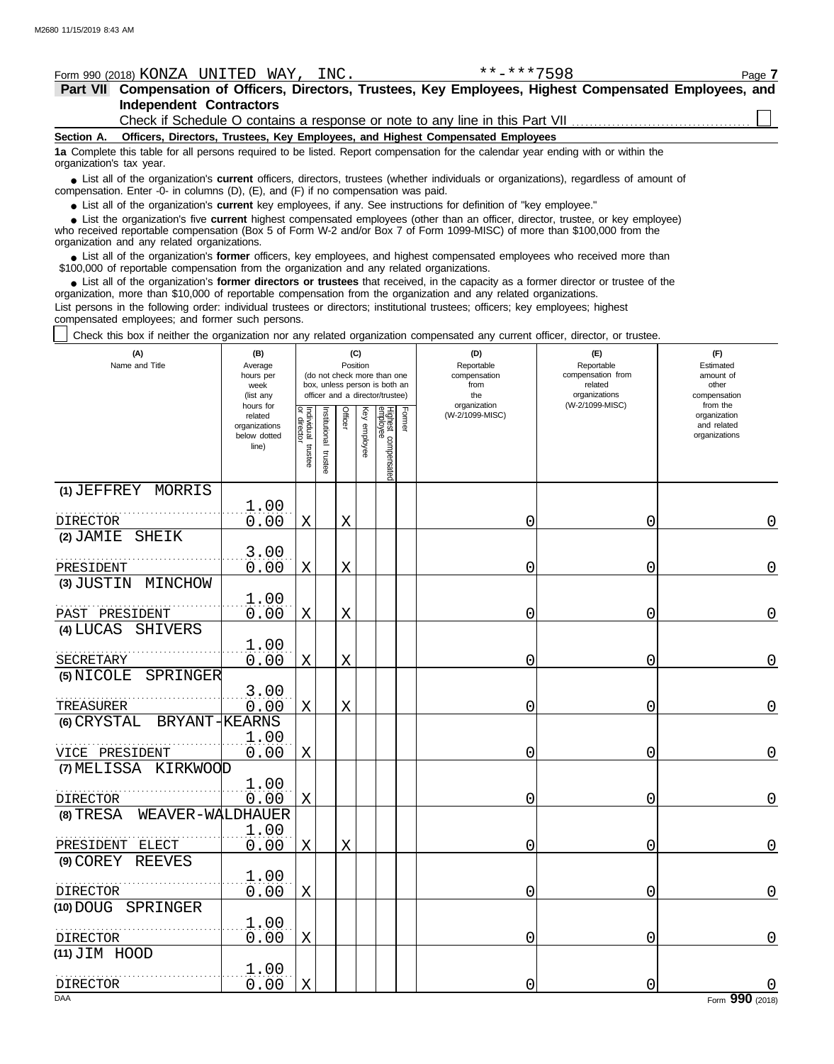Form 990 (2018) KONZA UNITED WAY, INC. **-***7598 Page 7

**Part VII Compensation of Officers, Directors, Trustees, Key Employees, Highest Compensated Employees, and Independent Contractors**

Check if Schedule O contains a response or note to any line in this Part VII ☐

**Section A. Officers, Directors, Trustees, Key Employees, and Highest Compensated Employees**

**1a** Complete this table for all persons required to be listed. Report compensation for the calendar year ending with or within the organization's tax year.

- List all of the organization's **current** officers, directors, trustees (whether individuals or organizations), regardless of amount of compensation. Enter -0- in columns (D), (E), and (F) if no compensation was paid.
- List all of the organization's **current** key employees, if any. See instructions for definition of "key employee."
- List the organization's five **current** highest compensated employees (other than an officer, director, trustee, or key employee) who received reportable compensation (Box 5 of Form W-2 and/or Box 7 of Form 1099-MISC) of more than $100,000 from the organization and any related organizations.
- List all of the organization's **former** officers, key employees, and highest compensated employees who received more than $100,000 of reportable compensation from the organization and any related organizations.
- List all of the organization's **former directors or trustees** that received, in the capacity as a former director or trustee of the organization, more than $10,000 of reportable compensation from the organization and any related organizations.

List persons in the following order: individual trustees or directors; institutional trustees; officers; key employees; highest compensated employees; and former such persons.

☐ Check this box if neither the organization nor any related organization compensated any current officer, director, or trustee.

| (A) Name and Title | (B) Average hours per week (list any hours for related organizations below dotted line) | (C) Position (do not check more than one box, unless person is both an officer and a director/trustee) | | | | | | (D) Reportable compensation from the organization (W-2/1099-MISC) | (E) Reportable compensation from related organizations (W-2/1099-MISC) | (F) Estimated amount of other compensation from the organization and related organizations |
|---|---|---|---|---|---|---|---|---|---|---|
| | | Individual trustee or director | Institutional trustee | Officer | Key employee | Highest compensated employee | Former | | | |
| (1) JEFFREY MORRIS<br>DIRECTOR | 1.00<br>0.00 | X | | X | | | | 0 | 0 | 0 |
| (2) JAMIE SHEIK<br>PRESIDENT | 3.00<br>0.00 | X | | X | | | | 0 | 0 | 0 |
| (3) JUSTIN MINCHOW<br>PAST PRESIDENT | 1.00<br>0.00 | X | | X | | | | 0 | 0 | 0 |
| (4) LUCAS SHIVERS<br>SECRETARY | 1.00<br>0.00 | X | | X | | | | 0 | 0 | 0 |
| (5) NICOLE SPRINGER<br>TREASURER | 3.00<br>0.00 | X | | X | | | | 0 | 0 | 0 |
| (6) CRYSTAL BRYANT-KEARNS<br>VICE PRESIDENT | 1.00<br>0.00 | X | | | | | | 0 | 0 | 0 |
| (7) MELISSA KIRKWOOD<br>DIRECTOR | 1.00<br>0.00 | X | | | | | | 0 | 0 | 0 |
| (8) TRESA WEAVER-WALDHAUER<br>PRESIDENT ELECT | 1.00<br>0.00 | X | | X | | | | 0 | 0 | 0 |
| (9) COREY REEVES<br>DIRECTOR | 1.00<br>0.00 | X | | | | | | 0 | 0 | 0 |
| (10) DOUG SPRINGER<br>DIRECTOR | 1.00<br>0.00 | X | | | | | | 0 | 0 | 0 |
| (11) JIM HOOD<br>DIRECTOR | 1.00<br>0.00 | X | | | | | | 0 | 0 | 0 |

Form **990** (2018)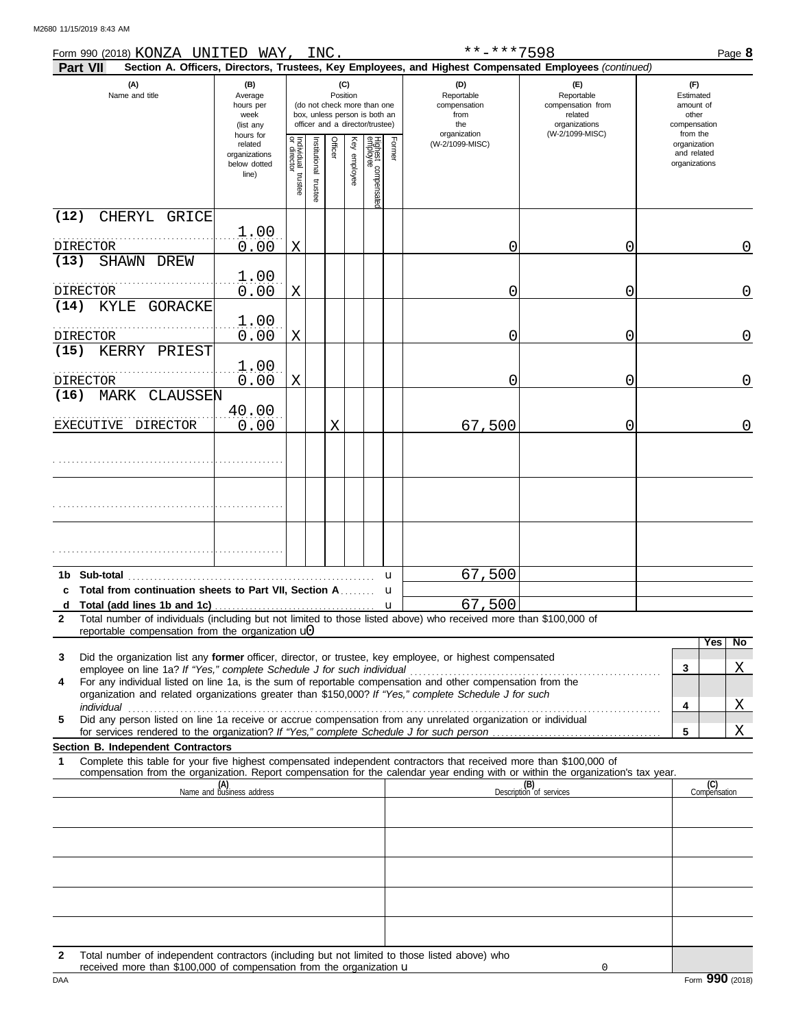Form 990 (2018) KONZA UNITED WAY, INC. **-***7598

**Part VII** **Section A. Officers, Directors, Trustees, Key Employees, and Highest Compensated Employees** *(continued)*

| (A) Name and title | (B) Average hours per week (list any hours for related organizations below dotted line) | (C) Position: Individual trustee or director | Institutional trustee | Officer | Key employee | Highest compensated employee | Former | (D) Reportable compensation from the organization (W-2/1099-MISC) | (E) Reportable compensation from related organizations (W-2/1099-MISC) | (F) Estimated amount of other compensation from the organization and related organizations |
|---|---|---|---|---|---|---|---|---|---|---|
| (12) CHERYL GRICE<br>DIRECTOR | 1.00<br>0.00 | X | | | | | | 0 | 0 | 0 |
| (13) SHAWN DREW<br>DIRECTOR | 1.00<br>0.00 | X | | | | | | 0 | 0 | 0 |
| (14) KYLE GORACKE<br>DIRECTOR | 1.00<br>0.00 | X | | | | | | 0 | 0 | 0 |
| (15) KERRY PRIEST<br>DIRECTOR | 1.00<br>0.00 | X | | | | | | 0 | 0 | 0 |
| (16) MARK CLAUSSEN<br>EXECUTIVE DIRECTOR | 40.00<br>0.00 | | | X | | | | 67,500 | 0 | 0 |
| | | | | | | | | | | |
| | | | | | | | | | | |
| | | | | | | | | | | |

| | | | |
|---|---|---|---|
| **1b Sub-total** | 67,500 | | |
| **c Total from continuation sheets to Part VII, Section A** | | | |
| **d Total (add lines 1b and 1c)** | 67,500 | | |

**2** Total number of individuals (including but not limited to those listed above) who received more than $100,000 of reportable compensation from the organization u0

| | | Yes | No |
|---|---|---|---|
| **3** Did the organization list any **former** officer, director, or trustee, key employee, or highest compensated employee on line 1a? *If "Yes," complete Schedule J for such individual* | 3 | | X |
| **4** For any individual listed on line 1a, is the sum of reportable compensation and other compensation from the organization and related organizations greater than $150,000? *If "Yes," complete Schedule J for such individual* | 4 | | X |
| **5** Did any person listed on line 1a receive or accrue compensation from any unrelated organization or individual for services rendered to the organization? *If "Yes," complete Schedule J for such person* | 5 | | X |

**Section B. Independent Contractors**

**1** Complete this table for your five highest compensated independent contractors that received more than $100,000 of compensation from the organization. Report compensation for the calendar year ending with or within the organization's tax year.

| (A) Name and business address | (B) Description of services | (C) Compensation |
|---|---|---|
| | | |
| | | |
| | | |
| | | |
| | | |

**2** Total number of independent contractors (including but not limited to those listed above) who received more than $100,000 of compensation from the organization u 0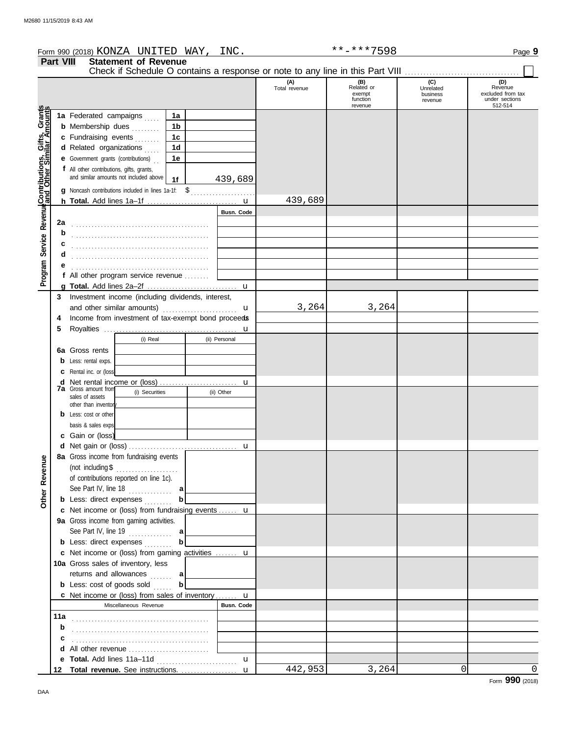Form 990 (2018) KONZA UNITED WAY, INC. **-***7598

## Part VIII Statement of Revenue

Check if Schedule O contains a response or note to any line in this Part VIII ☐

| | | | (A) Total revenue | (B) Related or exempt function revenue | (C) Unrelated business revenue | (D) Revenue excluded from tax under sections 512-514 |
|---|---|---|---|---|---|---|
| **Contributions, Gifts, Grants and Other Similar Amounts** | 1a Federated campaigns | 1a | | | | |
| | b Membership dues | 1b | | | | |
| | c Fundraising events | 1c | | | | |
| | d Related organizations | 1d | | | | |
| | e Government grants (contributions) | 1e | | | | |
| | f All other contributions, gifts, grants, and similar amounts not included above | 1f 439,689 | | | | |
| | g Noncash contributions included in lines 1a-1f: $ | | | | | |
| | h **Total.** Add lines 1a–1f | | 439,689 | | | |
| **Program Service Revenue** | | Busn. Code | | | | |
| | 2a | | | | | |
| | b | | | | | |
| | c | | | | | |
| | d | | | | | |
| | e | | | | | |
| | f All other program service revenue | | | | | |
| | g **Total.** Add lines 2a–2f | | | | | |
| **Other Revenue** | 3 Investment income (including dividends, interest, and other similar amounts) | | 3,264 | 3,264 | | |
| | 4 Income from investment of tax-exempt bond proceeds | | | | | |
| | 5 Royalties | | | | | |
| | | (i) Real / (ii) Personal | | | | |
| | 6a Gross rents | | | | | |
| | b Less: rental exps. | | | | | |
| | c Rental inc. or (loss) | | | | | |
| | d Net rental income or (loss) | | | | | |
| | 7a Gross amount from sales of assets other than inventory | (i) Securities / (ii) Other | | | | |
| | b Less: cost or other basis & sales exps. | | | | | |
| | c Gain or (loss) | | | | | |
| | d Net gain or (loss) | | | | | |
| | 8a Gross income from fundraising events (not including $ of contributions reported on line 1c). See Part IV, line 18 | a | | | | |
| | b Less: direct expenses | b | | | | |
| | c Net income or (loss) from fundraising events | | | | | |
| | 9a Gross income from gaming activities. See Part IV, line 19 | a | | | | |
| | b Less: direct expenses | b | | | | |
| | c Net income or (loss) from gaming activities | | | | | |
| | 10a Gross sales of inventory, less returns and allowances | a | | | | |
| | b Less: cost of goods sold | b | | | | |
| | c Net income or (loss) from sales of inventory | | | | | |
| | Miscellaneous Revenue | Busn. Code | | | | |
| | 11a | | | | | |
| | b | | | | | |
| | c | | | | | |
| | d All other revenue | | | | | |
| | e **Total.** Add lines 11a–11d | | | | | |
| | 12 **Total revenue.** See instructions. | | 442,953 | 3,264 | 0 | 0 |

Form **990** (2018)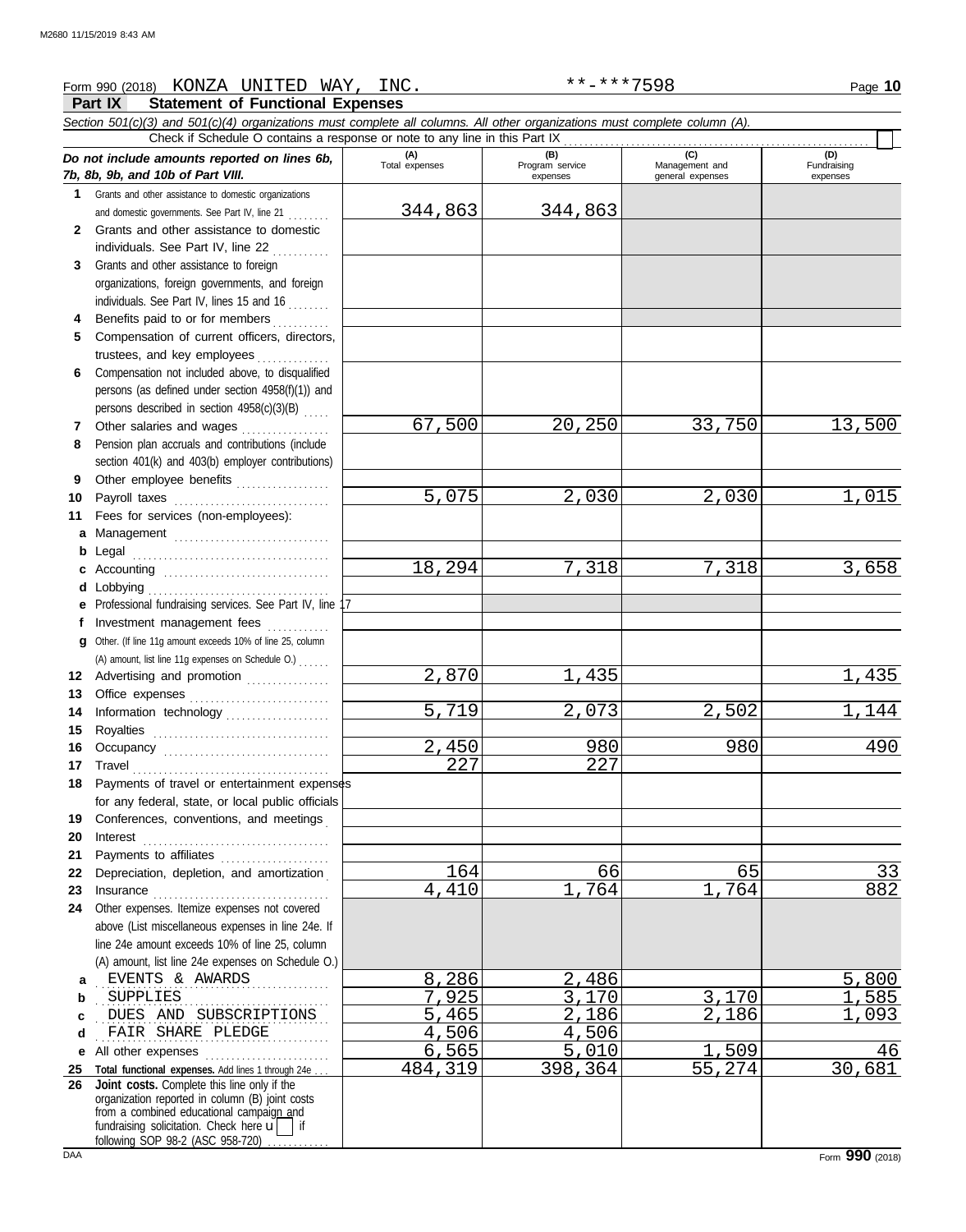Form 990 (2018) KONZA UNITED WAY, INC. **-***7598 Page **10**

## Part IX Statement of Functional Expenses

*Section 501(c)(3) and 501(c)(4) organizations must complete all columns. All other organizations must complete column (A).*

Check if Schedule O contains a response or note to any line in this Part IX ☐

| *Do not include amounts reported on lines 6b, 7b, 8b, 9b, and 10b of Part VIII.* | (A) Total expenses | (B) Program service expenses | (C) Management and general expenses | (D) Fundraising expenses |
|---|---|---|---|---|
| **1** Grants and other assistance to domestic organizations and domestic governments. See Part IV, line 21 | 344,863 | 344,863 | | |
| **2** Grants and other assistance to domestic individuals. See Part IV, line 22 | | | | |
| **3** Grants and other assistance to foreign organizations, foreign governments, and foreign individuals. See Part IV, lines 15 and 16 | | | | |
| **4** Benefits paid to or for members | | | | |
| **5** Compensation of current officers, directors, trustees, and key employees | | | | |
| **6** Compensation not included above, to disqualified persons (as defined under section 4958(f)(1)) and persons described in section 4958(c)(3)(B) | | | | |
| **7** Other salaries and wages | 67,500 | 20,250 | 33,750 | 13,500 |
| **8** Pension plan accruals and contributions (include section 401(k) and 403(b) employer contributions) | | | | |
| **9** Other employee benefits | | | | |
| **10** Payroll taxes | 5,075 | 2,030 | 2,030 | 1,015 |
| **11** Fees for services (non-employees): | | | | |
| **a** Management | | | | |
| **b** Legal | | | | |
| **c** Accounting | 18,294 | 7,318 | 7,318 | 3,658 |
| **d** Lobbying | | | | |
| **e** Professional fundraising services. See Part IV, line 17 | | | | |
| **f** Investment management fees | | | | |
| **g** Other. (If line 11g amount exceeds 10% of line 25, column (A) amount, list line 11g expenses on Schedule O.) | | | | |
| **12** Advertising and promotion | 2,870 | 1,435 | | 1,435 |
| **13** Office expenses | | | | |
| **14** Information technology | 5,719 | 2,073 | 2,502 | 1,144 |
| **15** Royalties | | | | |
| **16** Occupancy | 2,450 | 980 | 980 | 490 |
| **17** Travel | 227 | 227 | | |
| **18** Payments of travel or entertainment expenses for any federal, state, or local public officials | | | | |
| **19** Conferences, conventions, and meetings | | | | |
| **20** Interest | | | | |
| **21** Payments to affiliates | | | | |
| **22** Depreciation, depletion, and amortization | 164 | 66 | 65 | 33 |
| **23** Insurance | 4,410 | 1,764 | 1,764 | 882 |
| **24** Other expenses. Itemize expenses not covered above (List miscellaneous expenses in line 24e. If line 24e amount exceeds 10% of line 25, column (A) amount, list line 24e expenses on Schedule O.) | | | | |
| **a** EVENTS & AWARDS | 8,286 | 2,486 | | 5,800 |
| **b** SUPPLIES | 7,925 | 3,170 | 3,170 | 1,585 |
| **c** DUES AND SUBSCRIPTIONS | 5,465 | 2,186 | 2,186 | 1,093 |
| **d** FAIR SHARE PLEDGE | 4,506 | 4,506 | | |
| **e** All other expenses | 6,565 | 5,010 | 1,509 | 46 |
| **25 Total functional expenses.** Add lines 1 through 24e | 484,319 | 398,364 | 55,274 | 30,681 |
| **26 Joint costs.** Complete this line only if the organization reported in column (B) joint costs from a combined educational campaign and fundraising solicitation. Check here ☐ if following SOP 98-2 (ASC 958-720) | | | | |

Form **990** (2018)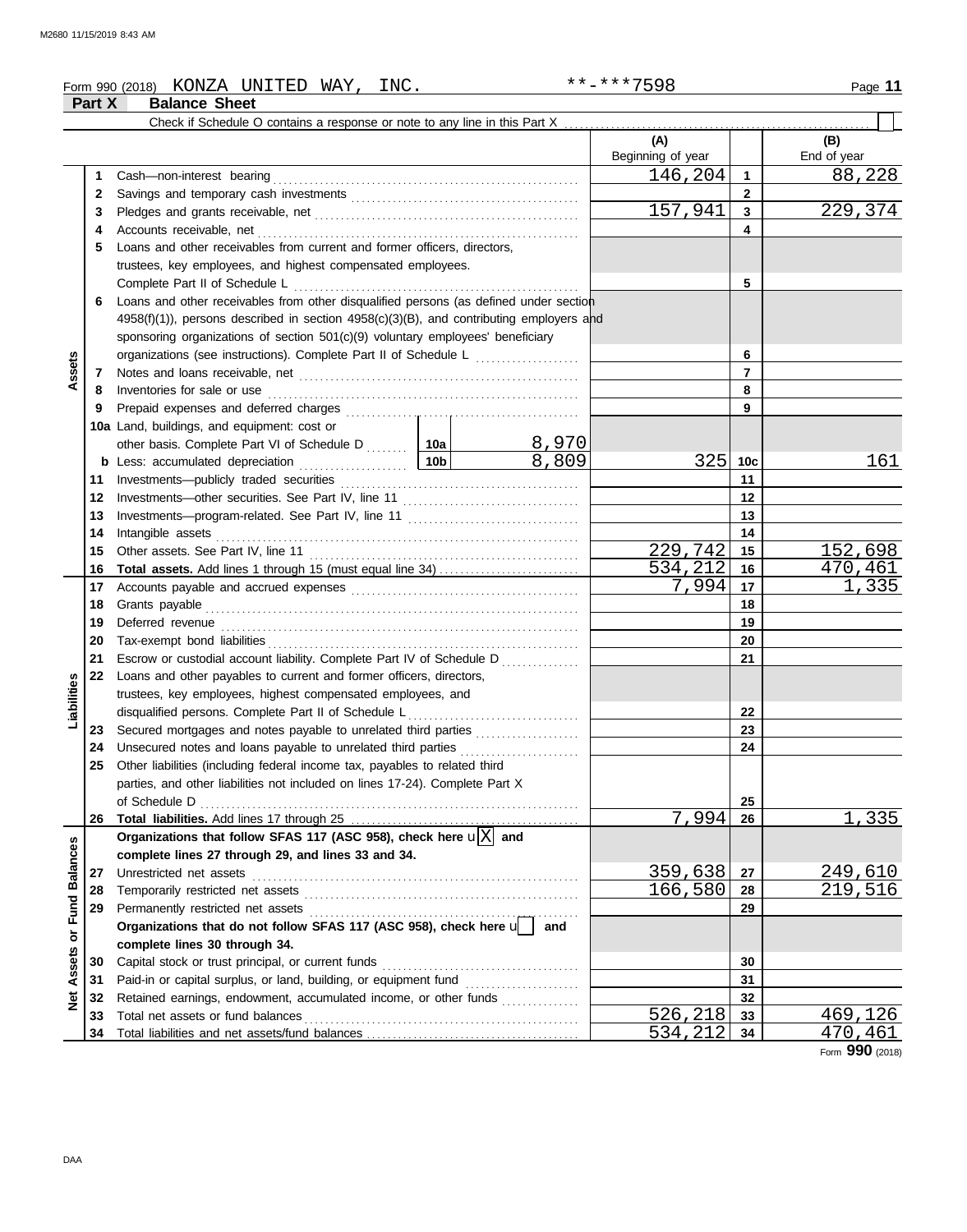Form 990 (2018) KONZA UNITED WAY, INC. **-***7598

## Part X Balance Sheet

Check if Schedule O contains a response or note to any line in this Part X ☐

| Section | Line | Description | | (A) Beginning of year | Line | (B) End of year |
|---|---|---|---|---|---|---|
| Assets | 1 | Cash—non-interest bearing | | 146,204 | 1 | 88,228 |
| | 2 | Savings and temporary cash investments | | | 2 | |
| | 3 | Pledges and grants receivable, net | | 157,941 | 3 | 229,374 |
| | 4 | Accounts receivable, net | | | 4 | |
| | 5 | Loans and other receivables from current and former officers, directors, trustees, key employees, and highest compensated employees. Complete Part II of Schedule L | | | 5 | |
| | 6 | Loans and other receivables from other disqualified persons (as defined under section 4958(f)(1)), persons described in section 4958(c)(3)(B), and contributing employers and sponsoring organizations of section 501(c)(9) voluntary employees' beneficiary organizations (see instructions). Complete Part II of Schedule L | | | 6 | |
| | 7 | Notes and loans receivable, net | | | 7 | |
| | 8 | Inventories for sale or use | | | 8 | |
| | 9 | Prepaid expenses and deferred charges | | | 9 | |
| | 10a | Land, buildings, and equipment: cost or other basis. Complete Part VI of Schedule D | 10a 8,970 | | | |
| | b | Less: accumulated depreciation | 10b 8,809 | 325 | 10c | 161 |
| | 11 | Investments—publicly traded securities | | | 11 | |
| | 12 | Investments—other securities. See Part IV, line 11 | | | 12 | |
| | 13 | Investments—program-related. See Part IV, line 11 | | | 13 | |
| | 14 | Intangible assets | | | 14 | |
| | 15 | Other assets. See Part IV, line 11 | | 229,742 | 15 | 152,698 |
| | 16 | **Total assets.** Add lines 1 through 15 (must equal line 34) | | 534,212 | 16 | 470,461 |
| Liabilities | 17 | Accounts payable and accrued expenses | | 7,994 | 17 | 1,335 |
| | 18 | Grants payable | | | 18 | |
| | 19 | Deferred revenue | | | 19 | |
| | 20 | Tax-exempt bond liabilities | | | 20 | |
| | 21 | Escrow or custodial account liability. Complete Part IV of Schedule D | | | 21 | |
| | 22 | Loans and other payables to current and former officers, directors, trustees, key employees, highest compensated employees, and disqualified persons. Complete Part II of Schedule L | | | 22 | |
| | 23 | Secured mortgages and notes payable to unrelated third parties | | | 23 | |
| | 24 | Unsecured notes and loans payable to unrelated third parties | | | 24 | |
| | 25 | Other liabilities (including federal income tax, payables to related third parties, and other liabilities not included on lines 17-24). Complete Part X of Schedule D | | | 25 | |
| | 26 | **Total liabilities.** Add lines 17 through 25 | | 7,994 | 26 | 1,335 |
| Net Assets or Fund Balances | | **Organizations that follow SFAS 117 (ASC 958), check here** ☒ **and complete lines 27 through 29, and lines 33 and 34.** | | | | |
| | 27 | Unrestricted net assets | | 359,638 | 27 | 249,610 |
| | 28 | Temporarily restricted net assets | | 166,580 | 28 | 219,516 |
| | 29 | Permanently restricted net assets | | | 29 | |
| | | **Organizations that do not follow SFAS 117 (ASC 958), check here** ☐ **and complete lines 30 through 34.** | | | | |
| | 30 | Capital stock or trust principal, or current funds | | | 30 | |
| | 31 | Paid-in or capital surplus, or land, building, or equipment fund | | | 31 | |
| | 32 | Retained earnings, endowment, accumulated income, or other funds | | | 32 | |
| | 33 | Total net assets or fund balances | | 526,218 | 33 | 469,126 |
| | 34 | Total liabilities and net assets/fund balances | | 534,212 | 34 | 470,461 |

Form **990** (2018)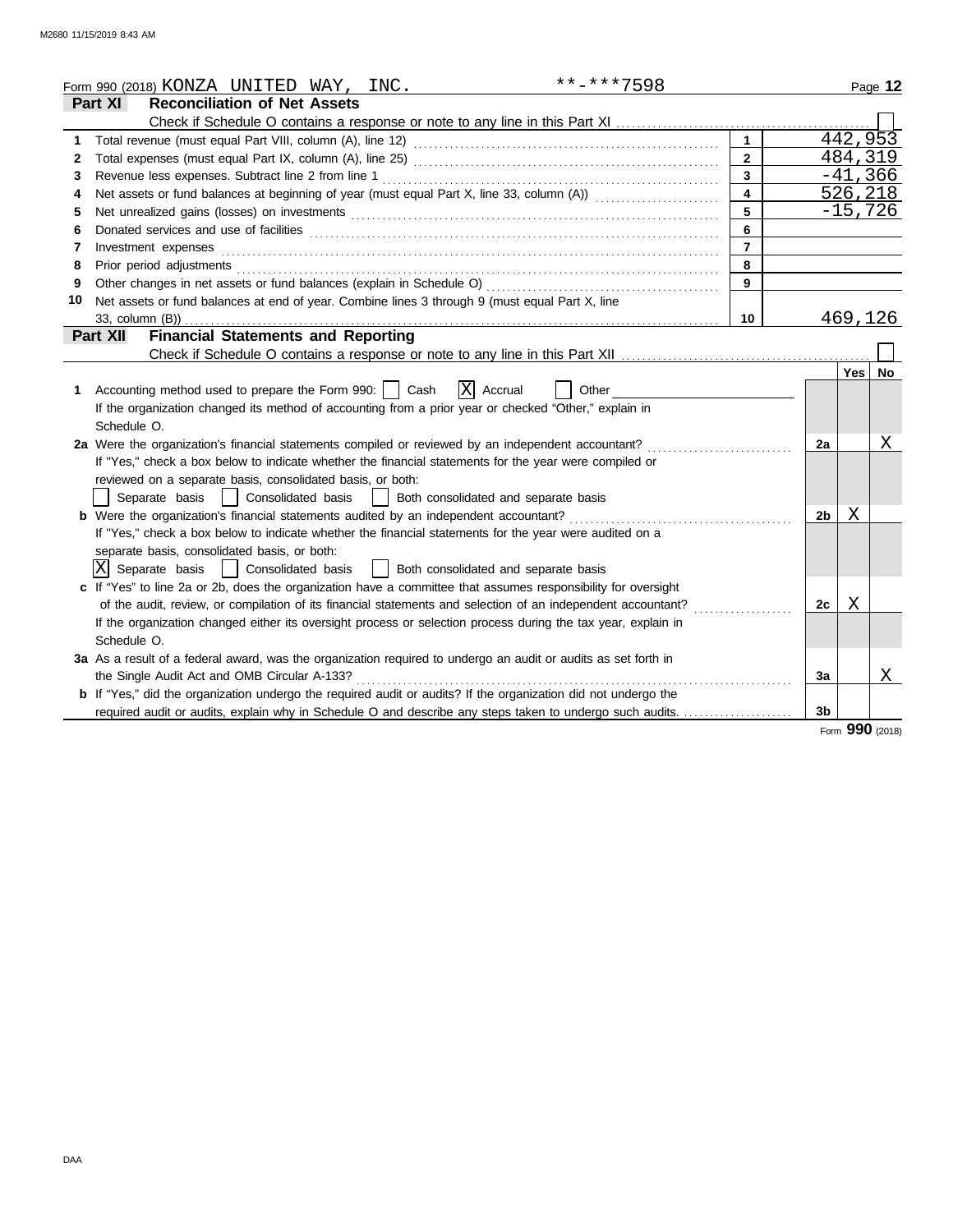Form 990 (2018) KONZA UNITED WAY, INC. **-***7598

## Part XI Reconciliation of Net Assets

Check if Schedule O contains a response or note to any line in this Part XI

| | | Line | Amount |
|---|---|---|---|
| 1 | Total revenue (must equal Part VIII, column (A), line 12) | 1 | 442,953 |
| 2 | Total expenses (must equal Part IX, column (A), line 25) | 2 | 484,319 |
| 3 | Revenue less expenses. Subtract line 2 from line 1 | 3 | -41,366 |
| 4 | Net assets or fund balances at beginning of year (must equal Part X, line 33, column (A)) | 4 | 526,218 |
| 5 | Net unrealized gains (losses) on investments | 5 | -15,726 |
| 6 | Donated services and use of facilities | 6 | |
| 7 | Investment expenses | 7 | |
| 8 | Prior period adjustments | 8 | |
| 9 | Other changes in net assets or fund balances (explain in Schedule O) | 9 | |
| 10 | Net assets or fund balances at end of year. Combine lines 3 through 9 (must equal Part X, line 33, column (B)) | 10 | 469,126 |

## Part XII Financial Statements and Reporting

Check if Schedule O contains a response or note to any line in this Part XII

| | | | Yes | No |
|---|---|---|---|---|
| 1 | Accounting method used to prepare the Form 990: [ ] Cash [X] Accrual [ ] Other<br>If the organization changed its method of accounting from a prior year or checked "Other," explain in Schedule O. | | | |
| 2a | Were the organization's financial statements compiled or reviewed by an independent accountant?<br>If "Yes," check a box below to indicate whether the financial statements for the year were compiled or reviewed on a separate basis, consolidated basis, or both:<br>[ ] Separate basis [ ] Consolidated basis [ ] Both consolidated and separate basis | 2a | | X |
| b | Were the organization's financial statements audited by an independent accountant?<br>If "Yes," check a box below to indicate whether the financial statements for the year were audited on a separate basis, consolidated basis, or both:<br>[X] Separate basis [ ] Consolidated basis [ ] Both consolidated and separate basis | 2b | X | |
| c | If "Yes" to line 2a or 2b, does the organization have a committee that assumes responsibility for oversight of the audit, review, or compilation of its financial statements and selection of an independent accountant?<br>If the organization changed either its oversight process or selection process during the tax year, explain in Schedule O. | 2c | X | |
| 3a | As a result of a federal award, was the organization required to undergo an audit or audits as set forth in the Single Audit Act and OMB Circular A-133? | 3a | | X |
| b | If "Yes," did the organization undergo the required audit or audits? If the organization did not undergo the required audit or audits, explain why in Schedule O and describe any steps taken to undergo such audits. | 3b | | |

Form **990** (2018)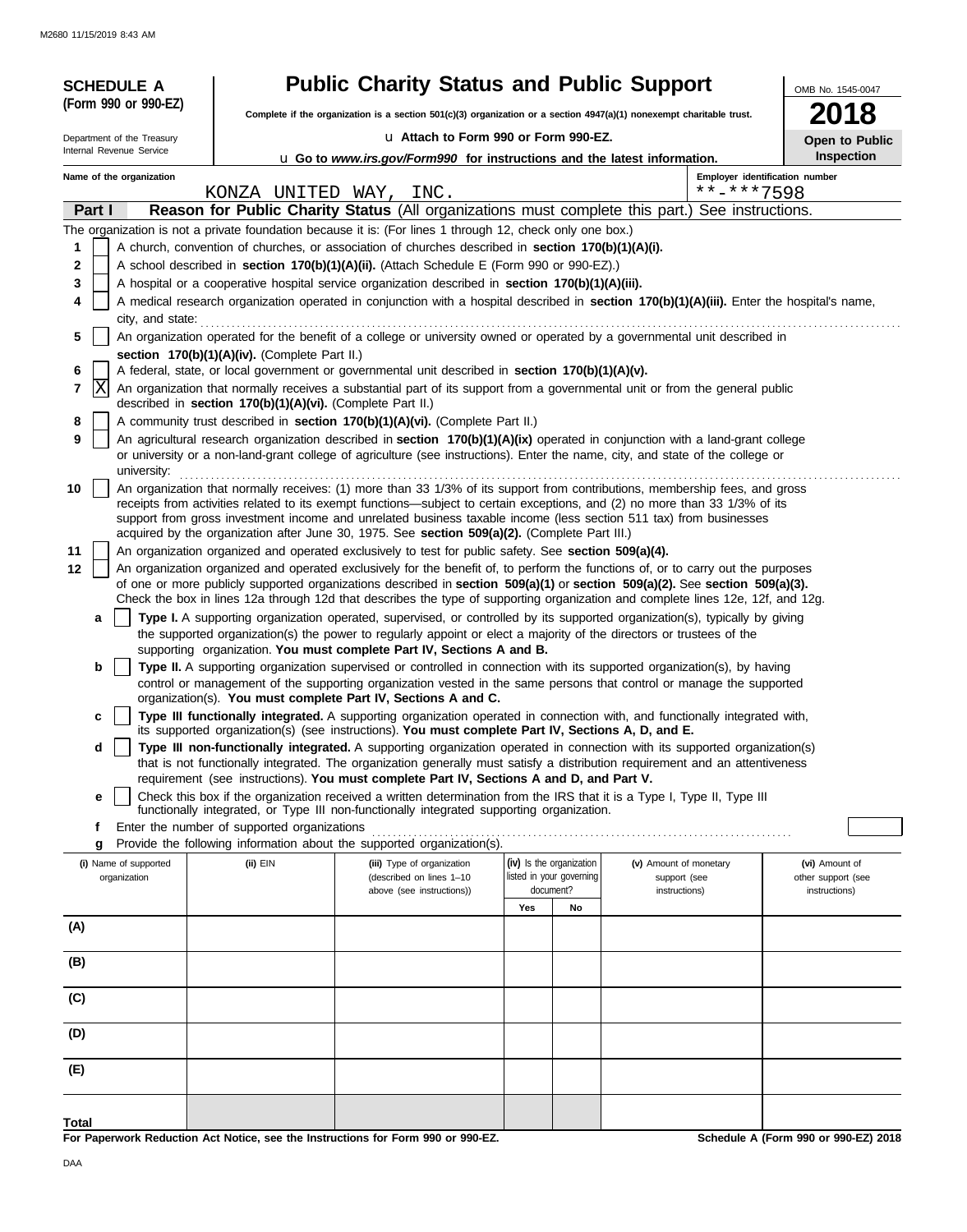**SCHEDULE A (Form 990 or 990-EZ)**

Department of the Treasury
Internal Revenue Service

# Public Charity Status and Public Support

**Complete if the organization is a section 501(c)(3) organization or a section 4947(a)(1) nonexempt charitable trust.**

u **Attach to Form 990 or Form 990-EZ.**

u **Go to *www.irs.gov/Form990* for instructions and the latest information.**

OMB No. 1545-0047

**2018**

**Open to Public Inspection**

**Name of the organization:** KONZA UNITED WAY, INC.

**Employer identification number:** **-***7598

## Part I — Reason for Public Charity Status (All organizations must complete this part.) See instructions.

The organization is not a private foundation because it is: (For lines 1 through 12, check only one box.)

1. [ ] A church, convention of churches, or association of churches described in **section 170(b)(1)(A)(i).**
2. [ ] A school described in **section 170(b)(1)(A)(ii).** (Attach Schedule E (Form 990 or 990-EZ).)
3. [ ] A hospital or a cooperative hospital service organization described in **section 170(b)(1)(A)(iii).**
4. [ ] A medical research organization operated in conjunction with a hospital described in **section 170(b)(1)(A)(iii).** Enter the hospital's name, city, and state:
5. [ ] An organization operated for the benefit of a college or university owned or operated by a governmental unit described in **section 170(b)(1)(A)(iv).** (Complete Part II.)
6. [ ] A federal, state, or local government or governmental unit described in **section 170(b)(1)(A)(v).**
7. [X] An organization that normally receives a substantial part of its support from a governmental unit or from the general public described in **section 170(b)(1)(A)(vi).** (Complete Part II.)
8. [ ] A community trust described in **section 170(b)(1)(A)(vi).** (Complete Part II.)
9. [ ] An agricultural research organization described in **section 170(b)(1)(A)(ix)** operated in conjunction with a land-grant college or university or a non-land-grant college of agriculture (see instructions). Enter the name, city, and state of the college or university:
10. [ ] An organization that normally receives: (1) more than 33 1/3% of its support from contributions, membership fees, and gross receipts from activities related to its exempt functions—subject to certain exceptions, and (2) no more than 33 1/3% of its support from gross investment income and unrelated business taxable income (less section 511 tax) from businesses acquired by the organization after June 30, 1975. See **section 509(a)(2).** (Complete Part III.)
11. [ ] An organization organized and operated exclusively to test for public safety. See **section 509(a)(4).**
12. [ ] An organization organized and operated exclusively for the benefit of, to perform the functions of, or to carry out the purposes of one or more publicly supported organizations described in **section 509(a)(1)** or **section 509(a)(2).** See **section 509(a)(3).** Check the box in lines 12a through 12d that describes the type of supporting organization and complete lines 12e, 12f, and 12g.
   - **a** [ ] **Type I.** A supporting organization operated, supervised, or controlled by its supported organization(s), typically by giving the supported organization(s) the power to regularly appoint or elect a majority of the directors or trustees of the supporting organization. **You must complete Part IV, Sections A and B.**
   - **b** [ ] **Type II.** A supporting organization supervised or controlled in connection with its supported organization(s), by having control or management of the supporting organization vested in the same persons that control or manage the supported organization(s). **You must complete Part IV, Sections A and C.**
   - **c** [ ] **Type III functionally integrated.** A supporting organization operated in connection with, and functionally integrated with, its supported organization(s) (see instructions). **You must complete Part IV, Sections A, D, and E.**
   - **d** [ ] **Type III non-functionally integrated.** A supporting organization operated in connection with its supported organization(s) that is not functionally integrated. The organization generally must satisfy a distribution requirement and an attentiveness requirement (see instructions). **You must complete Part IV, Sections A and D, and Part V.**
   - **e** [ ] Check this box if the organization received a written determination from the IRS that it is a Type I, Type II, Type III functionally integrated, or Type III non-functionally integrated supporting organization.
   - **f** Enter the number of supported organizations
   - **g** Provide the following information about the supported organization(s).

| (i) Name of supported organization | (ii) EIN | (iii) Type of organization (described on lines 1–10 above (see instructions)) | (iv) Is the organization listed in your governing document? | | (v) Amount of monetary support (see instructions) | (vi) Amount of other support (see instructions) |
|---|---|---|---|---|---|---|
| | | | Yes | No | | |
| (A) | | | | | | |
| (B) | | | | | | |
| (C) | | | | | | |
| (D) | | | | | | |
| (E) | | | | | | |
| **Total** | | | | | | |

**For Paperwork Reduction Act Notice, see the Instructions for Form 990 or 990-EZ.**

**Schedule A (Form 990 or 990-EZ) 2018**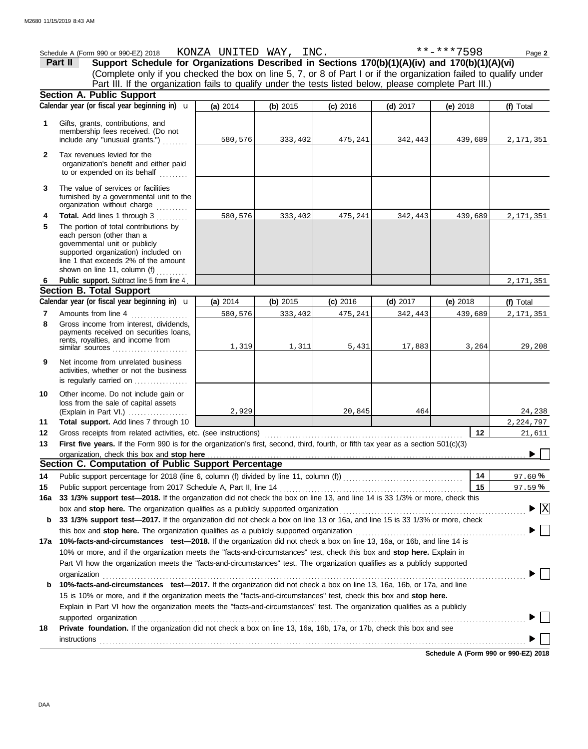Schedule A (Form 990 or 990-EZ) 2018 KONZA UNITED WAY, INC. **-***7598

## Part II Support Schedule for Organizations Described in Sections 170(b)(1)(A)(iv) and 170(b)(1)(A)(vi)

(Complete only if you checked the box on line 5, 7, or 8 of Part I or if the organization failed to qualify under Part III. If the organization fails to qualify under the tests listed below, please complete Part III.)

### Section A. Public Support

| Calendar year (or fiscal year beginning in) | (a) 2014 | (b) 2015 | (c) 2016 | (d) 2017 | (e) 2018 | (f) Total |
|---|---|---|---|---|---|---|
| 1 Gifts, grants, contributions, and membership fees received. (Do not include any "unusual grants.") | 580,576 | 333,402 | 475,241 | 342,443 | 439,689 | 2,171,351 |
| 2 Tax revenues levied for the organization's benefit and either paid to or expended on its behalf | | | | | | |
| 3 The value of services or facilities furnished by a governmental unit to the organization without charge | | | | | | |
| 4 **Total.** Add lines 1 through 3 | 580,576 | 333,402 | 475,241 | 342,443 | 439,689 | 2,171,351 |
| 5 The portion of total contributions by each person (other than a governmental unit or publicly supported organization) included on line 1 that exceeds 2% of the amount shown on line 11, column (f) | | | | | | |
| 6 **Public support.** Subtract line 5 from line 4 | | | | | | 2,171,351 |

### Section B. Total Support

| Calendar year (or fiscal year beginning in) | (a) 2014 | (b) 2015 | (c) 2016 | (d) 2017 | (e) 2018 | (f) Total |
|---|---|---|---|---|---|---|
| 7 Amounts from line 4 | 580,576 | 333,402 | 475,241 | 342,443 | 439,689 | 2,171,351 |
| 8 Gross income from interest, dividends, payments received on securities loans, rents, royalties, and income from similar sources | 1,319 | 1,311 | 5,431 | 17,883 | 3,264 | 29,208 |
| 9 Net income from unrelated business activities, whether or not the business is regularly carried on | | | | | | |
| 10 Other income. Do not include gain or loss from the sale of capital assets (Explain in Part VI.) | 2,929 | | 20,845 | 464 | | 24,238 |
| 11 **Total support.** Add lines 7 through 10 | | | | | | 2,224,797 |

12 Gross receipts from related activities, etc. (see instructions) — 12 — 21,611

13 **First five years.** If the Form 990 is for the organization's first, second, third, fourth, or fifth tax year as a section 501(c)(3) organization, check this box and **stop here** ☐

### Section C. Computation of Public Support Percentage

14 Public support percentage for 2018 (line 6, column (f) divided by line 11, column (f)) — 14 — 97.60 %

15 Public support percentage from 2017 Schedule A, Part II, line 14 — 15 — 97.59 %

16a **33 1/3% support test—2018.** If the organization did not check the box on line 13, and line 14 is 33 1/3% or more, check this box and **stop here.** The organization qualifies as a publicly supported organization ☒

b **33 1/3% support test—2017.** If the organization did not check a box on line 13 or 16a, and line 15 is 33 1/3% or more, check this box and **stop here.** The organization qualifies as a publicly supported organization ☐

17a **10%-facts-and-circumstances test—2018.** If the organization did not check a box on line 13, 16a, or 16b, and line 14 is 10% or more, and if the organization meets the "facts-and-circumstances" test, check this box and **stop here.** Explain in Part VI how the organization meets the "facts-and-circumstances" test. The organization qualifies as a publicly supported organization ☐

b **10%-facts-and-circumstances test—2017.** If the organization did not check a box on line 13, 16a, 16b, or 17a, and line 15 is 10% or more, and if the organization meets the "facts-and-circumstances" test, check this box and **stop here.** Explain in Part VI how the organization meets the "facts-and-circumstances" test. The organization qualifies as a publicly supported organization ☐

18 **Private foundation.** If the organization did not check a box on line 13, 16a, 16b, 17a, or 17b, check this box and see instructions ☐

**Schedule A (Form 990 or 990-EZ) 2018**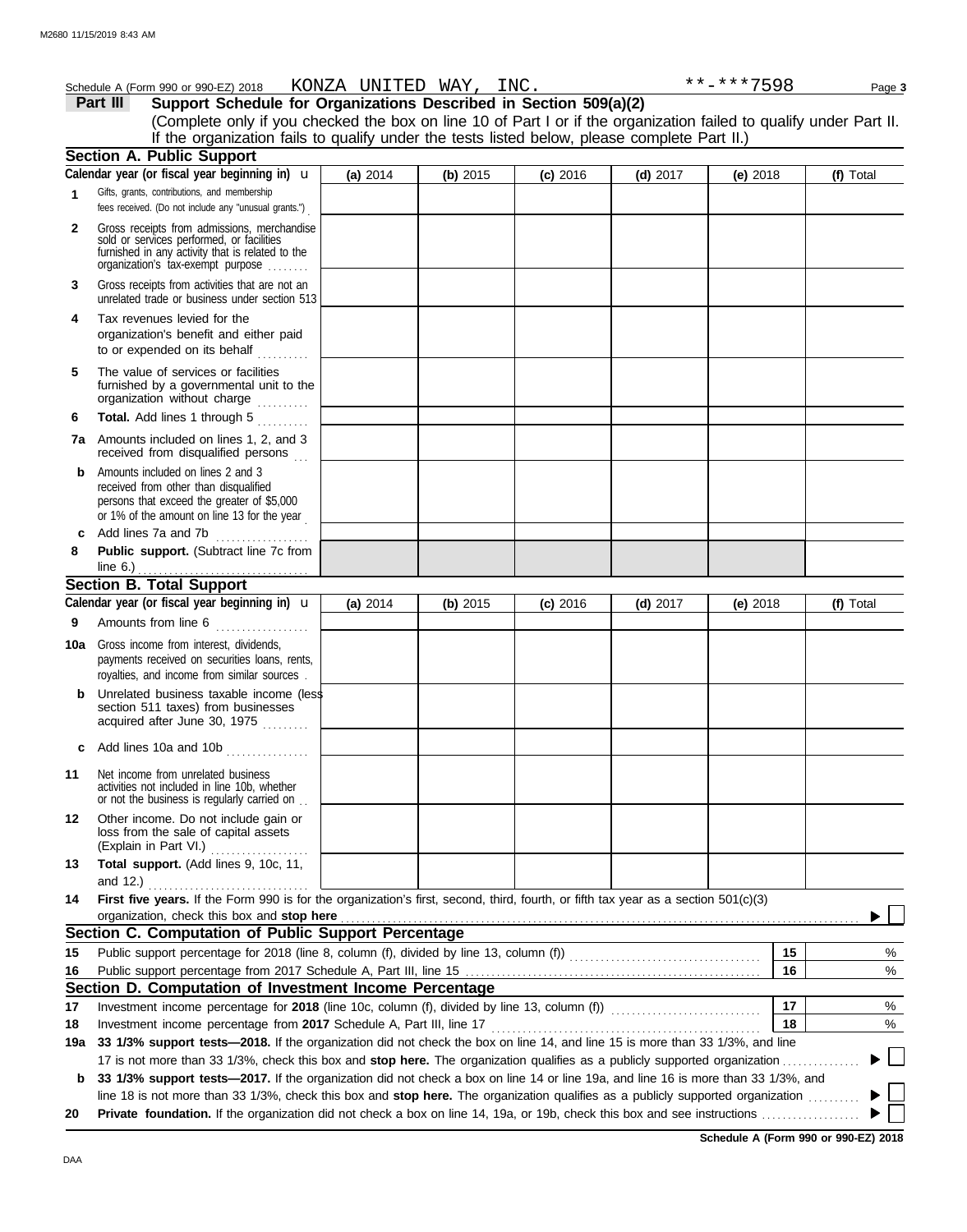Schedule A (Form 990 or 990-EZ) 2018 KONZA UNITED WAY, INC. **-***7598

**Part III Support Schedule for Organizations Described in Section 509(a)(2)**

(Complete only if you checked the box on line 10 of Part I or if the organization failed to qualify under Part II. If the organization fails to qualify under the tests listed below, please complete Part II.)

### Section A. Public Support

| Calendar year (or fiscal year beginning in) u | (a) 2014 | (b) 2015 | (c) 2016 | (d) 2017 | (e) 2018 | (f) Total |
|---|---|---|---|---|---|---|
| **1** Gifts, grants, contributions, and membership fees received. (Do not include any "unusual grants.") | | | | | | |
| **2** Gross receipts from admissions, merchandise sold or services performed, or facilities furnished in any activity that is related to the organization's tax-exempt purpose | | | | | | |
| **3** Gross receipts from activities that are not an unrelated trade or business under section 513 | | | | | | |
| **4** Tax revenues levied for the organization's benefit and either paid to or expended on its behalf | | | | | | |
| **5** The value of services or facilities furnished by a governmental unit to the organization without charge | | | | | | |
| **6** **Total.** Add lines 1 through 5 | | | | | | |
| **7a** Amounts included on lines 1, 2, and 3 received from disqualified persons | | | | | | |
| **b** Amounts included on lines 2 and 3 received from other than disqualified persons that exceed the greater of $5,000 or 1% of the amount on line 13 for the year | | | | | | |
| **c** Add lines 7a and 7b | | | | | | |
| **8** **Public support.** (Subtract line 7c from line 6.) | | | | | | |

### Section B. Total Support

| Calendar year (or fiscal year beginning in) u | (a) 2014 | (b) 2015 | (c) 2016 | (d) 2017 | (e) 2018 | (f) Total |
|---|---|---|---|---|---|---|
| **9** Amounts from line 6 | | | | | | |
| **10a** Gross income from interest, dividends, payments received on securities loans, rents, royalties, and income from similar sources | | | | | | |
| **b** Unrelated business taxable income (less section 511 taxes) from businesses acquired after June 30, 1975 | | | | | | |
| **c** Add lines 10a and 10b | | | | | | |
| **11** Net income from unrelated business activities not included in line 10b, whether or not the business is regularly carried on | | | | | | |
| **12** Other income. Do not include gain or loss from the sale of capital assets (Explain in Part VI.) | | | | | | |
| **13** **Total support.** (Add lines 9, 10c, 11, and 12.) | | | | | | |

**14** **First five years.** If the Form 990 is for the organization's first, second, third, fourth, or fifth tax year as a section 501(c)(3) organization, check this box and **stop here** ▶ ☐

### Section C. Computation of Public Support Percentage

| | | | |
|---|---|---|---|
| **15** | Public support percentage for 2018 (line 8, column (f), divided by line 13, column (f)) | 15 | % |
| **16** | Public support percentage from 2017 Schedule A, Part III, line 15 | 16 | % |

### Section D. Computation of Investment Income Percentage

| | | | |
|---|---|---|---|
| **17** | Investment income percentage for **2018** (line 10c, column (f), divided by line 13, column (f)) | 17 | % |
| **18** | Investment income percentage from **2017** Schedule A, Part III, line 17 | 18 | % |

**19a** **33 1/3% support tests—2018.** If the organization did not check the box on line 14, and line 15 is more than 33 1/3%, and line 17 is not more than 33 1/3%, check this box and **stop here.** The organization qualifies as a publicly supported organization ▶ ☐

**b** **33 1/3% support tests—2017.** If the organization did not check a box on line 14 or line 19a, and line 16 is more than 33 1/3%, and line 18 is not more than 33 1/3%, check this box and **stop here.** The organization qualifies as a publicly supported organization ▶ ☐

**20** **Private foundation.** If the organization did not check a box on line 14, 19a, or 19b, check this box and see instructions ▶ ☐

**Schedule A (Form 990 or 990-EZ) 2018**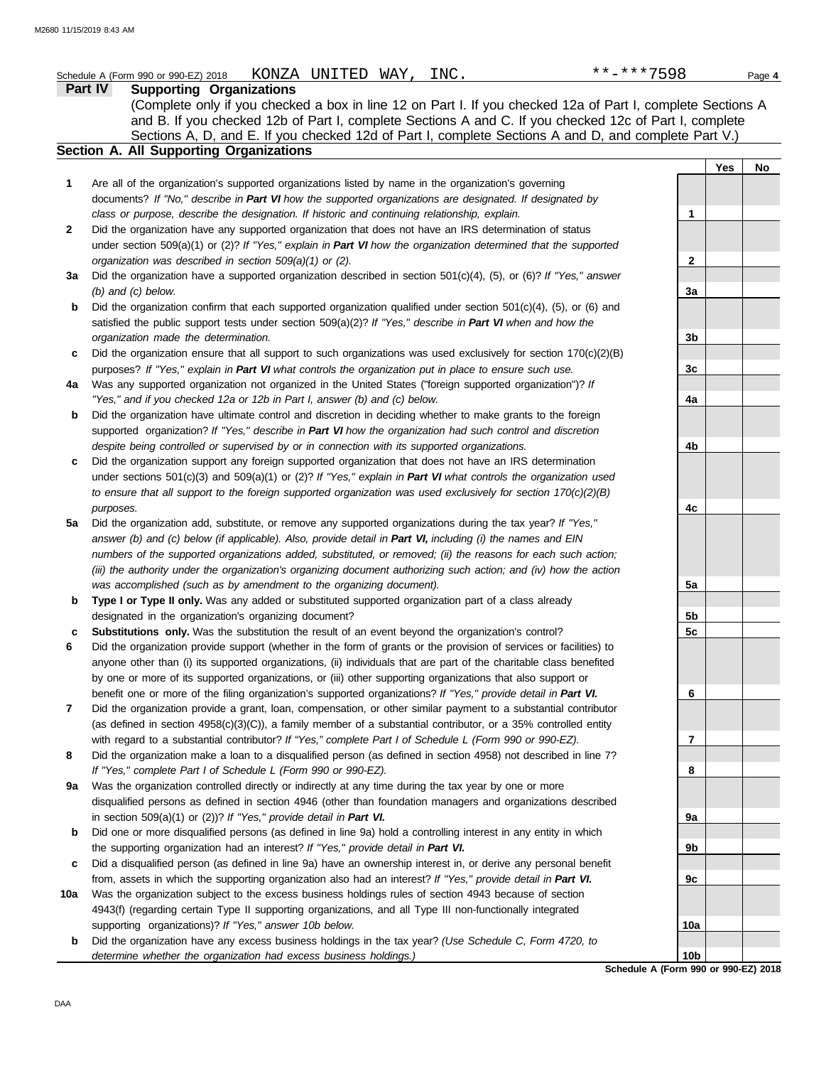Schedule A (Form 990 or 990-EZ) 2018 KONZA UNITED WAY, INC. **-***7598

## Part IV Supporting Organizations

(Complete only if you checked a box in line 12 on Part I. If you checked 12a of Part I, complete Sections A and B. If you checked 12b of Part I, complete Sections A and C. If you checked 12c of Part I, complete Sections A, D, and E. If you checked 12d of Part I, complete Sections A and D, and complete Part V.)

### Section A. All Supporting Organizations

| | | Line | Yes | No |
|---|---|---|---|---|
| **1** | Are all of the organization's supported organizations listed by name in the organization's governing documents? *If "No," describe in **Part VI** how the supported organizations are designated. If designated by class or purpose, describe the designation. If historic and continuing relationship, explain.* | 1 | | |
| **2** | Did the organization have any supported organization that does not have an IRS determination of status under section 509(a)(1) or (2)? *If "Yes," explain in **Part VI** how the organization determined that the supported organization was described in section 509(a)(1) or (2).* | 2 | | |
| **3a** | Did the organization have a supported organization described in section 501(c)(4), (5), or (6)? *If "Yes," answer (b) and (c) below.* | 3a | | |
| **b** | Did the organization confirm that each supported organization qualified under section 501(c)(4), (5), or (6) and satisfied the public support tests under section 509(a)(2)? *If "Yes," describe in **Part VI** when and how the organization made the determination.* | 3b | | |
| **c** | Did the organization ensure that all support to such organizations was used exclusively for section 170(c)(2)(B) purposes? *If "Yes," explain in **Part VI** what controls the organization put in place to ensure such use.* | 3c | | |
| **4a** | Was any supported organization not organized in the United States ("foreign supported organization")? *If "Yes," and if you checked 12a or 12b in Part I, answer (b) and (c) below.* | 4a | | |
| **b** | Did the organization have ultimate control and discretion in deciding whether to make grants to the foreign supported organization? *If "Yes," describe in **Part VI** how the organization had such control and discretion despite being controlled or supervised by or in connection with its supported organizations.* | 4b | | |
| **c** | Did the organization support any foreign supported organization that does not have an IRS determination under sections 501(c)(3) and 509(a)(1) or (2)? *If "Yes," explain in **Part VI** what controls the organization used to ensure that all support to the foreign supported organization was used exclusively for section 170(c)(2)(B) purposes.* | 4c | | |
| **5a** | Did the organization add, substitute, or remove any supported organizations during the tax year? *If "Yes," answer (b) and (c) below (if applicable). Also, provide detail in **Part VI,** including (i) the names and EIN numbers of the supported organizations added, substituted, or removed; (ii) the reasons for each such action; (iii) the authority under the organization's organizing document authorizing such action; and (iv) how the action was accomplished (such as by amendment to the organizing document).* | 5a | | |
| **b** | **Type I or Type II only.** Was any added or substituted supported organization part of a class already designated in the organization's organizing document? | 5b | | |
| **c** | **Substitutions only.** Was the substitution the result of an event beyond the organization's control? | 5c | | |
| **6** | Did the organization provide support (whether in the form of grants or the provision of services or facilities) to anyone other than (i) its supported organizations, (ii) individuals that are part of the charitable class benefited by one or more of its supported organizations, or (iii) other supporting organizations that also support or benefit one or more of the filing organization's supported organizations? *If "Yes," provide detail in **Part VI.*** | 6 | | |
| **7** | Did the organization provide a grant, loan, compensation, or other similar payment to a substantial contributor (as defined in section 4958(c)(3)(C)), a family member of a substantial contributor, or a 35% controlled entity with regard to a substantial contributor? *If "Yes," complete Part I of Schedule L (Form 990 or 990-EZ).* | 7 | | |
| **8** | Did the organization make a loan to a disqualified person (as defined in section 4958) not described in line 7? *If "Yes," complete Part I of Schedule L (Form 990 or 990-EZ).* | 8 | | |
| **9a** | Was the organization controlled directly or indirectly at any time during the tax year by one or more disqualified persons as defined in section 4946 (other than foundation managers and organizations described in section 509(a)(1) or (2))? *If "Yes," provide detail in **Part VI.*** | 9a | | |
| **b** | Did one or more disqualified persons (as defined in line 9a) hold a controlling interest in any entity in which the supporting organization had an interest? *If "Yes," provide detail in **Part VI.*** | 9b | | |
| **c** | Did a disqualified person (as defined in line 9a) have an ownership interest in, or derive any personal benefit from, assets in which the supporting organization also had an interest? *If "Yes," provide detail in **Part VI.*** | 9c | | |
| **10a** | Was the organization subject to the excess business holdings rules of section 4943 because of section 4943(f) (regarding certain Type II supporting organizations, and all Type III non-functionally integrated supporting organizations)? *If "Yes," answer 10b below.* | 10a | | |
| **b** | Did the organization have any excess business holdings in the tax year? *(Use Schedule C, Form 4720, to determine whether the organization had excess business holdings.)* | 10b | | |

**Schedule A (Form 990 or 990-EZ) 2018**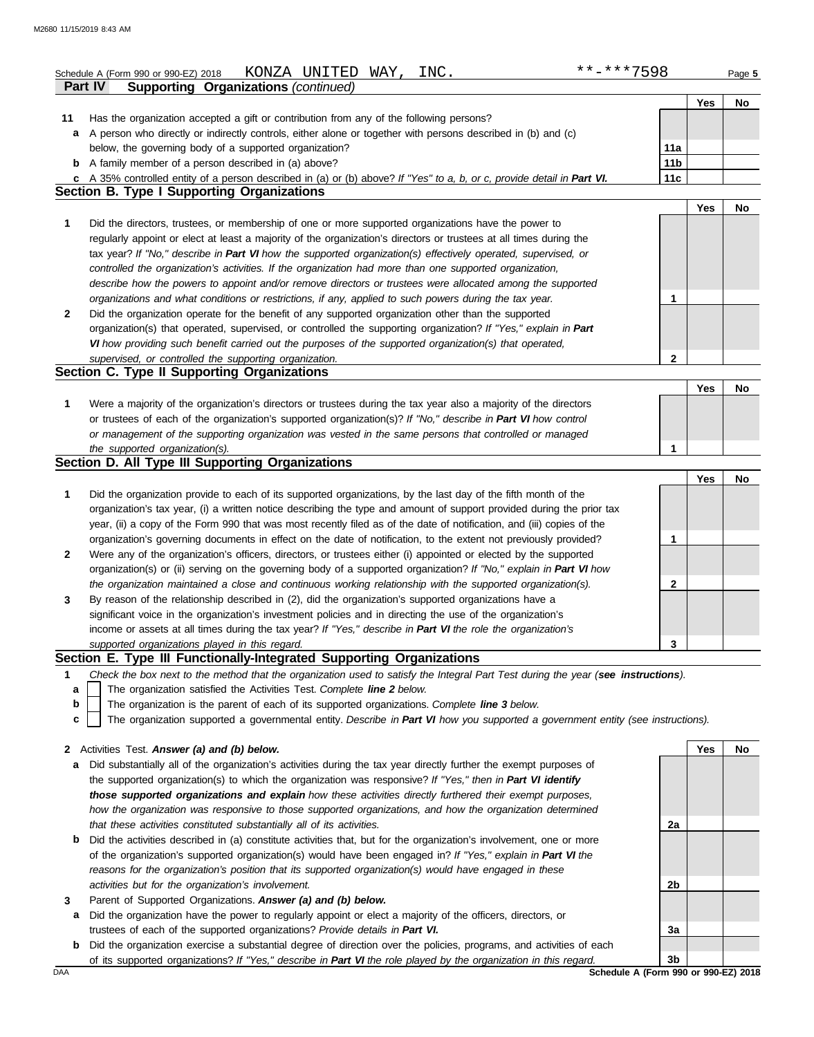Schedule A (Form 990 or 990-EZ) 2018 KONZA UNITED WAY, INC. **-***7598

## Part IV Supporting Organizations *(continued)*

| | | | Yes | No |
|---|---|---|---|---|
| **11** | Has the organization accepted a gift or contribution from any of the following persons? | | | |
| **a** | A person who directly or indirectly controls, either alone or together with persons described in (b) and (c) below, the governing body of a supported organization? | 11a | | |
| **b** | A family member of a person described in (a) above? | 11b | | |
| **c** | A 35% controlled entity of a person described in (a) or (b) above? *If "Yes" to a, b, or c, provide detail in **Part VI.*** | 11c | | |

### Section B. Type I Supporting Organizations

| | | | Yes | No |
|---|---|---|---|---|
| **1** | Did the directors, trustees, or membership of one or more supported organizations have the power to regularly appoint or elect at least a majority of the organization's directors or trustees at all times during the tax year? *If "No," describe in **Part VI** how the supported organization(s) effectively operated, supervised, or controlled the organization's activities. If the organization had more than one supported organization, describe how the powers to appoint and/or remove directors or trustees were allocated among the supported organizations and what conditions or restrictions, if any, applied to such powers during the tax year.* | 1 | | |
| **2** | Did the organization operate for the benefit of any supported organization other than the supported organization(s) that operated, supervised, or controlled the supporting organization? *If "Yes," explain in **Part VI** how providing such benefit carried out the purposes of the supported organization(s) that operated, supervised, or controlled the supporting organization.* | 2 | | |

### Section C. Type II Supporting Organizations

| | | | Yes | No |
|---|---|---|---|---|
| **1** | Were a majority of the organization's directors or trustees during the tax year also a majority of the directors or trustees of each of the organization's supported organization(s)? *If "No," describe in **Part VI** how control or management of the supporting organization was vested in the same persons that controlled or managed the supported organization(s).* | 1 | | |

### Section D. All Type III Supporting Organizations

| | | | Yes | No |
|---|---|---|---|---|
| **1** | Did the organization provide to each of its supported organizations, by the last day of the fifth month of the organization's tax year, (i) a written notice describing the type and amount of support provided during the prior tax year, (ii) a copy of the Form 990 that was most recently filed as of the date of notification, and (iii) copies of the organization's governing documents in effect on the date of notification, to the extent not previously provided? | 1 | | |
| **2** | Were any of the organization's officers, directors, or trustees either (i) appointed or elected by the supported organization(s) or (ii) serving on the governing body of a supported organization? *If "No," explain in **Part VI** how the organization maintained a close and continuous working relationship with the supported organization(s).* | 2 | | |
| **3** | By reason of the relationship described in (2), did the organization's supported organizations have a significant voice in the organization's investment policies and in directing the use of the organization's income or assets at all times during the tax year? *If "Yes," describe in **Part VI** the role the organization's supported organizations played in this regard.* | 3 | | |

### Section E. Type III Functionally-Integrated Supporting Organizations

**1** *Check the box next to the method that the organization used to satisfy the Integral Part Test during the year (**see instructions**).*

- **a** ☐ The organization satisfied the Activities Test. *Complete **line 2** below.*
- **b** ☐ The organization is the parent of each of its supported organizations. *Complete **line 3** below.*
- **c** ☐ The organization supported a governmental entity. *Describe in **Part VI** how you supported a government entity (see instructions).*

| | | | Yes | No |
|---|---|---|---|---|
| **2** | Activities Test. ***Answer (a) and (b) below.*** | | | |
| **a** | Did substantially all of the organization's activities during the tax year directly further the exempt purposes of the supported organization(s) to which the organization was responsive? *If "Yes," then in **Part VI identify those supported organizations and explain** how these activities directly furthered their exempt purposes, how the organization was responsive to those supported organizations, and how the organization determined that these activities constituted substantially all of its activities.* | 2a | | |
| **b** | Did the activities described in (a) constitute activities that, but for the organization's involvement, one or more of the organization's supported organization(s) would have been engaged in? *If "Yes," explain in **Part VI** the reasons for the organization's position that its supported organization(s) would have engaged in these activities but for the organization's involvement.* | 2b | | |
| **3** | Parent of Supported Organizations. ***Answer (a) and (b) below.*** | | | |
| **a** | Did the organization have the power to regularly appoint or elect a majority of the officers, directors, or trustees of each of the supported organizations? *Provide details in **Part VI.*** | 3a | | |
| **b** | Did the organization exercise a substantial degree of direction over the policies, programs, and activities of each of its supported organizations? *If "Yes," describe in **Part VI** the role played by the organization in this regard.* | 3b | | |

**Schedule A (Form 990 or 990-EZ) 2018**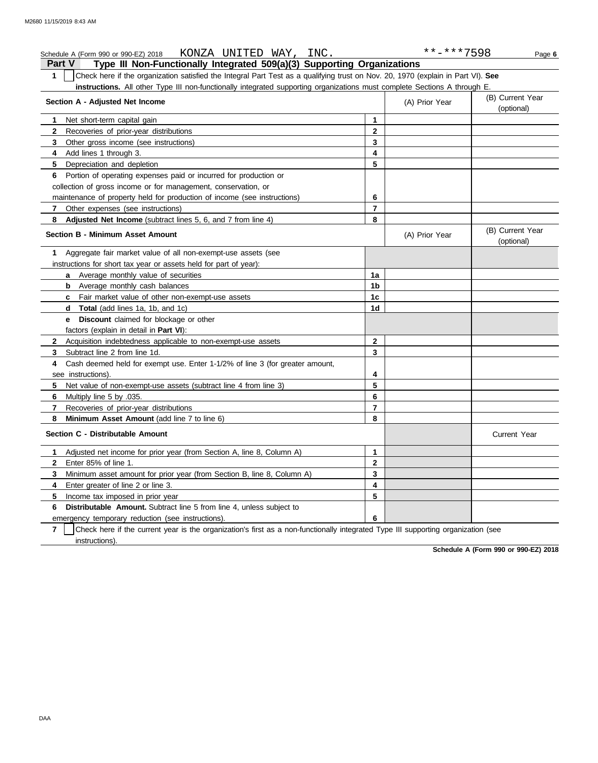Schedule A (Form 990 or 990-EZ) 2018 KONZA UNITED WAY, INC. **-***7598 Page 6

## Part V Type III Non-Functionally Integrated 509(a)(3) Supporting Organizations

**1** ☐ Check here if the organization satisfied the Integral Part Test as a qualifying trust on Nov. 20, 1970 (explain in Part VI). **See instructions.** All other Type III non-functionally integrated supporting organizations must complete Sections A through E.

| Section A - Adjusted Net Income | | (A) Prior Year | (B) Current Year (optional) |
|---|---|---|---|
| 1 Net short-term capital gain | 1 | | |
| 2 Recoveries of prior-year distributions | 2 | | |
| 3 Other gross income (see instructions) | 3 | | |
| 4 Add lines 1 through 3. | 4 | | |
| 5 Depreciation and depletion | 5 | | |
| 6 Portion of operating expenses paid or incurred for production or collection of gross income or for management, conservation, or maintenance of property held for production of income (see instructions) | 6 | | |
| 7 Other expenses (see instructions) | 7 | | |
| 8 **Adjusted Net Income** (subtract lines 5, 6, and 7 from line 4) | 8 | | |

| Section B - Minimum Asset Amount | | (A) Prior Year | (B) Current Year (optional) |
|---|---|---|---|
| 1 Aggregate fair market value of all non-exempt-use assets (see instructions for short tax year or assets held for part of year): | | | |
| a Average monthly value of securities | 1a | | |
| b Average monthly cash balances | 1b | | |
| c Fair market value of other non-exempt-use assets | 1c | | |
| d **Total** (add lines 1a, 1b, and 1c) | 1d | | |
| e **Discount** claimed for blockage or other factors (explain in detail in **Part VI**): | | | |
| 2 Acquisition indebtedness applicable to non-exempt-use assets | 2 | | |
| 3 Subtract line 2 from line 1d. | 3 | | |
| 4 Cash deemed held for exempt use. Enter 1-1/2% of line 3 (for greater amount, see instructions). | 4 | | |
| 5 Net value of non-exempt-use assets (subtract line 4 from line 3) | 5 | | |
| 6 Multiply line 5 by .035. | 6 | | |
| 7 Recoveries of prior-year distributions | 7 | | |
| 8 **Minimum Asset Amount** (add line 7 to line 6) | 8 | | |

| Section C - Distributable Amount | | | Current Year |
|---|---|---|---|
| 1 Adjusted net income for prior year (from Section A, line 8, Column A) | 1 | | |
| 2 Enter 85% of line 1. | 2 | | |
| 3 Minimum asset amount for prior year (from Section B, line 8, Column A) | 3 | | |
| 4 Enter greater of line 2 or line 3. | 4 | | |
| 5 Income tax imposed in prior year | 5 | | |
| 6 **Distributable Amount.** Subtract line 5 from line 4, unless subject to emergency temporary reduction (see instructions). | 6 | | |

**7** ☐ Check here if the current year is the organization's first as a non-functionally integrated Type III supporting organization (see instructions).

**Schedule A (Form 990 or 990-EZ) 2018**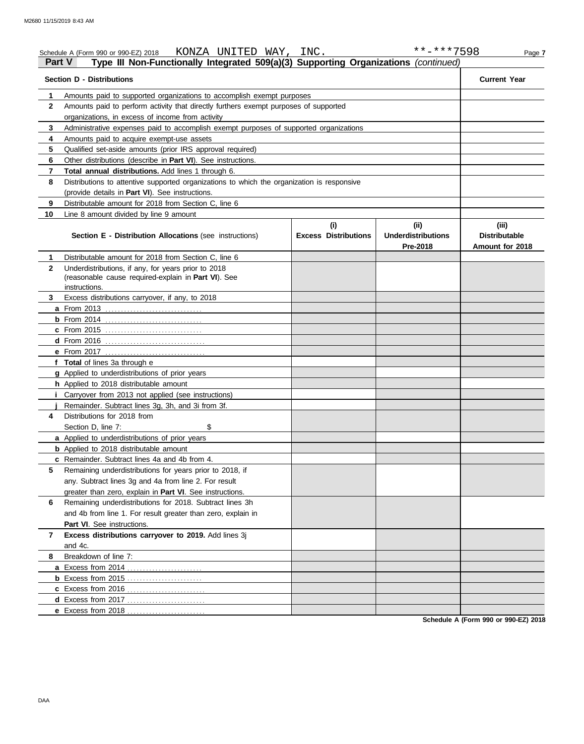Schedule A (Form 990 or 990-EZ) 2018 KONZA UNITED WAY, INC. **-***7598

**Part V** **Type III Non-Functionally Integrated 509(a)(3) Supporting Organizations** *(continued)*

| **Section D - Distributions** | | **Current Year** |
|---|---|---|
| **1** | Amounts paid to supported organizations to accomplish exempt purposes | |
| **2** | Amounts paid to perform activity that directly furthers exempt purposes of supported organizations, in excess of income from activity | |
| **3** | Administrative expenses paid to accomplish exempt purposes of supported organizations | |
| **4** | Amounts paid to acquire exempt-use assets | |
| **5** | Qualified set-aside amounts (prior IRS approval required) | |
| **6** | Other distributions (describe in **Part VI**). See instructions. | |
| **7** | **Total annual distributions.** Add lines 1 through 6. | |
| **8** | Distributions to attentive supported organizations to which the organization is responsive (provide details in **Part VI**). See instructions. | |
| **9** | Distributable amount for 2018 from Section C, line 6 | |
| **10** | Line 8 amount divided by line 9 amount | |

| | **Section E - Distribution Allocations** (see instructions) | **(i) Excess Distributions** | **(ii) Underdistributions Pre-2018** | **(iii) Distributable Amount for 2018** |
|---|---|---|---|---|
| **1** | Distributable amount for 2018 from Section C, line 6 | | | |
| **2** | Underdistributions, if any, for years prior to 2018 (reasonable cause required-explain in **Part VI**). See instructions. | | | |
| **3** | Excess distributions carryover, if any, to 2018 | | | |
| **a** | From 2013 | | | |
| **b** | From 2014 | | | |
| **c** | From 2015 | | | |
| **d** | From 2016 | | | |
| **e** | From 2017 | | | |
| **f** | **Total** of lines 3a through e | | | |
| **g** | Applied to underdistributions of prior years | | | |
| **h** | Applied to 2018 distributable amount | | | |
| **i** | Carryover from 2013 not applied (see instructions) | | | |
| **j** | Remainder. Subtract lines 3g, 3h, and 3i from 3f. | | | |
| **4** | Distributions for 2018 from Section D, line 7: $ | | | |
| **a** | Applied to underdistributions of prior years | | | |
| **b** | Applied to 2018 distributable amount | | | |
| **c** | Remainder. Subtract lines 4a and 4b from 4. | | | |
| **5** | Remaining underdistributions for years prior to 2018, if any. Subtract lines 3g and 4a from line 2. For result greater than zero, explain in **Part VI**. See instructions. | | | |
| **6** | Remaining underdistributions for 2018. Subtract lines 3h and 4b from line 1. For result greater than zero, explain in **Part VI**. See instructions. | | | |
| **7** | **Excess distributions carryover to 2019.** Add lines 3j and 4c. | | | |
| **8** | Breakdown of line 7: | | | |
| **a** | Excess from 2014 | | | |
| **b** | Excess from 2015 | | | |
| **c** | Excess from 2016 | | | |
| **d** | Excess from 2017 | | | |
| **e** | Excess from 2018 | | | |

**Schedule A (Form 990 or 990-EZ) 2018**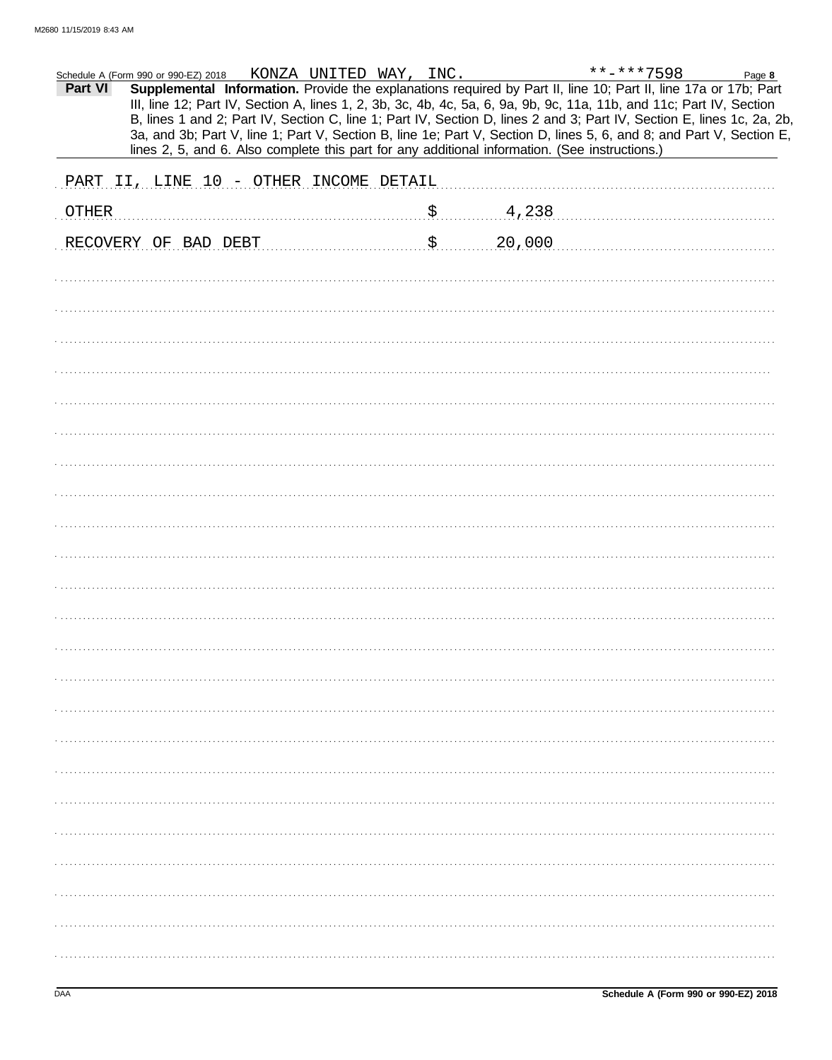Schedule A (Form 990 or 990-EZ) 2018 KONZA UNITED WAY, INC. **-***7598

**Part VI** **Supplemental Information.** Provide the explanations required by Part II, line 10; Part II, line 17a or 17b; Part III, line 12; Part IV, Section A, lines 1, 2, 3b, 3c, 4b, 4c, 5a, 6, 9a, 9b, 9c, 11a, 11b, and 11c; Part IV, Section B, lines 1 and 2; Part IV, Section C, line 1; Part IV, Section D, lines 2 and 3; Part IV, Section E, lines 1c, 2a, 2b, 3a, and 3b; Part V, line 1; Part V, Section B, line 1e; Part V, Section D, lines 5, 6, and 8; and Part V, Section E, lines 2, 5, and 6. Also complete this part for any additional information. (See instructions.)

PART II, LINE 10 - OTHER INCOME DETAIL

| | |
|---|---|
| OTHER | $ 4,238 |
| RECOVERY OF BAD DEBT | $ 20,000 |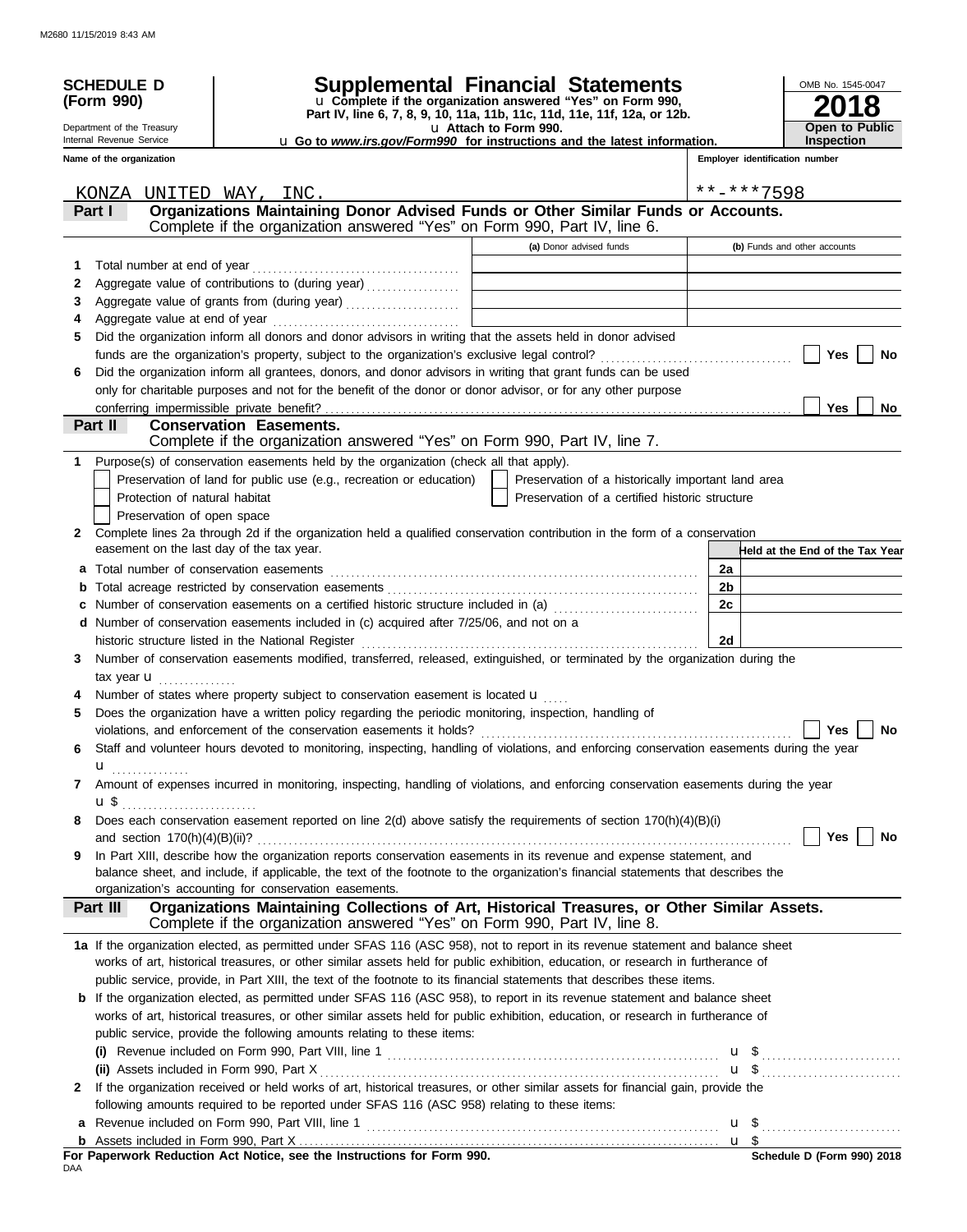M2680 11/15/2019 8:43 AM

**SCHEDULE D (Form 990)**

Department of the Treasury
Internal Revenue Service

# Supplemental Financial Statements

u Complete if the organization answered "Yes" on Form 990, Part IV, line 6, 7, 8, 9, 10, 11a, 11b, 11c, 11d, 11e, 11f, 12a, or 12b.
u Attach to Form 990.
u Go to *www.irs.gov/Form990* for instructions and the latest information.

OMB No. 1545-0047
**2018**
**Open to Public Inspection**

**Name of the organization**
KONZA UNITED WAY, INC.

**Employer identification number**
**-***7598

## Part I Organizations Maintaining Donor Advised Funds or Other Similar Funds or Accounts.

Complete if the organization answered "Yes" on Form 990, Part IV, line 6.

| | | (a) Donor advised funds | (b) Funds and other accounts |
|---|---|---|---|
| 1 | Total number at end of year | | |
| 2 | Aggregate value of contributions to (during year) | | |
| 3 | Aggregate value of grants from (during year) | | |
| 4 | Aggregate value at end of year | | |

5 Did the organization inform all donors and donor advisors in writing that the assets held in donor advised funds are the organization's property, subject to the organization's exclusive legal control? ☐ Yes ☐ No

6 Did the organization inform all grantees, donors, and donor advisors in writing that grant funds can be used only for charitable purposes and not for the benefit of the donor or donor advisor, or for any other purpose conferring impermissible private benefit? ☐ Yes ☐ No

## Part II Conservation Easements.

Complete if the organization answered "Yes" on Form 990, Part IV, line 7.

1 Purpose(s) of conservation easements held by the organization (check all that apply).

- ☐ Preservation of land for public use (e.g., recreation or education)
- ☐ Preservation of a historically important land area
- ☐ Protection of natural habitat
- ☐ Preservation of a certified historic structure
- ☐ Preservation of open space

2 Complete lines 2a through 2d if the organization held a qualified conservation contribution in the form of a conservation easement on the last day of the tax year.

| | | | Held at the End of the Tax Year |
|---|---|---|---|
| a | Total number of conservation easements | 2a | |
| b | Total acreage restricted by conservation easements | 2b | |
| c | Number of conservation easements on a certified historic structure included in (a) | 2c | |
| d | Number of conservation easements included in (c) acquired after 7/25/06, and not on a historic structure listed in the National Register | 2d | |

3 Number of conservation easements modified, transferred, released, extinguished, or terminated by the organization during the tax year u

4 Number of states where property subject to conservation easement is located u

5 Does the organization have a written policy regarding the periodic monitoring, inspection, handling of violations, and enforcement of the conservation easements it holds? ☐ Yes ☐ No

6 Staff and volunteer hours devoted to monitoring, inspecting, handling of violations, and enforcing conservation easements during the year u

7 Amount of expenses incurred in monitoring, inspecting, handling of violations, and enforcing conservation easements during the year u $

8 Does each conservation easement reported on line 2(d) above satisfy the requirements of section 170(h)(4)(B)(i) and section 170(h)(4)(B)(ii)? ☐ Yes ☐ No

9 In Part XIII, describe how the organization reports conservation easements in its revenue and expense statement, and balance sheet, and include, if applicable, the text of the footnote to the organization's financial statements that describes the organization's accounting for conservation easements.

## Part III Organizations Maintaining Collections of Art, Historical Treasures, or Other Similar Assets.

Complete if the organization answered "Yes" on Form 990, Part IV, line 8.

1a If the organization elected, as permitted under SFAS 116 (ASC 958), not to report in its revenue statement and balance sheet works of art, historical treasures, or other similar assets held for public exhibition, education, or research in furtherance of public service, provide, in Part XIII, the text of the footnote to its financial statements that describes these items.

b If the organization elected, as permitted under SFAS 116 (ASC 958), to report in its revenue statement and balance sheet works of art, historical treasures, or other similar assets held for public exhibition, education, or research in furtherance of public service, provide the following amounts relating to these items:

(i) Revenue included on Form 990, Part VIII, line 1 u $

(ii) Assets included in Form 990, Part X u $

2 If the organization received or held works of art, historical treasures, or other similar assets for financial gain, provide the following amounts required to be reported under SFAS 116 (ASC 958) relating to these items:

a Revenue included on Form 990, Part VIII, line 1 u $

b Assets included in Form 990, Part X u $

**For Paperwork Reduction Act Notice, see the Instructions for Form 990.**
**Schedule D (Form 990) 2018**

DAA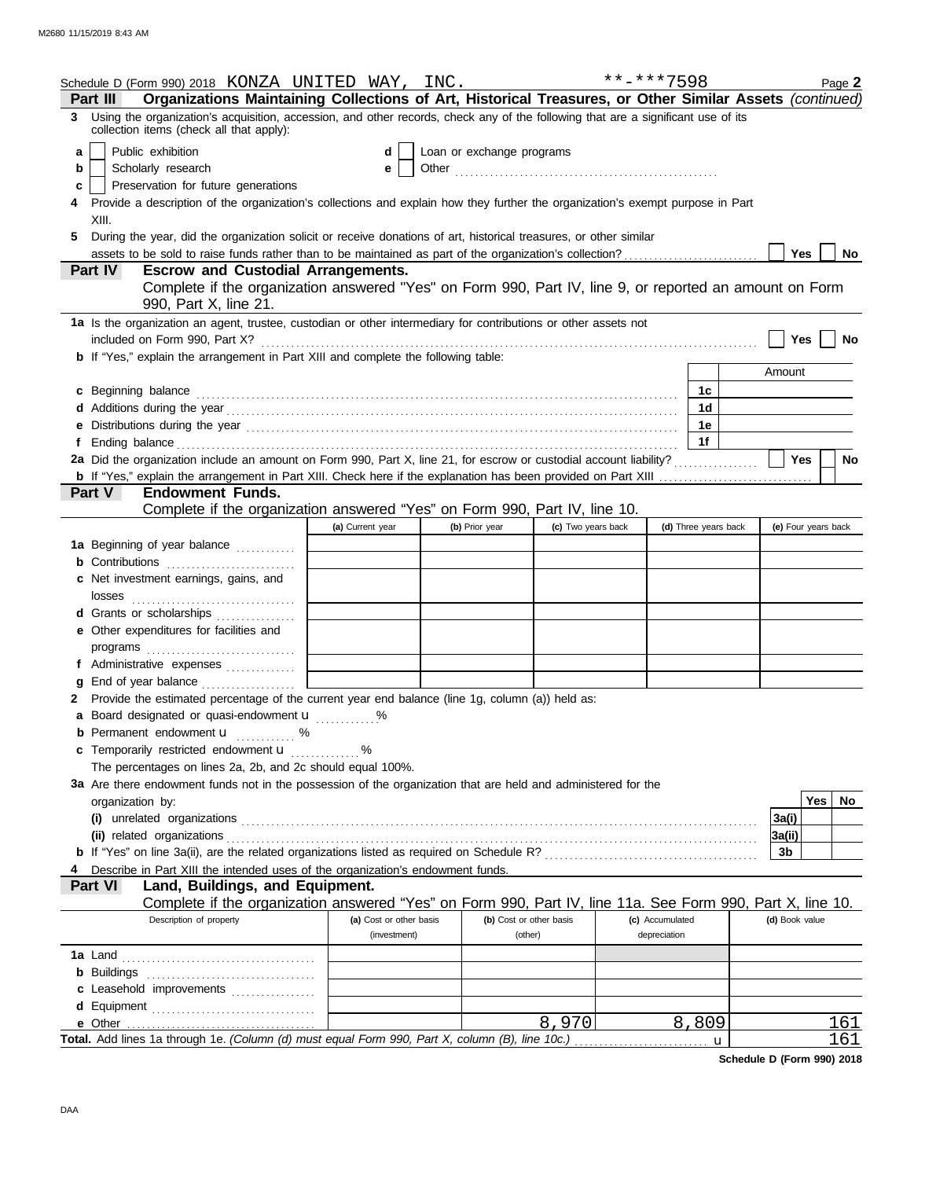Schedule D (Form 990) 2018 KONZA UNITED WAY, INC. **-***7598 Page **2**

## Part III Organizations Maintaining Collections of Art, Historical Treasures, or Other Similar Assets *(continued)*

**3** Using the organization's acquisition, accession, and other records, check any of the following that are a significant use of its collection items (check all that apply):

- **a** ☐ Public exhibition
- **b** ☐ Scholarly research
- **c** ☐ Preservation for future generations
- **d** ☐ Loan or exchange programs
- **e** ☐ Other

**4** Provide a description of the organization's collections and explain how they further the organization's exempt purpose in Part XIII.

**5** During the year, did the organization solicit or receive donations of art, historical treasures, or other similar assets to be sold to raise funds rather than to be maintained as part of the organization's collection? ☐ Yes ☐ No

## Part IV Escrow and Custodial Arrangements.

Complete if the organization answered "Yes" on Form 990, Part IV, line 9, or reported an amount on Form 990, Part X, line 21.

**1a** Is the organization an agent, trustee, custodian or other intermediary for contributions or other assets not included on Form 990, Part X? ☐ Yes ☐ No

**b** If "Yes," explain the arrangement in Part XIII and complete the following table:

| | | Amount |
|---|---|---|
| **c** Beginning balance | 1c | |
| **d** Additions during the year | 1d | |
| **e** Distributions during the year | 1e | |
| **f** Ending balance | 1f | |

**2a** Did the organization include an amount on Form 990, Part X, line 21, for escrow or custodial account liability? ☐ Yes ☐ No

**b** If "Yes," explain the arrangement in Part XIII. Check here if the explanation has been provided on Part XIII ☐

## Part V Endowment Funds.

Complete if the organization answered "Yes" on Form 990, Part IV, line 10.

| | (a) Current year | (b) Prior year | (c) Two years back | (d) Three years back | (e) Four years back |
|---|---|---|---|---|---|
| **1a** Beginning of year balance | | | | | |
| **b** Contributions | | | | | |
| **c** Net investment earnings, gains, and losses | | | | | |
| **d** Grants or scholarships | | | | | |
| **e** Other expenditures for facilities and programs | | | | | |
| **f** Administrative expenses | | | | | |
| **g** End of year balance | | | | | |

**2** Provide the estimated percentage of the current year end balance (line 1g, column (a)) held as:

- **a** Board designated or quasi-endowment ▶ %
- **b** Permanent endowment ▶ %
- **c** Temporarily restricted endowment ▶ %

The percentages on lines 2a, 2b, and 2c should equal 100%.

**3a** Are there endowment funds not in the possession of the organization that are held and administered for the organization by:

| | | Yes | No |
|---|---|---|---|
| **(i)** unrelated organizations | 3a(i) | | |
| **(ii)** related organizations | 3a(ii) | | |
| **b** If "Yes" on line 3a(ii), are the related organizations listed as required on Schedule R? | 3b | | |

**4** Describe in Part XIII the intended uses of the organization's endowment funds.

## Part VI Land, Buildings, and Equipment.

Complete if the organization answered "Yes" on Form 990, Part IV, line 11a. See Form 990, Part X, line 10.

| Description of property | (a) Cost or other basis (investment) | (b) Cost or other basis (other) | (c) Accumulated depreciation | (d) Book value |
|---|---|---|---|---|
| **1a** Land | | | | |
| **b** Buildings | | | | |
| **c** Leasehold improvements | | | | |
| **d** Equipment | | | | |
| **e** Other | | 8,970 | 8,809 | 161 |
| **Total.** Add lines 1a through 1e. *(Column (d) must equal Form 990, Part X, column (B), line 10c.)* ▶ | | | | 161 |

**Schedule D (Form 990) 2018**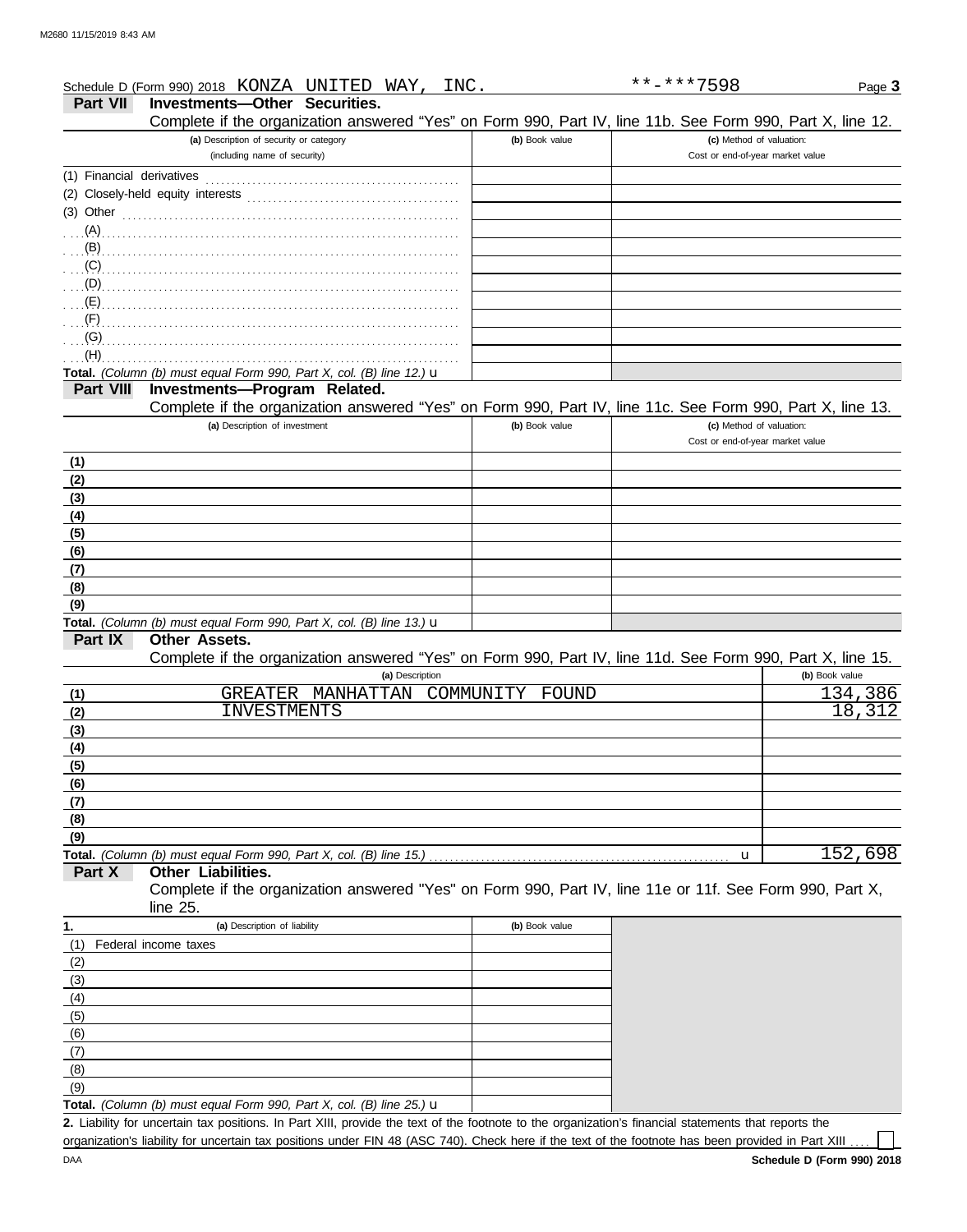Schedule D (Form 990) 2018 KONZA UNITED WAY, INC. **-***7598

## Part VII Investments—Other Securities.

Complete if the organization answered "Yes" on Form 990, Part IV, line 11b. See Form 990, Part X, line 12.

| (a) Description of security or category (including name of security) | (b) Book value | (c) Method of valuation: Cost or end-of-year market value |
|---|---|---|
| (1) Financial derivatives | | |
| (2) Closely-held equity interests | | |
| (3) Other | | |
| (A) | | |
| (B) | | |
| (C) | | |
| (D) | | |
| (E) | | |
| (F) | | |
| (G) | | |
| (H) | | |
| **Total.** *(Column (b) must equal Form 990, Part X, col. (B) line 12.)* u | | |

## Part VIII Investments—Program Related.

Complete if the organization answered "Yes" on Form 990, Part IV, line 11c. See Form 990, Part X, line 13.

| (a) Description of investment | (b) Book value | (c) Method of valuation: Cost or end-of-year market value |
|---|---|---|
| (1) | | |
| (2) | | |
| (3) | | |
| (4) | | |
| (5) | | |
| (6) | | |
| (7) | | |
| (8) | | |
| (9) | | |
| **Total.** *(Column (b) must equal Form 990, Part X, col. (B) line 13.)* u | | |

## Part IX Other Assets.

Complete if the organization answered "Yes" on Form 990, Part IV, line 11d. See Form 990, Part X, line 15.

| | (a) Description | (b) Book value |
|---|---|---|
| (1) | GREATER MANHATTAN COMMUNITY FOUND | 134,386 |
| (2) | INVESTMENTS | 18,312 |
| (3) | | |
| (4) | | |
| (5) | | |
| (6) | | |
| (7) | | |
| (8) | | |
| (9) | | |
| **Total.** | *(Column (b) must equal Form 990, Part X, col. (B) line 15.)* u | 152,698 |

## Part X Other Liabilities.

Complete if the organization answered "Yes" on Form 990, Part IV, line 11e or 11f. See Form 990, Part X, line 25.

| 1. (a) Description of liability | (b) Book value |
|---|---|
| (1) Federal income taxes | |
| (2) | |
| (3) | |
| (4) | |
| (5) | |
| (6) | |
| (7) | |
| (8) | |
| (9) | |
| **Total.** *(Column (b) must equal Form 990, Part X, col. (B) line 25.)* u | |

**2.** Liability for uncertain tax positions. In Part XIII, provide the text of the footnote to the organization's financial statements that reports the organization's liability for uncertain tax positions under FIN 48 (ASC 740). Check here if the text of the footnote has been provided in Part XIII ☐

**Schedule D (Form 990) 2018**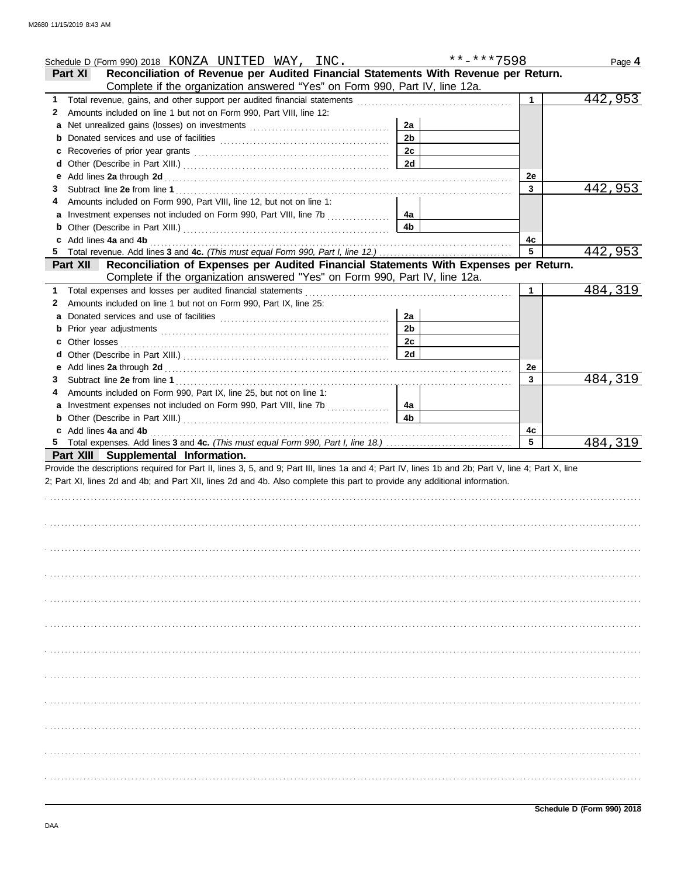Schedule D (Form 990) 2018 KONZA UNITED WAY, INC. **-***7598 Page **4**

## Part XI Reconciliation of Revenue per Audited Financial Statements With Revenue per Return.

Complete if the organization answered "Yes" on Form 990, Part IV, line 12a.

| | | | | | |
|---|---|---|---|---|---|
| **1** | Total revenue, gains, and other support per audited financial statements | | | 1 | 442,953 |
| **2** | Amounts included on line 1 but not on Form 990, Part VIII, line 12: | | | | |
| **a** | Net unrealized gains (losses) on investments | 2a | | | |
| **b** | Donated services and use of facilities | 2b | | | |
| **c** | Recoveries of prior year grants | 2c | | | |
| **d** | Other (Describe in Part XIII.) | 2d | | | |
| **e** | Add lines **2a** through **2d** | | | 2e | |
| **3** | Subtract line **2e** from line **1** | | | 3 | 442,953 |
| **4** | Amounts included on Form 990, Part VIII, line 12, but not on line 1: | | | | |
| **a** | Investment expenses not included on Form 990, Part VIII, line 7b | 4a | | | |
| **b** | Other (Describe in Part XIII.) | 4b | | | |
| **c** | Add lines **4a** and **4b** | | | 4c | |
| **5** | Total revenue. Add lines **3** and **4c.** *(This must equal Form 990, Part I, line 12.)* | | | 5 | 442,953 |

## Part XII Reconciliation of Expenses per Audited Financial Statements With Expenses per Return.

Complete if the organization answered "Yes" on Form 990, Part IV, line 12a.

| | | | | | |
|---|---|---|---|---|---|
| **1** | Total expenses and losses per audited financial statements | | | 1 | 484,319 |
| **2** | Amounts included on line 1 but not on Form 990, Part IX, line 25: | | | | |
| **a** | Donated services and use of facilities | 2a | | | |
| **b** | Prior year adjustments | 2b | | | |
| **c** | Other losses | 2c | | | |
| **d** | Other (Describe in Part XIII.) | 2d | | | |
| **e** | Add lines **2a** through **2d** | | | 2e | |
| **3** | Subtract line **2e** from line **1** | | | 3 | 484,319 |
| **4** | Amounts included on Form 990, Part IX, line 25, but not on line 1: | | | | |
| **a** | Investment expenses not included on Form 990, Part VIII, line 7b | 4a | | | |
| **b** | Other (Describe in Part XIII.) | 4b | | | |
| **c** | Add lines **4a** and **4b** | | | 4c | |
| **5** | Total expenses. Add lines **3** and **4c.** *(This must equal Form 990, Part I, line 18.)* | | | 5 | 484,319 |

## Part XIII Supplemental Information.

Provide the descriptions required for Part II, lines 3, 5, and 9; Part III, lines 1a and 4; Part IV, lines 1b and 2b; Part V, line 4; Part X, line 2; Part XI, lines 2d and 4b; and Part XII, lines 2d and 4b. Also complete this part to provide any additional information.

Schedule D (Form 990) 2018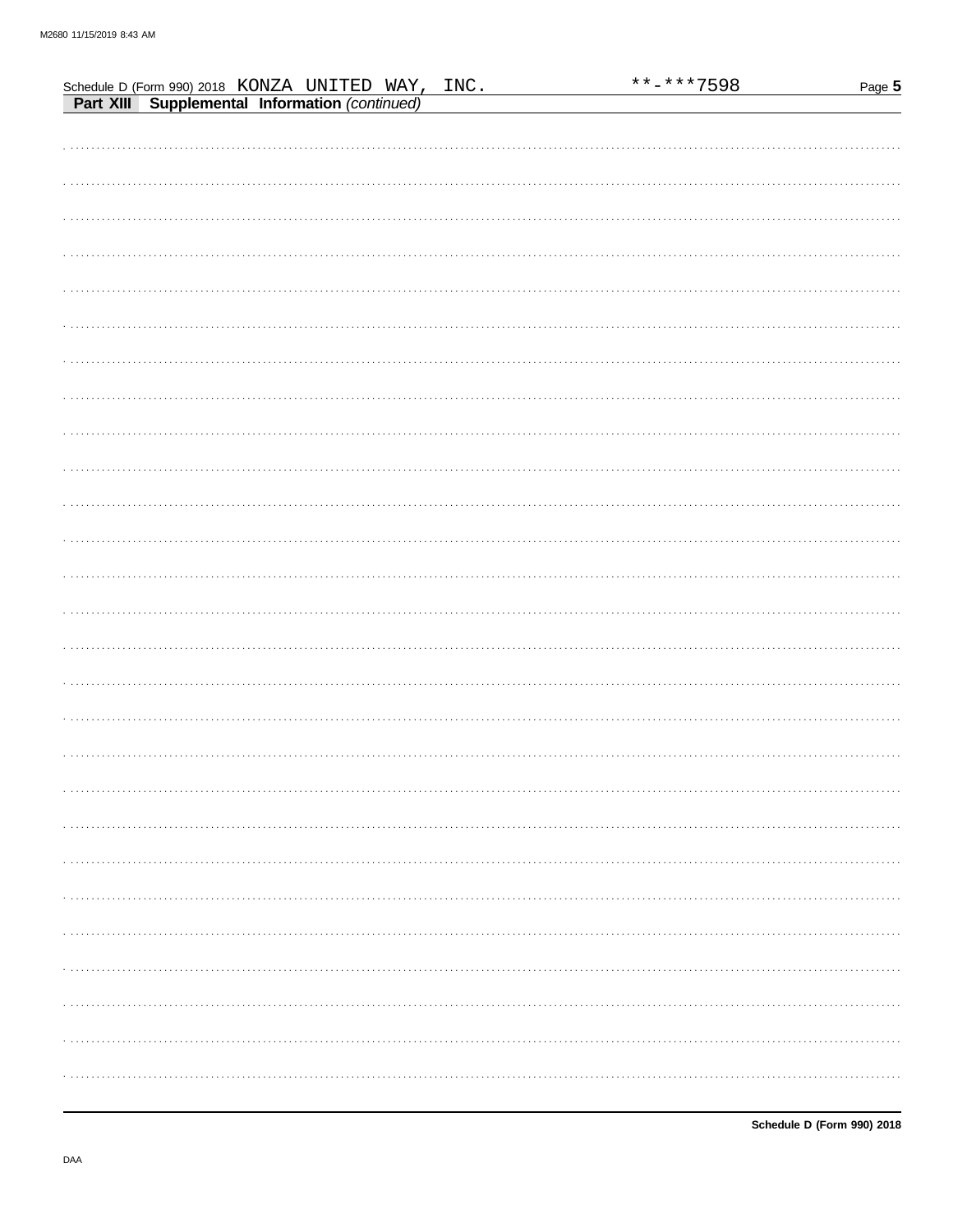Schedule D (Form 990) 2018 KONZA UNITED WAY, INC. **-***7598

**Part XIII Supplemental Information** *(continued)*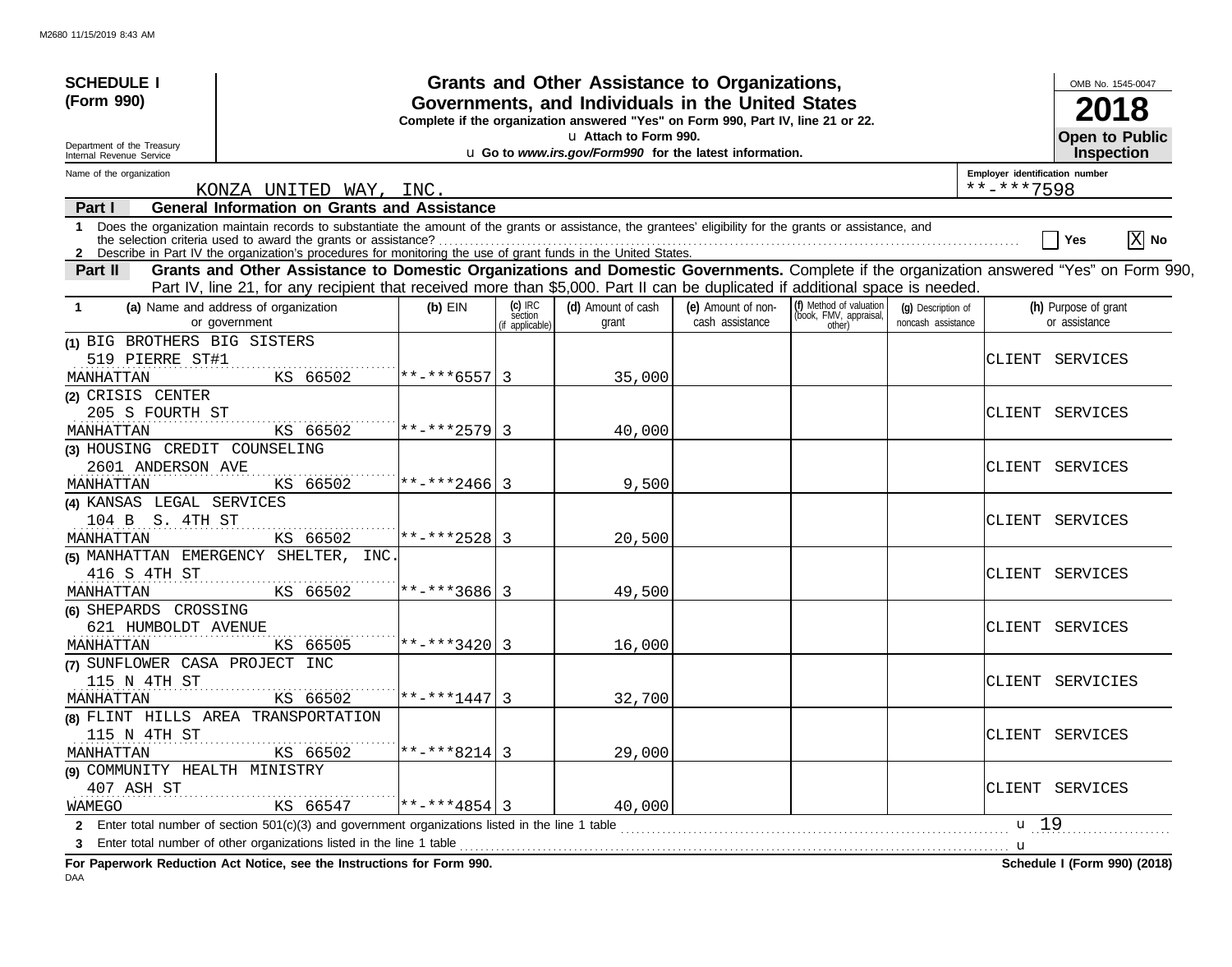M2680 11/15/2019 8:43 AM

**SCHEDULE I (Form 990)**

Department of the Treasury
Internal Revenue Service

# Grants and Other Assistance to Organizations, Governments, and Individuals in the United States

**Complete if the organization answered "Yes" on Form 990, Part IV, line 21 or 22.**
u Attach to Form 990.
u Go to *www.irs.gov/Form990* for the latest information.

OMB No. 1545-0047
**2018**
**Open to Public Inspection**

Name of the organization: KONZA UNITED WAY, INC.
Employer identification number: **-***7598

**Part I — General Information on Grants and Assistance**

1 Does the organization maintain records to substantiate the amount of the grants or assistance, the grantees' eligibility for the grants or assistance, and the selection criteria used to award the grants or assistance? ☐ Yes [X] No

2 Describe in Part IV the organization's procedures for monitoring the use of grant funds in the United States.

**Part II — Grants and Other Assistance to Domestic Organizations and Domestic Governments.** Complete if the organization answered "Yes" on Form 990, Part IV, line 21, for any recipient that received more than $5,000. Part II can be duplicated if additional space is needed.

| 1 (a) Name and address of organization or government | (b) EIN | (c) IRC section (if applicable) | (d) Amount of cash grant | (e) Amount of non-cash assistance | (f) Method of valuation (book, FMV, appraisal, other) | (g) Description of noncash assistance | (h) Purpose of grant or assistance |
|---|---|---|---|---|---|---|---|
| (1) BIG BROTHERS BIG SISTERS 519 PIERRE ST#1 MANHATTAN KS 66502 | **-***6557 | 3 | 35,000 | | | | CLIENT SERVICES |
| (2) CRISIS CENTER 205 S FOURTH ST MANHATTAN KS 66502 | **-***2579 | 3 | 40,000 | | | | CLIENT SERVICES |
| (3) HOUSING CREDIT COUNSELING 2601 ANDERSON AVE MANHATTAN KS 66502 | **-***2466 | 3 | 9,500 | | | | CLIENT SERVICES |
| (4) KANSAS LEGAL SERVICES 104 B S. 4TH ST MANHATTAN KS 66502 | **-***2528 | 3 | 20,500 | | | | CLIENT SERVICES |
| (5) MANHATTAN EMERGENCY SHELTER, INC. 416 S 4TH ST MANHATTAN KS 66502 | **-***3686 | 3 | 49,500 | | | | CLIENT SERVICES |
| (6) SHEPARDS CROSSING 621 HUMBOLDT AVENUE MANHATTAN KS 66505 | **-***3420 | 3 | 16,000 | | | | CLIENT SERVICES |
| (7) SUNFLOWER CASA PROJECT INC 115 N 4TH ST MANHATTAN KS 66502 | **-***1447 | 3 | 32,700 | | | | CLIENT SERVICIES |
| (8) FLINT HILLS AREA TRANSPORTATION 115 N 4TH ST MANHATTAN KS 66502 | **-***8214 | 3 | 29,000 | | | | CLIENT SERVICES |
| (9) COMMUNITY HEALTH MINISTRY 407 ASH ST WAMEGO KS 66547 | **-***4854 | 3 | 40,000 | | | | CLIENT SERVICES |

2 Enter total number of section 501(c)(3) and government organizations listed in the line 1 table u 19

3 Enter total number of other organizations listed in the line 1 table u

**For Paperwork Reduction Act Notice, see the Instructions for Form 990.** **Schedule I (Form 990) (2018)**

DAA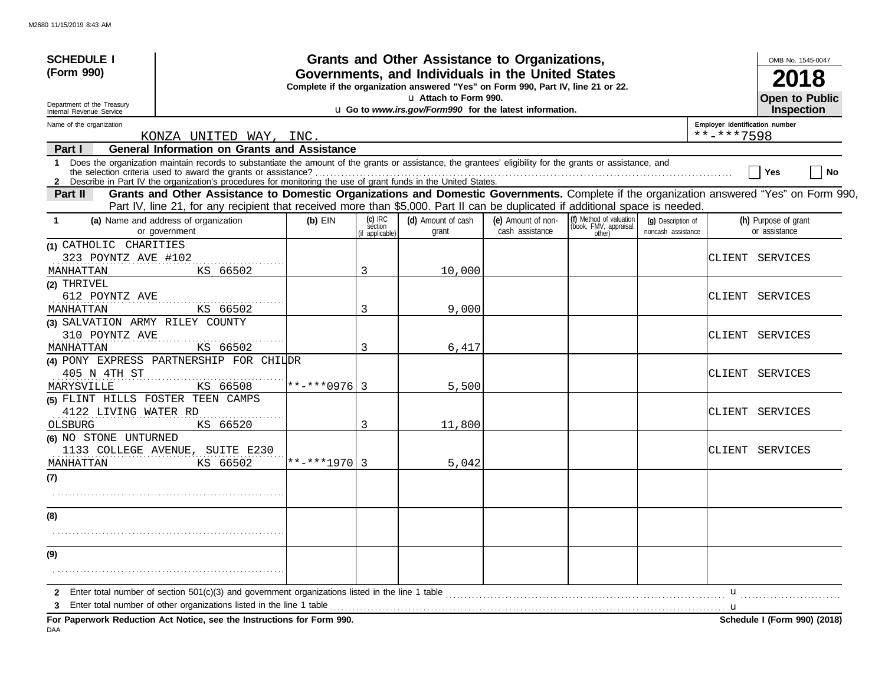**SCHEDULE I (Form 990)**

Department of the Treasury
Internal Revenue Service

# Grants and Other Assistance to Organizations, Governments, and Individuals in the United States

**Complete if the organization answered "Yes" on Form 990, Part IV, line 21 or 22.**

u **Attach to Form 990.**

u **Go to *www.irs.gov/Form990* for the latest information.**

OMB No. 1545-0047

**2018**

**Open to Public Inspection**

Name of the organization: KONZA UNITED WAY, INC.

Employer identification number: **-***7598

## Part I General Information on Grants and Assistance

1 Does the organization maintain records to substantiate the amount of the grants or assistance, the grantees' eligibility for the grants or assistance, and the selection criteria used to award the grants or assistance? ☐ Yes ☐ No

2 Describe in Part IV the organization's procedures for monitoring the use of grant funds in the United States.

## Part II Grants and Other Assistance to Domestic Organizations and Domestic Governments.

Complete if the organization answered "Yes" on Form 990, Part IV, line 21, for any recipient that received more than $5,000. Part II can be duplicated if additional space is needed.

| 1 (a) Name and address of organization or government | (b) EIN | (c) IRC section (if applicable) | (d) Amount of cash grant | (e) Amount of non-cash assistance | (f) Method of valuation (book, FMV, appraisal, other) | (g) Description of noncash assistance | (h) Purpose of grant or assistance |
|---|---|---|---|---|---|---|---|
| (1) CATHOLIC CHARITIES<br>323 POYNTZ AVE #102<br>MANHATTAN KS 66502 | | 3 | 10,000 | | | | CLIENT SERVICES |
| (2) THRIVEL<br>612 POYNTZ AVE<br>MANHATTAN KS 66502 | | 3 | 9,000 | | | | CLIENT SERVICES |
| (3) SALVATION ARMY RILEY COUNTY<br>310 POYNTZ AVE<br>MANHATTAN KS 66502 | | 3 | 6,417 | | | | CLIENT SERVICES |
| (4) PONY EXPRESS PARTNERSHIP FOR CHILDR<br>405 N 4TH ST<br>MARYSVILLE KS 66508 | **-***0976 | 3 | 5,500 | | | | CLIENT SERVICES |
| (5) FLINT HILLS FOSTER TEEN CAMPS<br>4122 LIVING WATER RD<br>OLSBURG KS 66520 | | 3 | 11,800 | | | | CLIENT SERVICES |
| (6) NO STONE UNTURNED<br>1133 COLLEGE AVENUE, SUITE E230<br>MANHATTAN KS 66502 | **-***1970 | 3 | 5,042 | | | | CLIENT SERVICES |
| (7) | | | | | | | |
| (8) | | | | | | | |
| (9) | | | | | | | |

2 Enter total number of section 501(c)(3) and government organizations listed in the line 1 table u

3 Enter total number of other organizations listed in the line 1 table u

**For Paperwork Reduction Act Notice, see the Instructions for Form 990.** **Schedule I (Form 990) (2018)**

DAA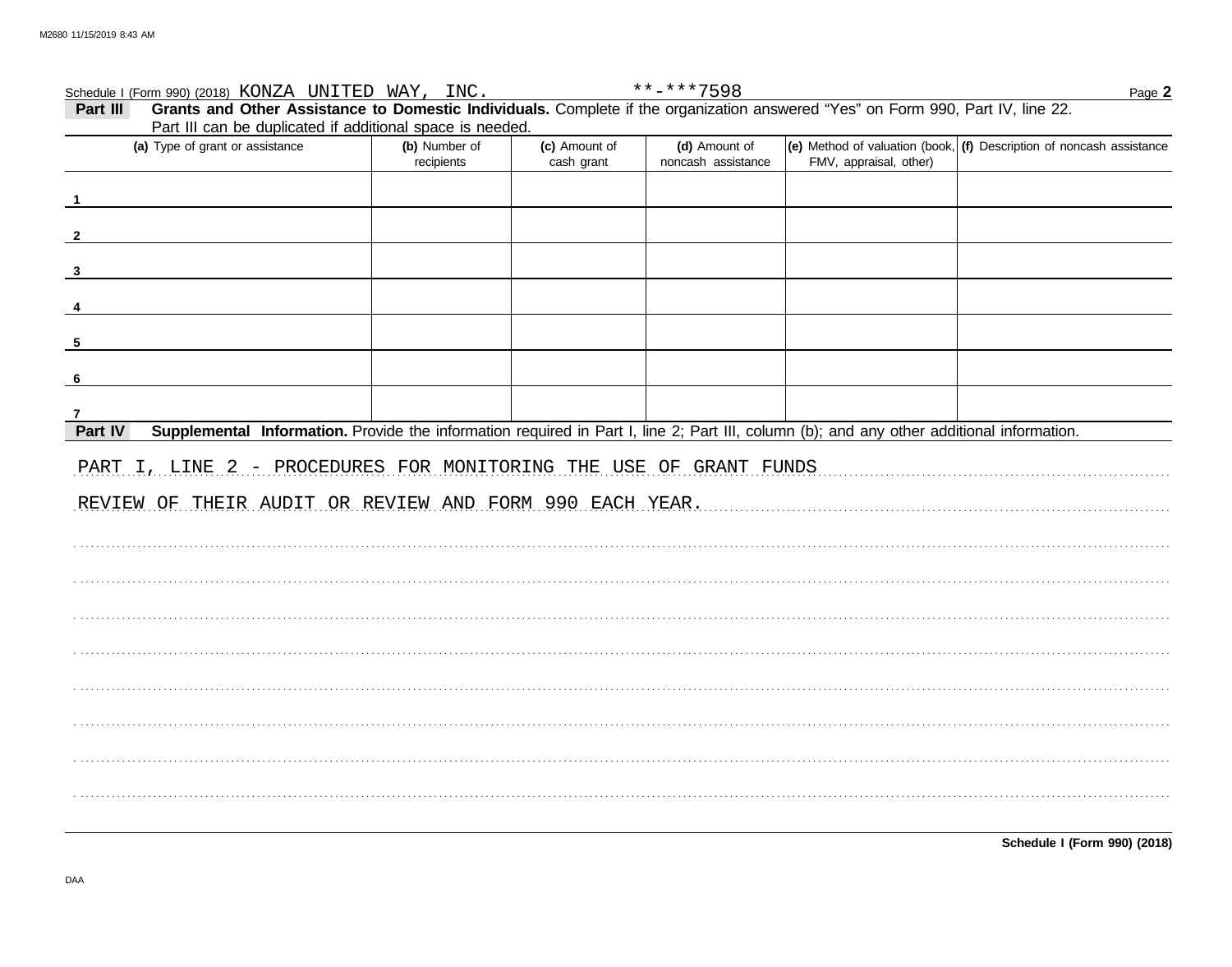Schedule I (Form 990) (2018) KONZA UNITED WAY, INC. **-***7598 Page **2**

**Part III** **Grants and Other Assistance to Domestic Individuals.** Complete if the organization answered "Yes" on Form 990, Part IV, line 22. Part III can be duplicated if additional space is needed.

| (a) Type of grant or assistance | (b) Number of recipients | (c) Amount of cash grant | (d) Amount of noncash assistance | (e) Method of valuation (book, FMV, appraisal, other) | (f) Description of noncash assistance |
|---|---|---|---|---|---|
| 1 | | | | | |
| 2 | | | | | |
| 3 | | | | | |
| 4 | | | | | |
| 5 | | | | | |
| 6 | | | | | |
| 7 | | | | | |

**Part IV** **Supplemental Information.** Provide the information required in Part I, line 2; Part III, column (b); and any other additional information.

PART I, LINE 2 - PROCEDURES FOR MONITORING THE USE OF GRANT FUNDS

REVIEW OF THEIR AUDIT OR REVIEW AND FORM 990 EACH YEAR.

**Schedule I (Form 990) (2018)**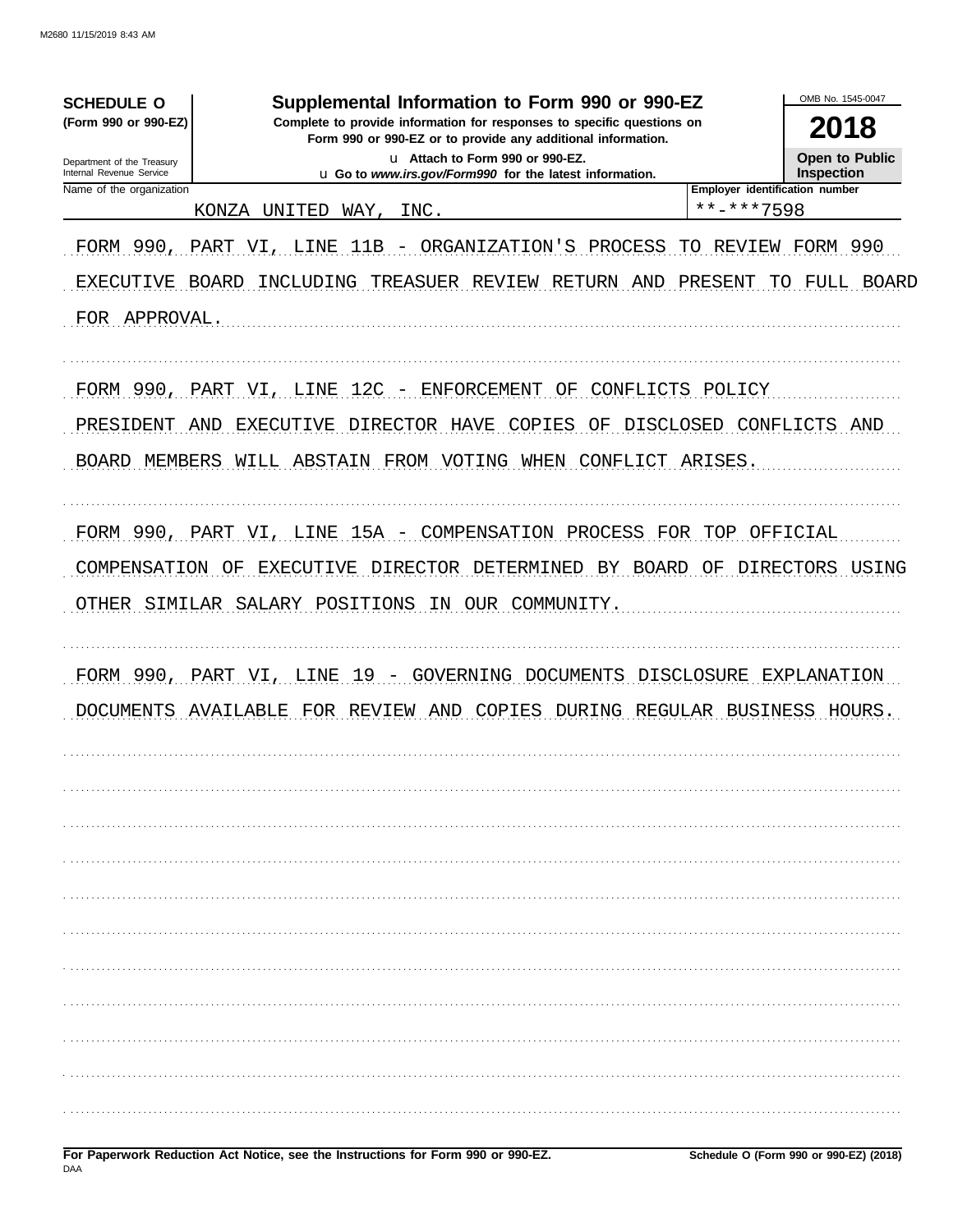**SCHEDULE O**
**(Form 990 or 990-EZ)**

Department of the Treasury
Internal Revenue Service

# Supplemental Information to Form 990 or 990-EZ

**Complete to provide information for responses to specific questions on Form 990 or 990-EZ or to provide any additional information.**

u Attach to Form 990 or 990-EZ.
u Go to *www.irs.gov/Form990* for the latest information.

OMB No. 1545-0047

**2018**

**Open to Public Inspection**

| Name of the organization | Employer identification number |
|---|---|
| KONZA UNITED WAY, INC. | **-***7598 |

FORM 990, PART VI, LINE 11B - ORGANIZATION'S PROCESS TO REVIEW FORM 990
EXECUTIVE BOARD INCLUDING TREASUER REVIEW RETURN AND PRESENT TO FULL BOARD FOR APPROVAL.

FORM 990, PART VI, LINE 12C - ENFORCEMENT OF CONFLICTS POLICY
PRESIDENT AND EXECUTIVE DIRECTOR HAVE COPIES OF DISCLOSED CONFLICTS AND BOARD MEMBERS WILL ABSTAIN FROM VOTING WHEN CONFLICT ARISES.

FORM 990, PART VI, LINE 15A - COMPENSATION PROCESS FOR TOP OFFICIAL
COMPENSATION OF EXECUTIVE DIRECTOR DETERMINED BY BOARD OF DIRECTORS USING OTHER SIMILAR SALARY POSITIONS IN OUR COMMUNITY.

FORM 990, PART VI, LINE 19 - GOVERNING DOCUMENTS DISCLOSURE EXPLANATION
DOCUMENTS AVAILABLE FOR REVIEW AND COPIES DURING REGULAR BUSINESS HOURS.

**For Paperwork Reduction Act Notice, see the Instructions for Form 990 or 990-EZ.**
DAA
**Schedule O (Form 990 or 990-EZ) (2018)**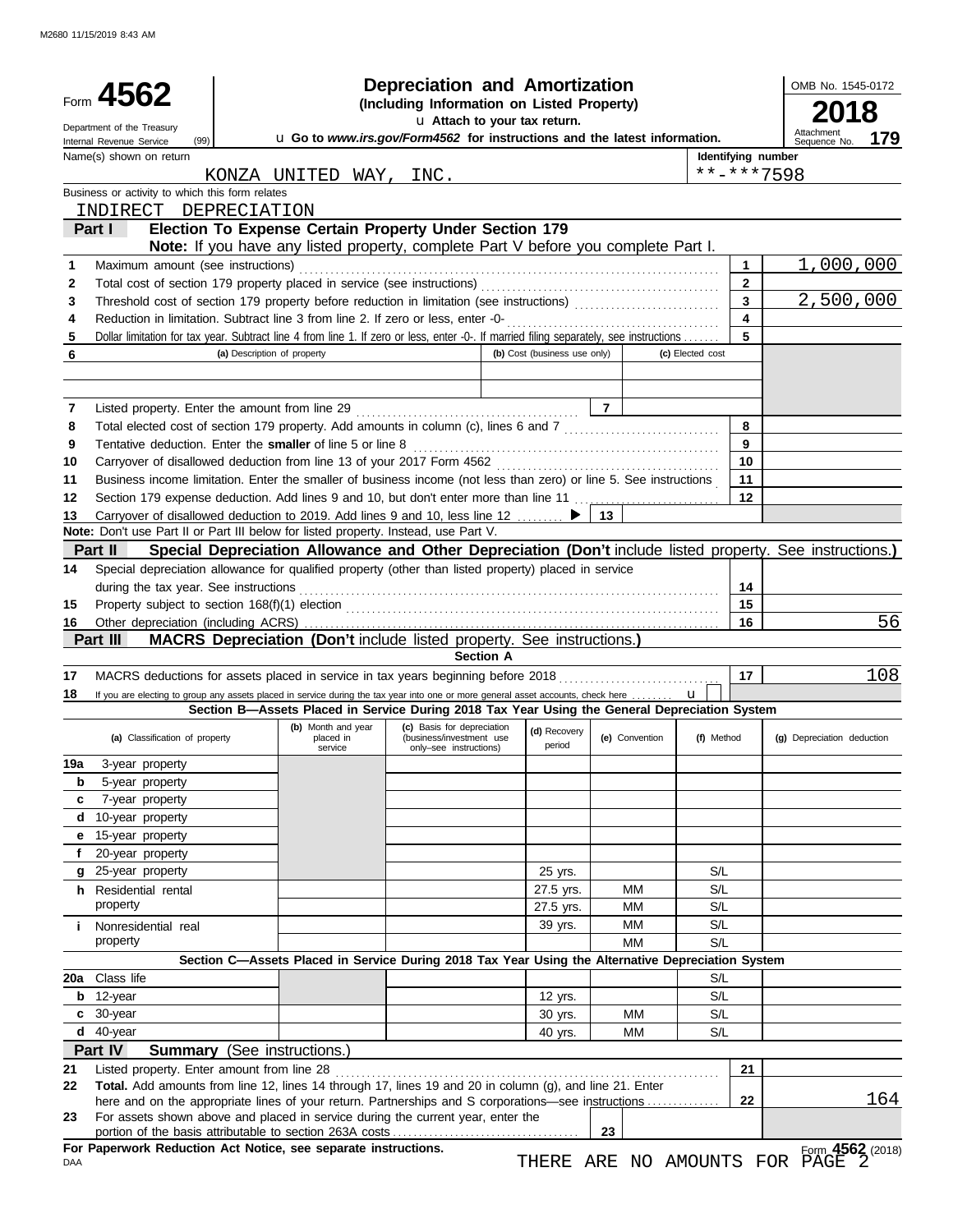M2680 11/15/2019 8:43 AM

# Form 4562 — Depreciation and Amortization

**(Including Information on Listed Property)**

Attach to your tax return.

Go to *www.irs.gov/Form4562* for instructions and the latest information.

Department of the Treasury, Internal Revenue Service (99)

OMB No. 1545-0172 | **2018** | Attachment Sequence No. **179**

Name(s) shown on return: KONZA UNITED WAY, INC.

Identifying number: **-***7598

Business or activity to which this form relates: INDIRECT DEPRECIATION

## Part I — Election To Expense Certain Property Under Section 179

**Note:** If you have any listed property, complete Part V before you complete Part I.

| Line | Description | Box | Amount |
|---|---|---|---|
| 1 | Maximum amount (see instructions) | 1 | 1,000,000 |
| 2 | Total cost of section 179 property placed in service (see instructions) | 2 | |
| 3 | Threshold cost of section 179 property before reduction in limitation (see instructions) | 3 | 2,500,000 |
| 4 | Reduction in limitation. Subtract line 3 from line 2. If zero or less, enter -0- | 4 | |
| 5 | Dollar limitation for tax year. Subtract line 4 from line 1. If zero or less, enter -0-. If married filing separately, see instructions | 5 | |

| 6 | (a) Description of property | (b) Cost (business use only) | (c) Elected cost |
|---|---|---|---|
| | | | |
| | | | |

| Line | Description | Box | Amount |
|---|---|---|---|
| 7 | Listed property. Enter the amount from line 29 | 7 | |
| 8 | Total elected cost of section 179 property. Add amounts in column (c), lines 6 and 7 | 8 | |
| 9 | Tentative deduction. Enter the **smaller** of line 5 or line 8 | 9 | |
| 10 | Carryover of disallowed deduction from line 13 of your 2017 Form 4562 | 10 | |
| 11 | Business income limitation. Enter the smaller of business income (not less than zero) or line 5. See instructions | 11 | |
| 12 | Section 179 expense deduction. Add lines 9 and 10, but don't enter more than line 11 | 12 | |
| 13 | Carryover of disallowed deduction to 2019. Add lines 9 and 10, less line 12 | 13 | |

**Note:** Don't use Part II or Part III below for listed property. Instead, use Part V.

## Part II — Special Depreciation Allowance and Other Depreciation (Don't include listed property. See instructions.)

| Line | Description | Box | Amount |
|---|---|---|---|
| 14 | Special depreciation allowance for qualified property (other than listed property) placed in service during the tax year. See instructions | 14 | |
| 15 | Property subject to section 168(f)(1) election | 15 | |
| 16 | Other depreciation (including ACRS) | 16 | 56 |

## Part III — MACRS Depreciation (Don't include listed property. See instructions.)

### Section A

| Line | Description | Box | Amount |
|---|---|---|---|
| 17 | MACRS deductions for assets placed in service in tax years beginning before 2018 | 17 | 108 |
| 18 | If you are electing to group any assets placed in service during the tax year into one or more general asset accounts, check here | | |

### Section B—Assets Placed in Service During 2018 Tax Year Using the General Depreciation System

| (a) Classification of property | (b) Month and year placed in service | (c) Basis for depreciation (business/investment use only–see instructions) | (d) Recovery period | (e) Convention | (f) Method | (g) Depreciation deduction |
|---|---|---|---|---|---|---|
| 19a 3-year property | | | | | | |
| b 5-year property | | | | | | |
| c 7-year property | | | | | | |
| d 10-year property | | | | | | |
| e 15-year property | | | | | | |
| f 20-year property | | | | | | |
| g 25-year property | | | 25 yrs. | | S/L | |
| h Residential rental property | | | 27.5 yrs. | MM | S/L | |
| | | | 27.5 yrs. | MM | S/L | |
| i Nonresidential real property | | | 39 yrs. | MM | S/L | |
| | | | | MM | S/L | |

### Section C—Assets Placed in Service During 2018 Tax Year Using the Alternative Depreciation System

| (a) Classification of property | (b) Month and year placed in service | (c) Basis for depreciation | (d) Recovery period | (e) Convention | (f) Method | (g) Depreciation deduction |
|---|---|---|---|---|---|---|
| 20a Class life | | | | | S/L | |
| b 12-year | | | 12 yrs. | | S/L | |
| c 30-year | | | 30 yrs. | MM | S/L | |
| d 40-year | | | 40 yrs. | MM | S/L | |

## Part IV — Summary (See instructions.)

| Line | Description | Box | Amount |
|---|---|---|---|
| 21 | Listed property. Enter amount from line 28 | 21 | |
| 22 | **Total.** Add amounts from line 12, lines 14 through 17, lines 19 and 20 in column (g), and line 21. Enter here and on the appropriate lines of your return. Partnerships and S corporations—see instructions | 22 | 164 |
| 23 | For assets shown above and placed in service during the current year, enter the portion of the basis attributable to section 263A costs | 23 | |

**For Paperwork Reduction Act Notice, see separate instructions.**

DAA

THERE ARE NO AMOUNTS FOR PAGE 2

Form **4562** (2018)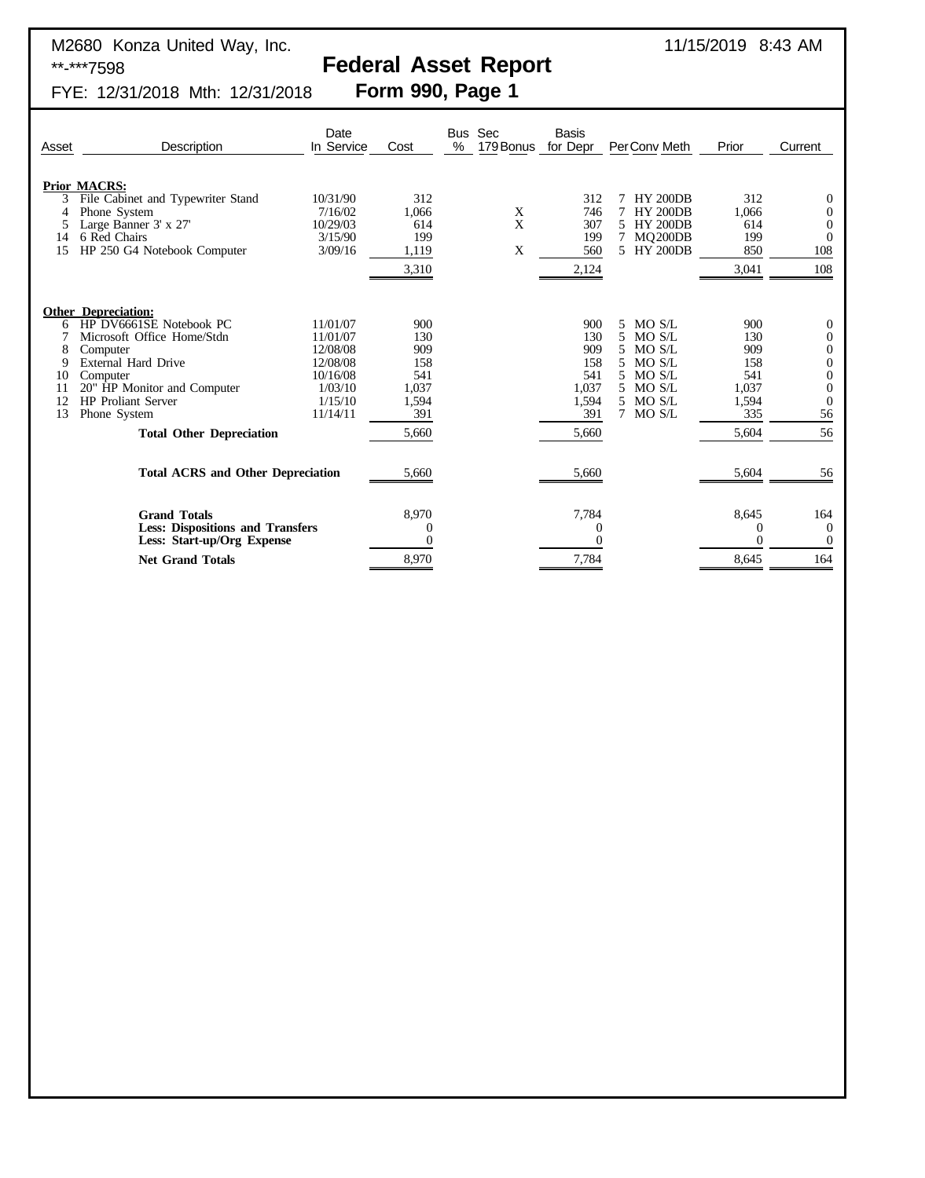M2680 Konza United Way, Inc.

11/15/2019 8:43 AM

**-***7598

# Federal Asset Report

FYE: 12/31/2018 Mth: 12/31/2018

## Form 990, Page 1

| Asset | Description | Date In Service | Cost | Bus % | Sec 179 Bonus | Basis for Depr | Per | Conv Meth | Prior | Current |
|---|---|---|---|---|---|---|---|---|---|---|
| | **Prior MACRS:** | | | | | | | | | |
| 3 | File Cabinet and Typewriter Stand | 10/31/90 | 312 | | | 312 | 7 | HY 200DB | 312 | 0 |
| 4 | Phone System | 7/16/02 | 1,066 | | X | 746 | 7 | HY 200DB | 1,066 | 0 |
| 5 | Large Banner 3' x 27' | 10/29/03 | 614 | | X | 307 | 5 | HY 200DB | 614 | 0 |
| 14 | 6 Red Chairs | 3/15/90 | 199 | | | 199 | 7 | MQ200DB | 199 | 0 |
| 15 | HP 250 G4 Notebook Computer | 3/09/16 | 1,119 | | X | 560 | 5 | HY 200DB | 850 | 108 |
| | | | 3,310 | | | 2,124 | | | 3,041 | 108 |
| | **Other Depreciation:** | | | | | | | | | |
| 6 | HP DV6661SE Notebook PC | 11/01/07 | 900 | | | 900 | 5 | MO S/L | 900 | 0 |
| 7 | Microsoft Office Home/Stdn | 11/01/07 | 130 | | | 130 | 5 | MO S/L | 130 | 0 |
| 8 | Computer | 12/08/08 | 909 | | | 909 | 5 | MO S/L | 909 | 0 |
| 9 | External Hard Drive | 12/08/08 | 158 | | | 158 | 5 | MO S/L | 158 | 0 |
| 10 | Computer | 10/16/08 | 541 | | | 541 | 5 | MO S/L | 541 | 0 |
| 11 | 20" HP Monitor and Computer | 1/03/10 | 1,037 | | | 1,037 | 5 | MO S/L | 1,037 | 0 |
| 12 | HP Proliant Server | 1/15/10 | 1,594 | | | 1,594 | 5 | MO S/L | 1,594 | 0 |
| 13 | Phone System | 11/14/11 | 391 | | | 391 | 7 | MO S/L | 335 | 56 |
| | **Total Other Depreciation** | | 5,660 | | | 5,660 | | | 5,604 | 56 |
| | **Total ACRS and Other Depreciation** | | 5,660 | | | 5,660 | | | 5,604 | 56 |
| | **Grand Totals** | | 8,970 | | | 7,784 | | | 8,645 | 164 |
| | **Less: Dispositions and Transfers** | | 0 | | | 0 | | | 0 | 0 |
| | **Less: Start-up/Org Expense** | | 0 | | | 0 | | | 0 | 0 |
| | **Net Grand Totals** | | 8,970 | | | 7,784 | | | 8,645 | 164 |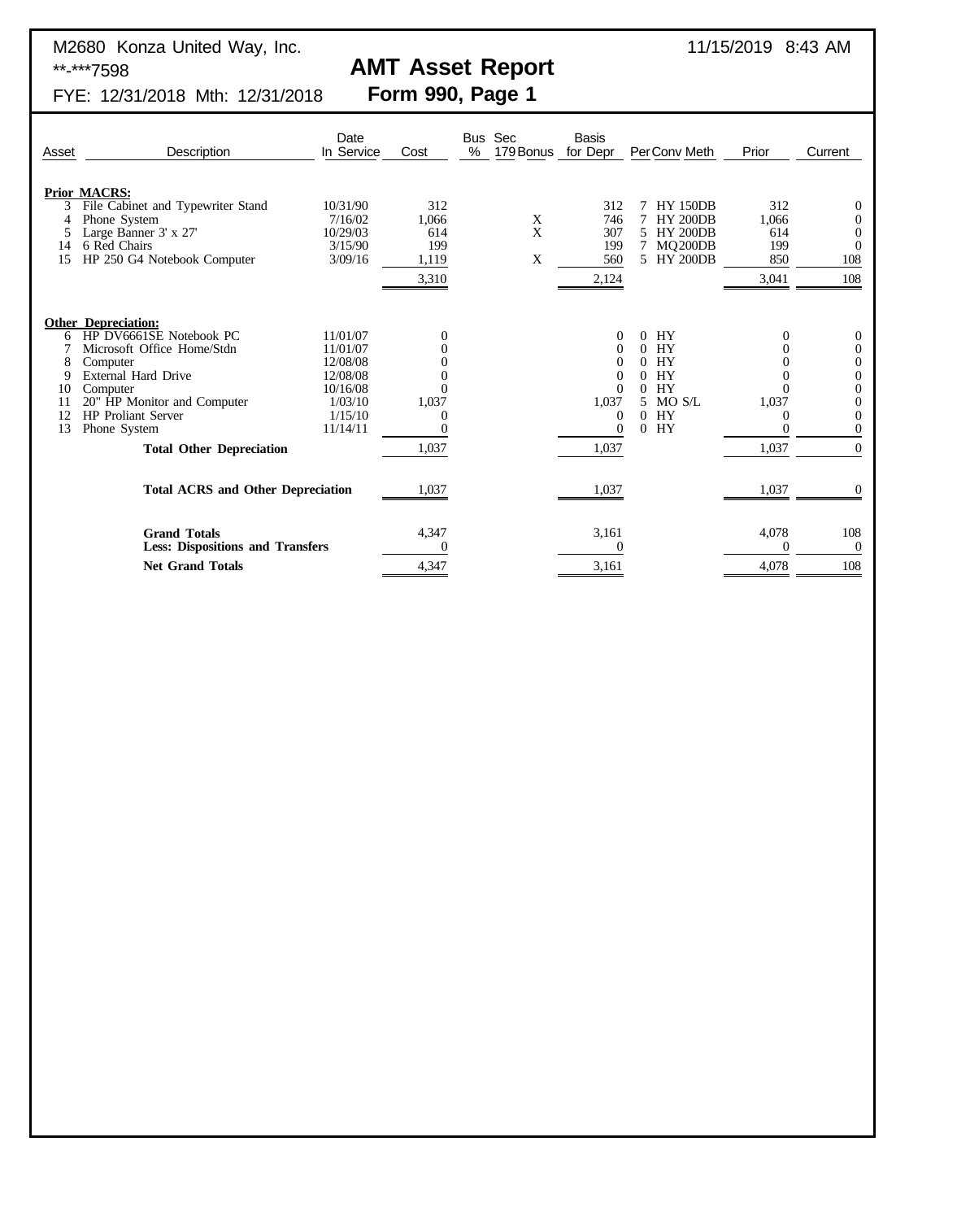M2680 Konza United Way, Inc. 11/15/2019 8:43 AM

**-***7598

# AMT Asset Report

## Form 990, Page 1

FYE: 12/31/2018 Mth: 12/31/2018

| Asset | Description | Date In Service | Cost | Bus % | Sec 179 Bonus | Basis for Depr | Per | Conv | Meth | Prior | Current |
|---|---|---|---|---|---|---|---|---|---|---|---|
| | **Prior MACRS:** | | | | | | | | | | |
| 3 | File Cabinet and Typewriter Stand | 10/31/90 | 312 | | | 312 | 7 | HY | 150DB | 312 | 0 |
| 4 | Phone System | 7/16/02 | 1,066 | | X | 746 | 7 | HY | 200DB | 1,066 | 0 |
| 5 | Large Banner 3' x 27' | 10/29/03 | 614 | | X | 307 | 5 | HY | 200DB | 614 | 0 |
| 14 | 6 Red Chairs | 3/15/90 | 199 | | | 199 | 7 | MQ | 200DB | 199 | 0 |
| 15 | HP 250 G4 Notebook Computer | 3/09/16 | 1,119 | | X | 560 | 5 | HY | 200DB | 850 | 108 |
| | | | 3,310 | | | 2,124 | | | | 3,041 | 108 |
| | **Other Depreciation:** | | | | | | | | | | |
| 6 | HP DV6661SE Notebook PC | 11/01/07 | 0 | | | 0 | 0 | HY | | 0 | 0 |
| 7 | Microsoft Office Home/Stdn | 11/01/07 | 0 | | | 0 | 0 | HY | | 0 | 0 |
| 8 | Computer | 12/08/08 | 0 | | | 0 | 0 | HY | | 0 | 0 |
| 9 | External Hard Drive | 12/08/08 | 0 | | | 0 | 0 | HY | | 0 | 0 |
| 10 | Computer | 10/16/08 | 0 | | | 0 | 0 | HY | | 0 | 0 |
| 11 | 20" HP Monitor and Computer | 1/03/10 | 1,037 | | | 1,037 | 5 | MO | S/L | 1,037 | 0 |
| 12 | HP Proliant Server | 1/15/10 | 0 | | | 0 | 0 | HY | | 0 | 0 |
| 13 | Phone System | 11/14/11 | 0 | | | 0 | 0 | HY | | 0 | 0 |
| | **Total Other Depreciation** | | 1,037 | | | 1,037 | | | | 1,037 | 0 |
| | **Total ACRS and Other Depreciation** | | 1,037 | | | 1,037 | | | | 1,037 | 0 |
| | **Grand Totals** | | 4,347 | | | 3,161 | | | | 4,078 | 108 |
| | **Less: Dispositions and Transfers** | | 0 | | | 0 | | | | 0 | 0 |
| | **Net Grand Totals** | | 4,347 | | | 3,161 | | | | 4,078 | 108 |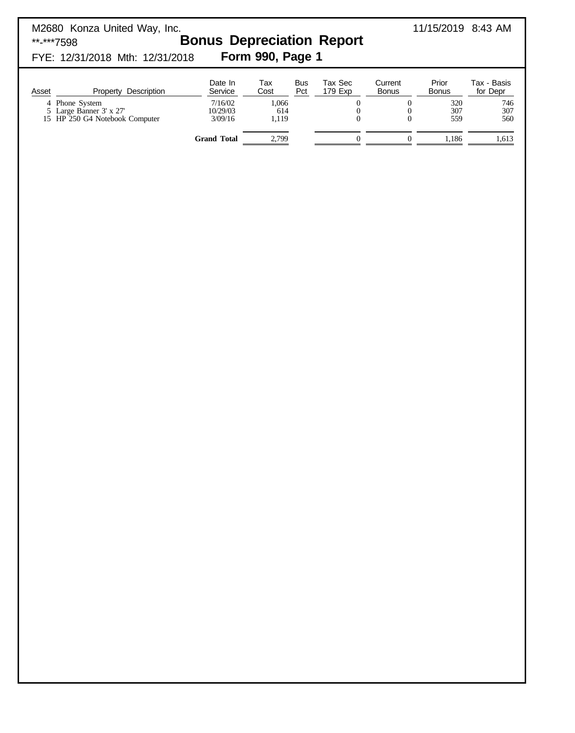M2680 Konza United Way, Inc.
11/15/2019 8:43 AM

**-***7598

# Bonus Depreciation Report

FYE: 12/31/2018 Mth: 12/31/2018

## Form 990, Page 1

| Asset | Property Description | Date In Service | Tax Cost | Bus Pct | Tax Sec 179 Exp | Current Bonus | Prior Bonus | Tax - Basis for Depr |
|---|---|---|---|---|---|---|---|---|
| 4 | Phone System | 7/16/02 | 1,066 | | 0 | 0 | 320 | 746 |
| 5 | Large Banner 3' x 27' | 10/29/03 | 614 | | 0 | 0 | 307 | 307 |
| 15 | HP 250 G4 Notebook Computer | 3/09/16 | 1,119 | | 0 | 0 | 559 | 560 |
| | | **Grand Total** | 2,799 | | 0 | 0 | 1,186 | 1,613 |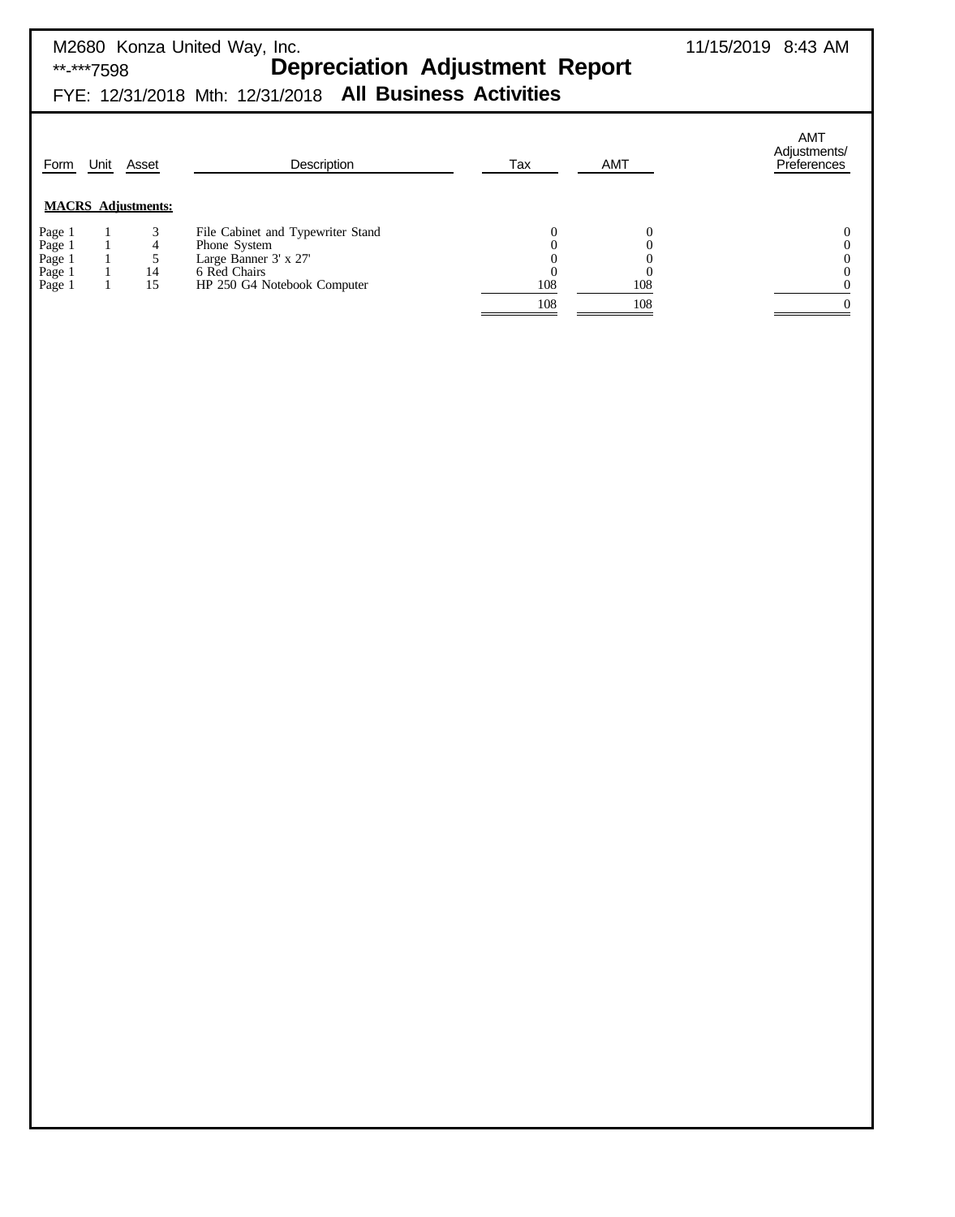M2680 Konza United Way, Inc.
**-***7598

# Depreciation Adjustment Report

FYE: 12/31/2018 Mth: 12/31/2018 **All Business Activities**

11/15/2019 8:43 AM

| Form | Unit | Asset | Description | Tax | AMT | AMT Adjustments/ Preferences |
|---|---|---|---|---|---|---|
| **MACRS Adjustments:** | | | | | | |
| Page 1 | 1 | 3 | File Cabinet and Typewriter Stand | 0 | 0 | 0 |
| Page 1 | 1 | 4 | Phone System | 0 | 0 | 0 |
| Page 1 | 1 | 5 | Large Banner 3' x 27' | 0 | 0 | 0 |
| Page 1 | 1 | 14 | 6 Red Chairs | 0 | 0 | 0 |
| Page 1 | 1 | 15 | HP 250 G4 Notebook Computer | 108 | 108 | 0 |
| | | | | 108 | 108 | 0 |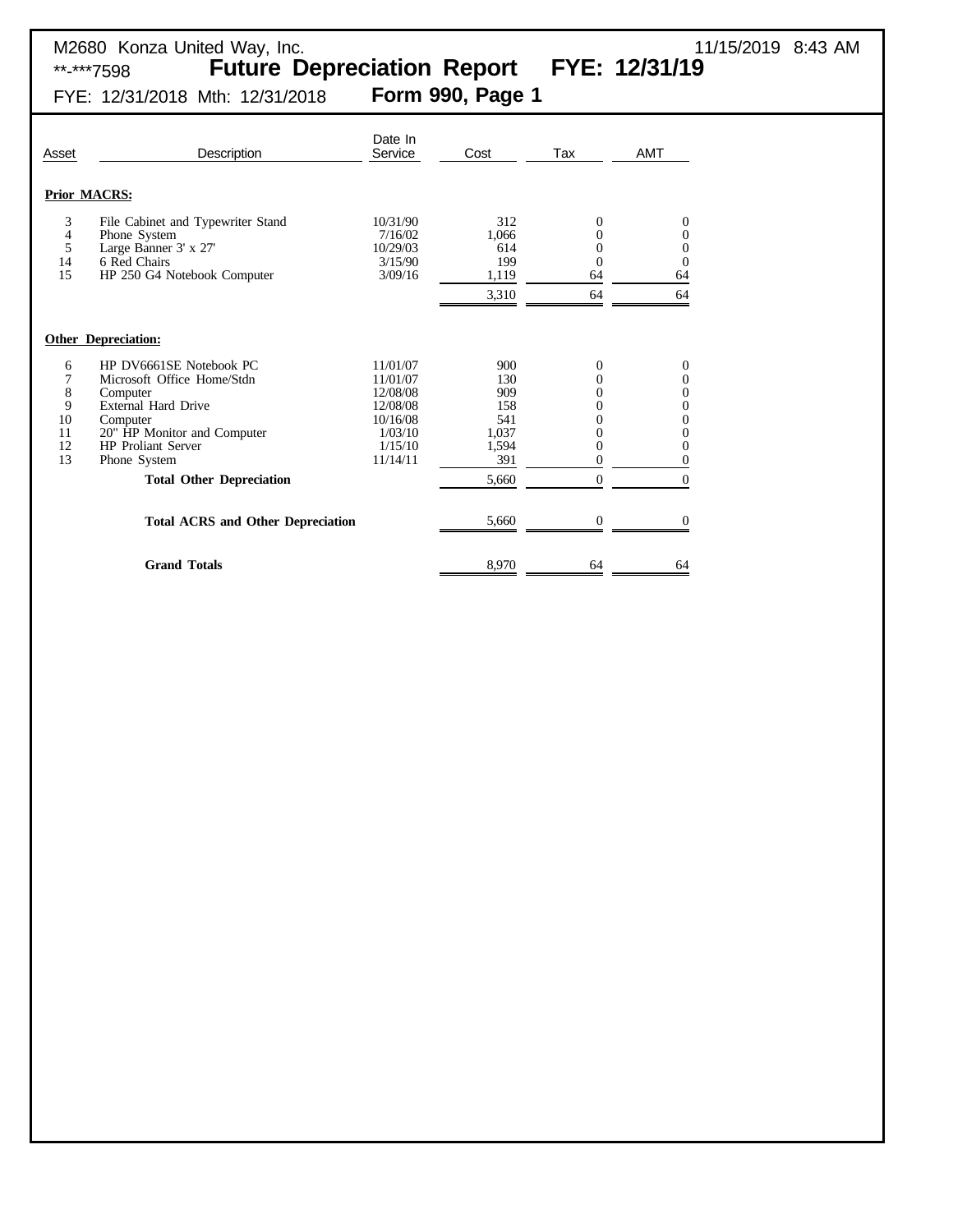M2680 Konza United Way, Inc.
**-***7598

# Future Depreciation Report FYE: 12/31/19

FYE: 12/31/2018 Mth: 12/31/2018

## Form 990, Page 1

11/15/2019 8:43 AM

| Asset | Description | Date In Service | Cost | Tax | AMT |
|---|---|---|---|---|---|
| | **Prior MACRS:** | | | | |
| 3 | File Cabinet and Typewriter Stand | 10/31/90 | 312 | 0 | 0 |
| 4 | Phone System | 7/16/02 | 1,066 | 0 | 0 |
| 5 | Large Banner 3' x 27' | 10/29/03 | 614 | 0 | 0 |
| 14 | 6 Red Chairs | 3/15/90 | 199 | 0 | 0 |
| 15 | HP 250 G4 Notebook Computer | 3/09/16 | 1,119 | 64 | 64 |
| | | | 3,310 | 64 | 64 |
| | **Other Depreciation:** | | | | |
| 6 | HP DV6661SE Notebook PC | 11/01/07 | 900 | 0 | 0 |
| 7 | Microsoft Office Home/Stdn | 11/01/07 | 130 | 0 | 0 |
| 8 | Computer | 12/08/08 | 909 | 0 | 0 |
| 9 | External Hard Drive | 12/08/08 | 158 | 0 | 0 |
| 10 | Computer | 10/16/08 | 541 | 0 | 0 |
| 11 | 20" HP Monitor and Computer | 1/03/10 | 1,037 | 0 | 0 |
| 12 | HP Proliant Server | 1/15/10 | 1,594 | 0 | 0 |
| 13 | Phone System | 11/14/11 | 391 | 0 | 0 |
| | **Total Other Depreciation** | | 5,660 | 0 | 0 |
| | **Total ACRS and Other Depreciation** | | 5,660 | 0 | 0 |
| | **Grand Totals** | | 8,970 | 64 | 64 |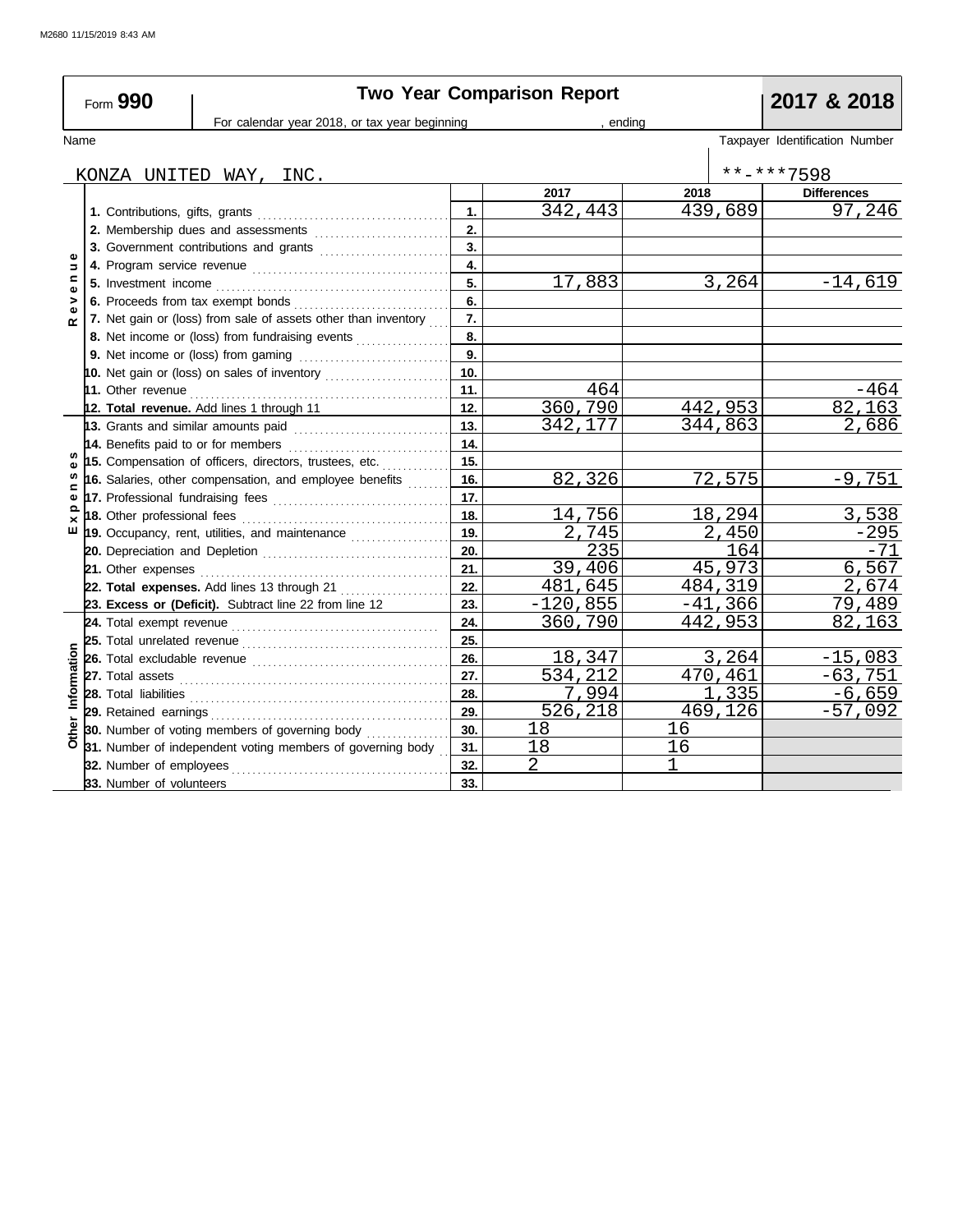M2680 11/15/2019 8:43 AM

# Form 990 — Two Year Comparison Report — 2017 & 2018

For calendar year 2018, or tax year beginning , ending

Name: KONZA UNITED WAY, INC.

Taxpayer Identification Number: **-***7598

| Section | Line | | 2017 | 2018 | Differences |
|---|---|---|---|---|---|
| Revenue | 1. Contributions, gifts, grants | 1. | 342,443 | 439,689 | 97,246 |
| | 2. Membership dues and assessments | 2. | | | |
| | 3. Government contributions and grants | 3. | | | |
| | 4. Program service revenue | 4. | | | |
| | 5. Investment income | 5. | 17,883 | 3,264 | -14,619 |
| | 6. Proceeds from tax exempt bonds | 6. | | | |
| | 7. Net gain or (loss) from sale of assets other than inventory | 7. | | | |
| | 8. Net income or (loss) from fundraising events | 8. | | | |
| | 9. Net income or (loss) from gaming | 9. | | | |
| | 10. Net gain or (loss) on sales of inventory | 10. | | | |
| | 11. Other revenue | 11. | 464 | | -464 |
| | **12. Total revenue.** Add lines 1 through 11 | 12. | 360,790 | 442,953 | 82,163 |
| Expenses | 13. Grants and similar amounts paid | 13. | 342,177 | 344,863 | 2,686 |
| | 14. Benefits paid to or for members | 14. | | | |
| | 15. Compensation of officers, directors, trustees, etc. | 15. | | | |
| | 16. Salaries, other compensation, and employee benefits | 16. | 82,326 | 72,575 | -9,751 |
| | 17. Professional fundraising fees | 17. | | | |
| | 18. Other professional fees | 18. | 14,756 | 18,294 | 3,538 |
| | 19. Occupancy, rent, utilities, and maintenance | 19. | 2,745 | 2,450 | -295 |
| | 20. Depreciation and Depletion | 20. | 235 | 164 | -71 |
| | 21. Other expenses | 21. | 39,406 | 45,973 | 6,567 |
| | **22. Total expenses.** Add lines 13 through 21 | 22. | 481,645 | 484,319 | 2,674 |
| | **23. Excess or (Deficit).** Subtract line 22 from line 12 | 23. | -120,855 | -41,366 | 79,489 |
| Other Information | 24. Total exempt revenue | 24. | 360,790 | 442,953 | 82,163 |
| | 25. Total unrelated revenue | 25. | | | |
| | 26. Total excludable revenue | 26. | 18,347 | 3,264 | -15,083 |
| | 27. Total assets | 27. | 534,212 | 470,461 | -63,751 |
| | 28. Total liabilities | 28. | 7,994 | 1,335 | -6,659 |
| | 29. Retained earnings | 29. | 526,218 | 469,126 | -57,092 |
| | 30. Number of voting members of governing body | 30. | 18 | 16 | |
| | 31. Number of independent voting members of governing body | 31. | 18 | 16 | |
| | 32. Number of employees | 32. | 2 | 1 | |
| | 33. Number of volunteers | 33. | | | |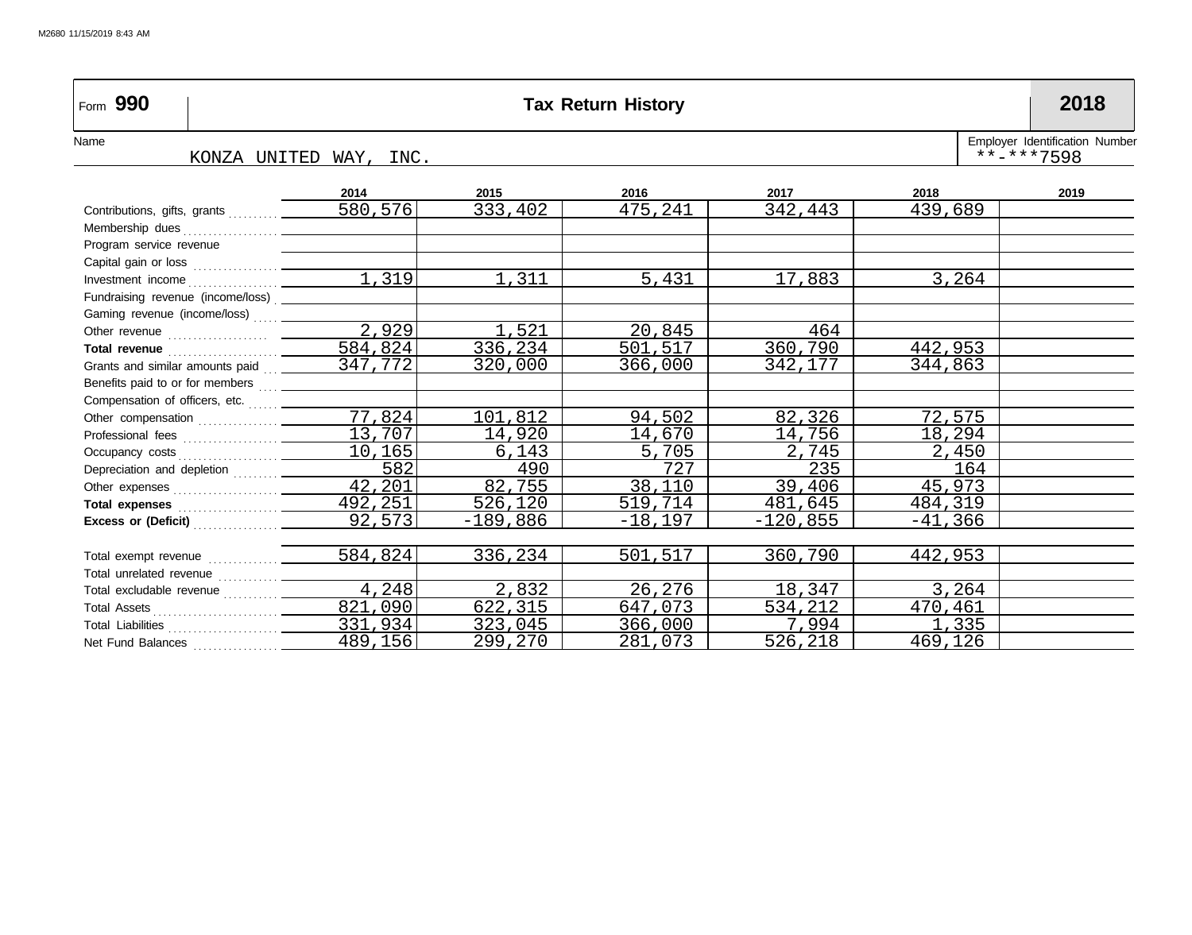Form **990** **Tax Return History** **2018**

Name: KONZA UNITED WAY, INC.

Employer Identification Number: **-***7598

| | 2014 | 2015 | 2016 | 2017 | 2018 | 2019 |
|---|---|---|---|---|---|---|
| Contributions, gifts, grants | 580,576 | 333,402 | 475,241 | 342,443 | 439,689 | |
| Membership dues | | | | | | |
| Program service revenue | | | | | | |
| Capital gain or loss | | | | | | |
| Investment income | 1,319 | 1,311 | 5,431 | 17,883 | 3,264 | |
| Fundraising revenue (income/loss) | | | | | | |
| Gaming revenue (income/loss) | | | | | | |
| Other revenue | 2,929 | 1,521 | 20,845 | 464 | | |
| **Total revenue** | 584,824 | 336,234 | 501,517 | 360,790 | 442,953 | |
| Grants and similar amounts paid | 347,772 | 320,000 | 366,000 | 342,177 | 344,863 | |
| Benefits paid to or for members | | | | | | |
| Compensation of officers, etc. | | | | | | |
| Other compensation | 77,824 | 101,812 | 94,502 | 82,326 | 72,575 | |
| Professional fees | 13,707 | 14,920 | 14,670 | 14,756 | 18,294 | |
| Occupancy costs | 10,165 | 6,143 | 5,705 | 2,745 | 2,450 | |
| Depreciation and depletion | 582 | 490 | 727 | 235 | 164 | |
| Other expenses | 42,201 | 82,755 | 38,110 | 39,406 | 45,973 | |
| **Total expenses** | 492,251 | 526,120 | 519,714 | 481,645 | 484,319 | |
| **Excess or (Deficit)** | 92,573 | -189,886 | -18,197 | -120,855 | -41,366 | |
| | | | | | | |
| Total exempt revenue | 584,824 | 336,234 | 501,517 | 360,790 | 442,953 | |
| Total unrelated revenue | | | | | | |
| Total excludable revenue | 4,248 | 2,832 | 26,276 | 18,347 | 3,264 | |
| Total Assets | 821,090 | 622,315 | 647,073 | 534,212 | 470,461 | |
| Total Liabilities | 331,934 | 323,045 | 366,000 | 7,994 | 1,335 | |
| Net Fund Balances | 489,156 | 299,270 | 281,073 | 526,218 | 469,126 | |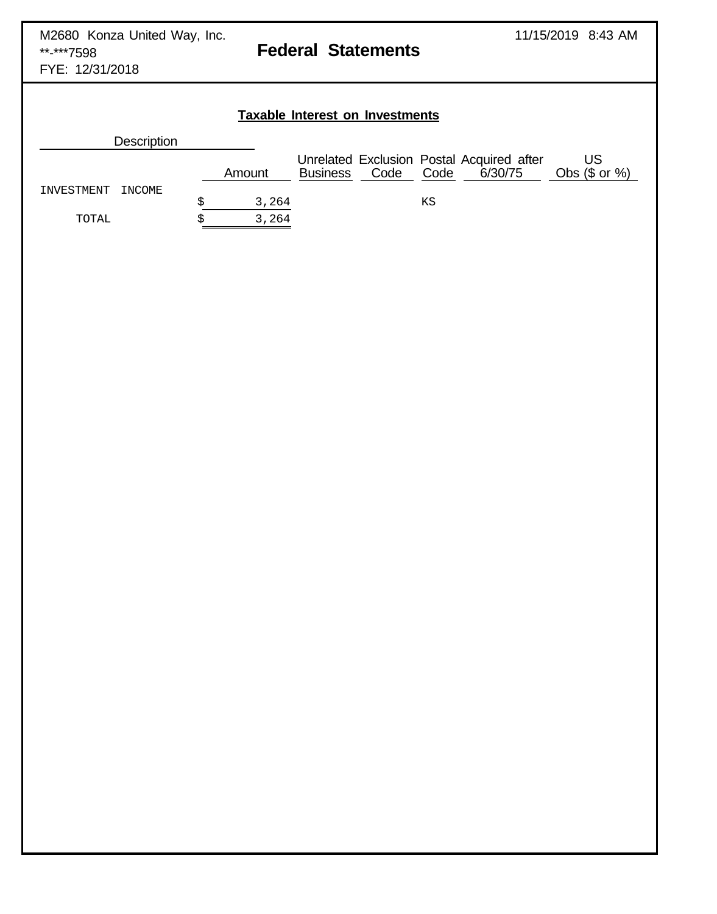M2680 Konza United Way, Inc.
**-***7598
FYE: 12/31/2018

11/15/2019 8:43 AM

# Federal Statements

## Taxable Interest on Investments

| Description | Amount | Unrelated Business | Exclusion Code | Postal Code | Acquired after 6/30/75 | US Obs ($ or %) |
|---|---|---|---|---|---|---|
| INVESTMENT INCOME | $ 3,264 | | | KS | | |
| TOTAL | $ 3,264 | | | | | |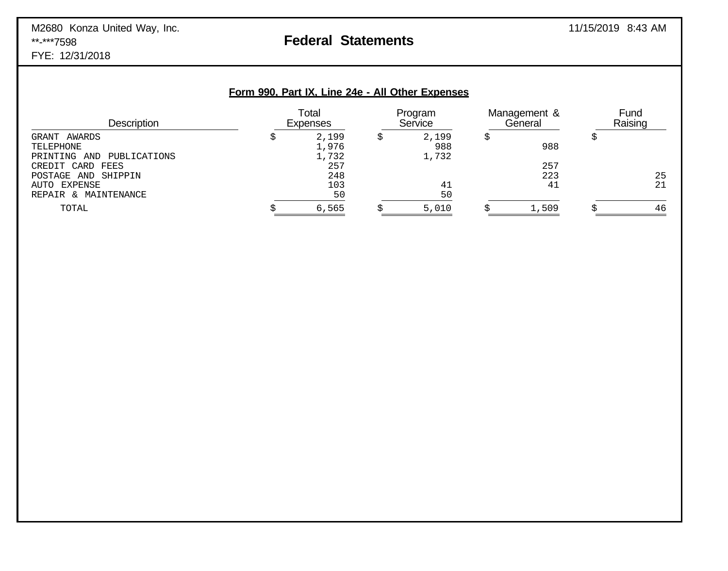M2680 Konza United Way, Inc.
**-***7598
FYE: 12/31/2018

# Federal Statements

11/15/2019 8:43 AM

## Form 990, Part IX, Line 24e - All Other Expenses

| Description | Total Expenses | Program Service | Management & General | Fund Raising |
|---|---|---|---|---|
| GRANT AWARDS | $ 2,199 | $ 2,199 | $ | $ |
| TELEPHONE | 1,976 | 988 | 988 | |
| PRINTING AND PUBLICATIONS | 1,732 | 1,732 | | |
| CREDIT CARD FEES | 257 | | 257 | |
| POSTAGE AND SHIPPIN | 248 | | 223 | 25 |
| AUTO EXPENSE | 103 | 41 | 41 | 21 |
| REPAIR & MAINTENANCE | 50 | 50 | | |
| TOTAL | $ 6,565 | $ 5,010 | $ 1,509 | $ 46 |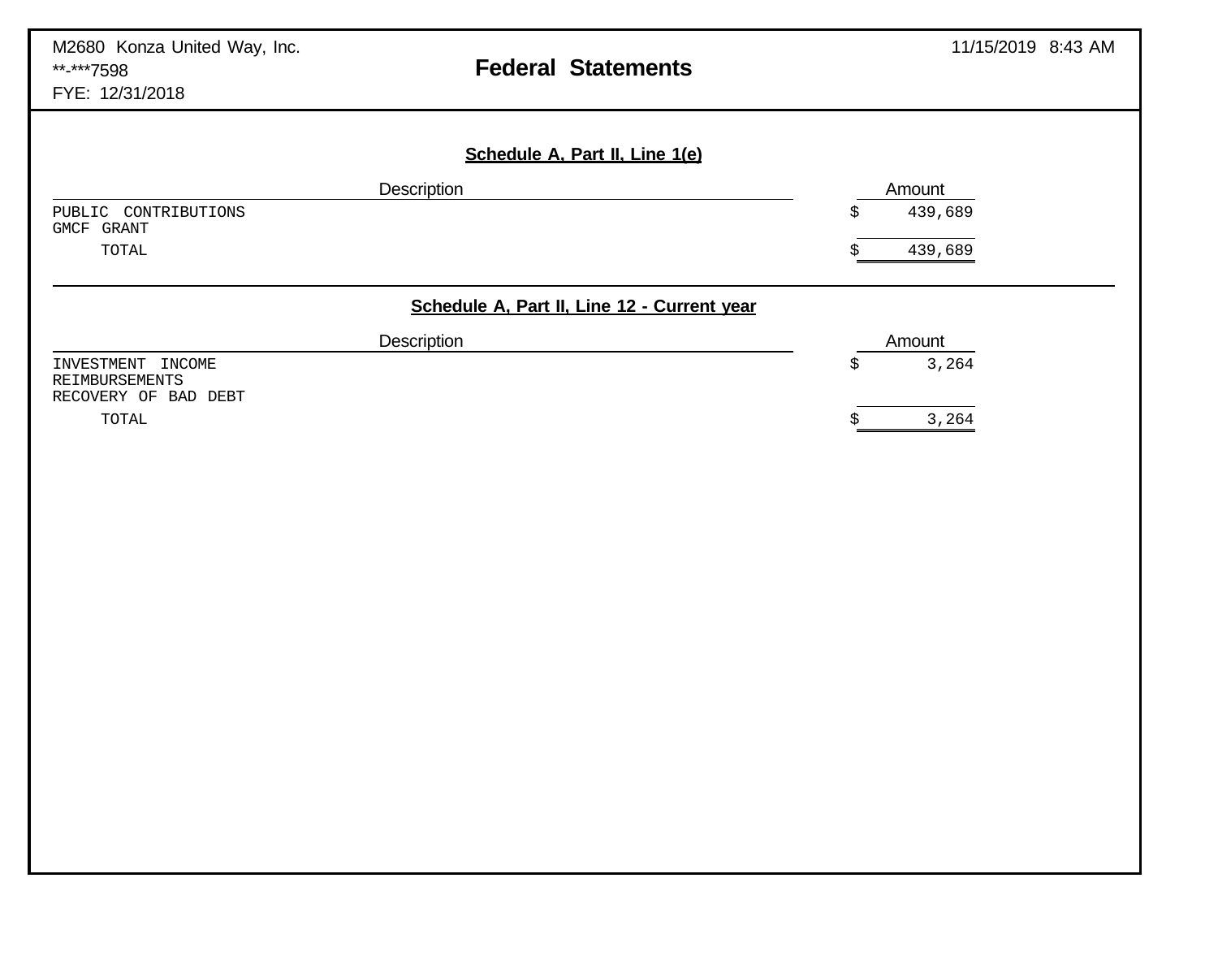M2680 Konza United Way, Inc.
**-***7598
FYE: 12/31/2018

11/15/2019 8:43 AM

# Federal Statements

## Schedule A, Part II, Line 1(e)

| Description | Amount |
|---|---|
| PUBLIC CONTRIBUTIONS | $ 439,689 |
| GMCF GRANT | |
| TOTAL | $ 439,689 |

## Schedule A, Part II, Line 12 - Current year

| Description | Amount |
|---|---|
| INVESTMENT INCOME | $ 3,264 |
| REIMBURSEMENTS | |
| RECOVERY OF BAD DEBT | |
| TOTAL | $ 3,264 |